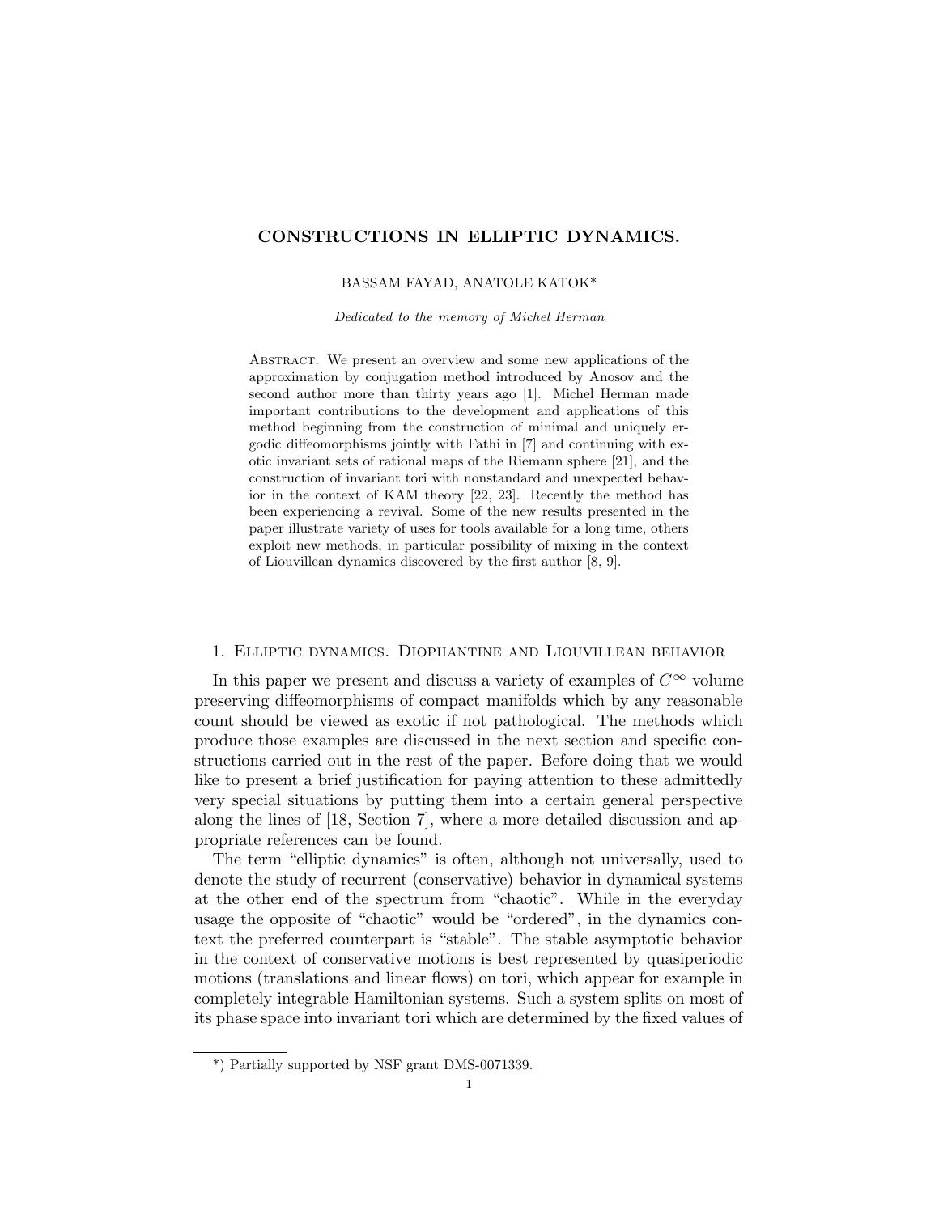# CONSTRUCTIONS IN ELLIPTIC DYNAMICS.

BASSAM FAYAD, ANATOLE KATOK*

*Dedicated to the memory of Michel Herman*

Abstract. We present an overview and some new applications of the approximation by conjugation method introduced by Anosov and the second author more than thirty years ago [1]. Michel Herman made important contributions to the development and applications of this method beginning from the construction of minimal and uniquely ergodic diffeomorphisms jointly with Fathi in [7] and continuing with exotic invariant sets of rational maps of the Riemann sphere [21], and the construction of invariant tori with nonstandard and unexpected behavior in the context of KAM theory [22, 23]. Recently the method has been experiencing a revival. Some of the new results presented in the paper illustrate variety of uses for tools available for a long time, others exploit new methods, in particular possibility of mixing in the context of Liouvillean dynamics discovered by the first author [8, 9].

## 1. Elliptic dynamics. Diophantine and Liouvillean behavior

In this paper we present and discuss a variety of examples of $C^\infty$ volume preserving diffeomorphisms of compact manifolds which by any reasonable count should be viewed as exotic if not pathological. The methods which produce those examples are discussed in the next section and specific constructions carried out in the rest of the paper. Before doing that we would like to present a brief justification for paying attention to these admittedly very special situations by putting them into a certain general perspective along the lines of [18, Section 7], where a more detailed discussion and appropriate references can be found.

The term "elliptic dynamics" is often, although not universally, used to denote the study of recurrent (conservative) behavior in dynamical systems at the other end of the spectrum from "chaotic". While in the everyday usage the opposite of "chaotic" would be "ordered", in the dynamics context the preferred counterpart is "stable". The stable asymptotic behavior in the context of conservative motions is best represented by quasiperiodic motions (translations and linear flows) on tori, which appear for example in completely integrable Hamiltonian systems. Such a system splits on most of its phase space into invariant tori which are determined by the fixed values of

*) Partially supported by NSF grant DMS-0071339.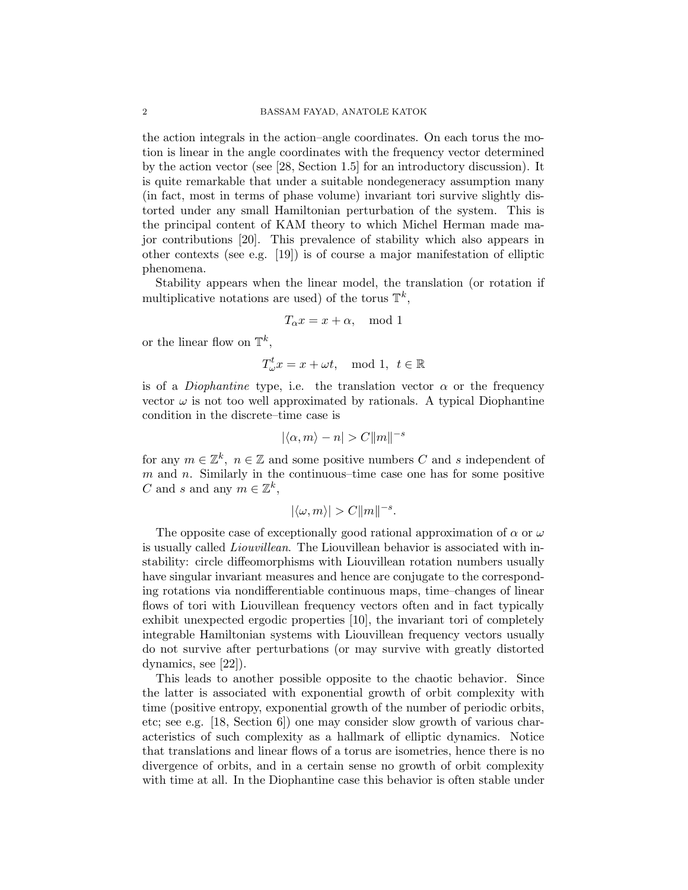the action integrals in the action–angle coordinates. On each torus the motion is linear in the angle coordinates with the frequency vector determined by the action vector (see [28, Section 1.5] for an introductory discussion). It is quite remarkable that under a suitable nondegeneracy assumption many (in fact, most in terms of phase volume) invariant tori survive slightly distorted under any small Hamiltonian perturbation of the system. This is the principal content of KAM theory to which Michel Herman made major contributions [20]. This prevalence of stability which also appears in other contexts (see e.g. [19]) is of course a major manifestation of elliptic phenomena.

Stability appears when the linear model, the translation (or rotation if multiplicative notations are used) of the torus $\mathbb{T}^k$,

$$T_\alpha x = x + \alpha, \quad \text{mod } 1$$

or the linear flow on $\mathbb{T}^k$,

$$T_\omega^t x = x + \omega t, \quad \text{mod } 1, \;\; t \in \mathbb{R}$$

is of a *Diophantine* type, i.e. the translation vector $\alpha$ or the frequency vector $\omega$ is not too well approximated by rationals. A typical Diophantine condition in the discrete–time case is

$$|\langle \alpha, m \rangle - n| > C\|m\|^{-s}$$

for any $m \in \mathbb{Z}^k$, $n \in \mathbb{Z}$ and some positive numbers $C$ and $s$ independent of $m$ and $n$. Similarly in the continuous–time case one has for some positive $C$ and $s$ and any $m \in \mathbb{Z}^k$,

$$|\langle \omega, m \rangle| > C\|m\|^{-s}.$$

The opposite case of exceptionally good rational approximation of $\alpha$ or $\omega$ is usually called *Liouvillean*. The Liouvillean behavior is associated with instability: circle diffeomorphisms with Liouvillean rotation numbers usually have singular invariant measures and hence are conjugate to the corresponding rotations via nondifferentiable continuous maps, time–changes of linear flows of tori with Liouvillean frequency vectors often and in fact typically exhibit unexpected ergodic properties [10], the invariant tori of completely integrable Hamiltonian systems with Liouvillean frequency vectors usually do not survive after perturbations (or may survive with greatly distorted dynamics, see [22]).

This leads to another possible opposite to the chaotic behavior. Since the latter is associated with exponential growth of orbit complexity with time (positive entropy, exponential growth of the number of periodic orbits, etc; see e.g. [18, Section 6]) one may consider slow growth of various characteristics of such complexity as a hallmark of elliptic dynamics. Notice that translations and linear flows of a torus are isometries, hence there is no divergence of orbits, and in a certain sense no growth of orbit complexity with time at all. In the Diophantine case this behavior is often stable under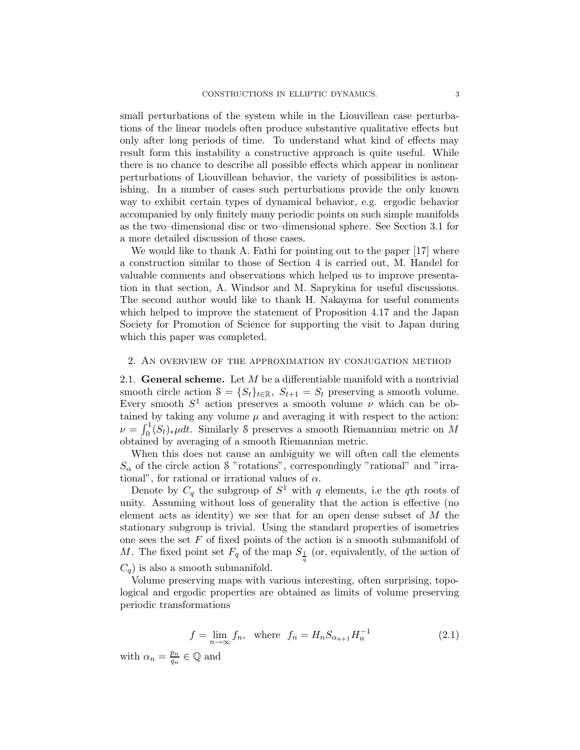small perturbations of the system while in the Liouvillean case perturbations of the linear models often produce substantive qualitative effects but only after long periods of time. To understand what kind of effects may result form this instability a constructive approach is quite useful. While there is no chance to describe all possible effects which appear in nonlinear perturbations of Liouvillean behavior, the variety of possibilities is astonishing. In a number of cases such perturbations provide the only known way to exhibit certain types of dynamical behavior, e.g. ergodic behavior accompanied by only finitely many periodic points on such simple manifolds as the two–dimensional disc or two–dimensional sphere. See Section 3.1 for a more detailed discussion of those cases.

We would like to thank A. Fathi for pointing out to the paper [17] where a construction similar to those of Section 4 is carried out, M. Handel for valuable comments and observations which helped us to improve presentation in that section, A. Windsor and M. Saprykina for useful discussions. The second author would like to thank H. Nakayma for useful comments which helped to improve the statement of Proposition 4.17 and the Japan Society for Promotion of Science for supporting the visit to Japan during which this paper was completed.

## 2. An overview of the approximation by conjugation method

**2.1. General scheme.** Let $M$ be a differentiable manifold with a nontrivial smooth circle action $\mathcal{S} = \{S_t\}_{t\in\mathbb{R}}$, $S_{t+1} = S_t$ preserving a smooth volume. Every smooth $S^1$ action preserves a smooth volume $\nu$ which can be obtained by taking any volume $\mu$ and averaging it with respect to the action: $\nu = \int_0^1 (S_t)_*\mu dt$. Similarly $\mathcal{S}$ preserves a smooth Riemannian metric on $M$ obtained by averaging of a smooth Riemannian metric.

When this does not cause an ambiguity we will often call the elements $S_\alpha$ of the circle action $\mathcal{S}$ "rotations", correspondingly "rational" and "irrational", for rational or irrational values of $\alpha$.

Denote by $C_q$ the subgroup of $S^1$ with $q$ elements, i.e the $q$th roots of unity. Assuming without loss of generality that the action is effective (no element acts as identity) we see that for an open dense subset of $M$ the stationary subgroup is trivial. Using the standard properties of isometries one sees the set $F$ of fixed points of the action is a smooth submanifold of $M$. The fixed point set $F_q$ of the map $S_{\frac{1}{q}}$ (or, equivalently, of the action of $C_q$) is also a smooth submanifold.

Volume preserving maps with various interesting, often surprising, topological and ergodic properties are obtained as limits of volume preserving periodic transformations

$$f = \lim_{n\to\infty} f_n, \quad \text{where} \quad f_n = H_n S_{\alpha_{n+1}} H_n^{-1} \tag{2.1}$$

with $\alpha_n = \frac{p_n}{q_n} \in \mathbb{Q}$ and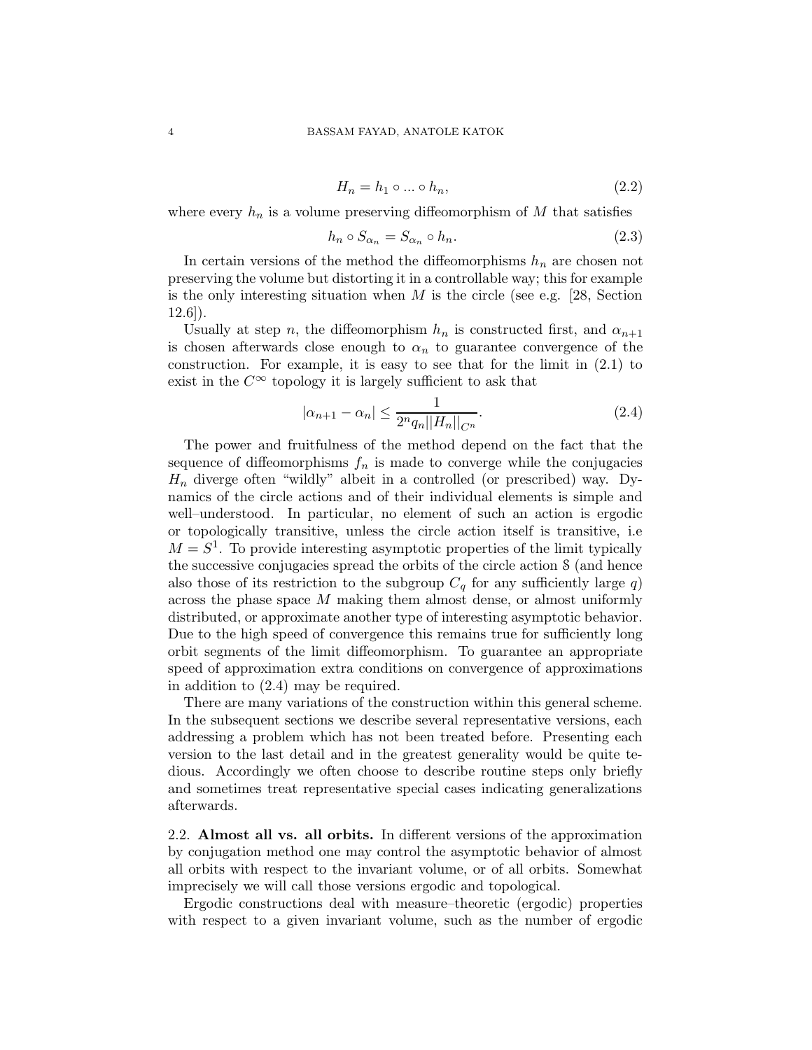$$H_n = h_1 \circ ... \circ h_n, \tag{2.2}$$

where every $h_n$ is a volume preserving diffeomorphism of $M$ that satisfies

$$h_n \circ S_{\alpha_n} = S_{\alpha_n} \circ h_n. \tag{2.3}$$

In certain versions of the method the diffeomorphisms $h_n$ are chosen not preserving the volume but distorting it in a controllable way; this for example is the only interesting situation when $M$ is the circle (see e.g. [28, Section 12.6]).

Usually at step $n$, the diffeomorphism $h_n$ is constructed first, and $\alpha_{n+1}$ is chosen afterwards close enough to $\alpha_n$ to guarantee convergence of the construction. For example, it is easy to see that for the limit in (2.1) to exist in the $C^\infty$ topology it is largely sufficient to ask that

$$|\alpha_{n+1} - \alpha_n| \leq \frac{1}{2^n q_n ||H_n||_{C^n}}. \tag{2.4}$$

The power and fruitfulness of the method depend on the fact that the sequence of diffeomorphisms $f_n$ is made to converge while the conjugacies $H_n$ diverge often "wildly" albeit in a controlled (or prescribed) way. Dynamics of the circle actions and of their individual elements is simple and well–understood. In particular, no element of such an action is ergodic or topologically transitive, unless the circle action itself is transitive, i.e $M = S^1$. To provide interesting asymptotic properties of the limit typically the successive conjugacies spread the orbits of the circle action $\mathcal{S}$ (and hence also those of its restriction to the subgroup $C_q$ for any sufficiently large $q$) across the phase space $M$ making them almost dense, or almost uniformly distributed, or approximate another type of interesting asymptotic behavior. Due to the high speed of convergence this remains true for sufficiently long orbit segments of the limit diffeomorphism. To guarantee an appropriate speed of approximation extra conditions on convergence of approximations in addition to (2.4) may be required.

There are many variations of the construction within this general scheme. In the subsequent sections we describe several representative versions, each addressing a problem which has not been treated before. Presenting each version to the last detail and in the greatest generality would be quite tedious. Accordingly we often choose to describe routine steps only briefly and sometimes treat representative special cases indicating generalizations afterwards.

2.2. **Almost all vs. all orbits.** In different versions of the approximation by conjugation method one may control the asymptotic behavior of almost all orbits with respect to the invariant volume, or of all orbits. Somewhat imprecisely we will call those versions ergodic and topological.

Ergodic constructions deal with measure–theoretic (ergodic) properties with respect to a given invariant volume, such as the number of ergodic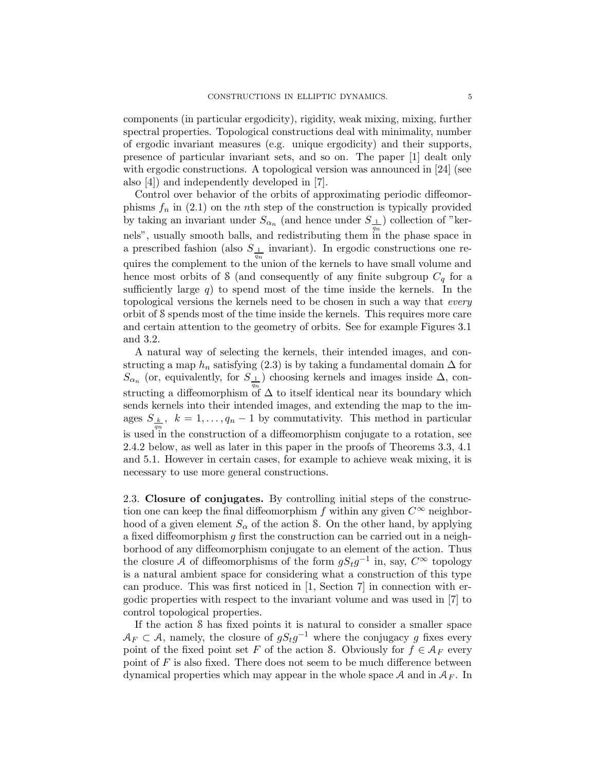components (in particular ergodicity), rigidity, weak mixing, mixing, further spectral properties. Topological constructions deal with minimality, number of ergodic invariant measures (e.g. unique ergodicity) and their supports, presence of particular invariant sets, and so on. The paper [1] dealt only with ergodic constructions. A topological version was announced in [24] (see also [4]) and independently developed in [7].

Control over behavior of the orbits of approximating periodic diffeomorphisms $f_n$ in (2.1) on the $n$th step of the construction is typically provided by taking an invariant under $S_{\alpha_n}$ (and hence under $S_{\frac{1}{q_n}}$) collection of "kernels", usually smooth balls, and redistributing them in the phase space in a prescribed fashion (also $S_{\frac{1}{q_n}}$ invariant). In ergodic constructions one requires the complement to the union of the kernels to have small volume and hence most orbits of $\mathcal{S}$ (and consequently of any finite subgroup $C_q$ for a sufficiently large $q$) to spend most of the time inside the kernels. In the topological versions the kernels need to be chosen in such a way that *every* orbit of $\mathcal{S}$ spends most of the time inside the kernels. This requires more care and certain attention to the geometry of orbits. See for example Figures 3.1 and 3.2.

A natural way of selecting the kernels, their intended images, and constructing a map $h_n$ satisfying (2.3) is by taking a fundamental domain $\Delta$ for $S_{\alpha_n}$ (or, equivalently, for $S_{\frac{1}{q_n}}$) choosing kernels and images inside $\Delta$, constructing a diffeomorphism of $\Delta$ to itself identical near its boundary which sends kernels into their intended images, and extending the map to the images $S_{\frac{k}{q_n}},\ k = 1, \dots, q_n - 1$ by commutativity. This method in particular is used in the construction of a diffeomorphism conjugate to a rotation, see 2.4.2 below, as well as later in this paper in the proofs of Theorems 3.3, 4.1 and 5.1. However in certain cases, for example to achieve weak mixing, it is necessary to use more general constructions.

2.3. **Closure of conjugates.** By controlling initial steps of the construction one can keep the final diffeomorphism $f$ within any given $C^\infty$ neighborhood of a given element $S_\alpha$ of the action $\mathcal{S}$. On the other hand, by applying a fixed diffeomorphism $g$ first the construction can be carried out in a neighborhood of any diffeomorphism conjugate to an element of the action. Thus the closure $\mathcal{A}$ of diffeomorphisms of the form $gS_tg^{-1}$ in, say, $C^\infty$ topology is a natural ambient space for considering what a construction of this type can produce. This was first noticed in [1, Section 7] in connection with ergodic properties with respect to the invariant volume and was used in [7] to control topological properties.

If the action $\mathcal{S}$ has fixed points it is natural to consider a smaller space $\mathcal{A}_F \subset \mathcal{A}$, namely, the closure of $gS_tg^{-1}$ where the conjugacy $g$ fixes every point of the fixed point set $F$ of the action $\mathcal{S}$. Obviously for $f \in \mathcal{A}_F$ every point of $F$ is also fixed. There does not seem to be much difference between dynamical properties which may appear in the whole space $\mathcal{A}$ and in $\mathcal{A}_F$. In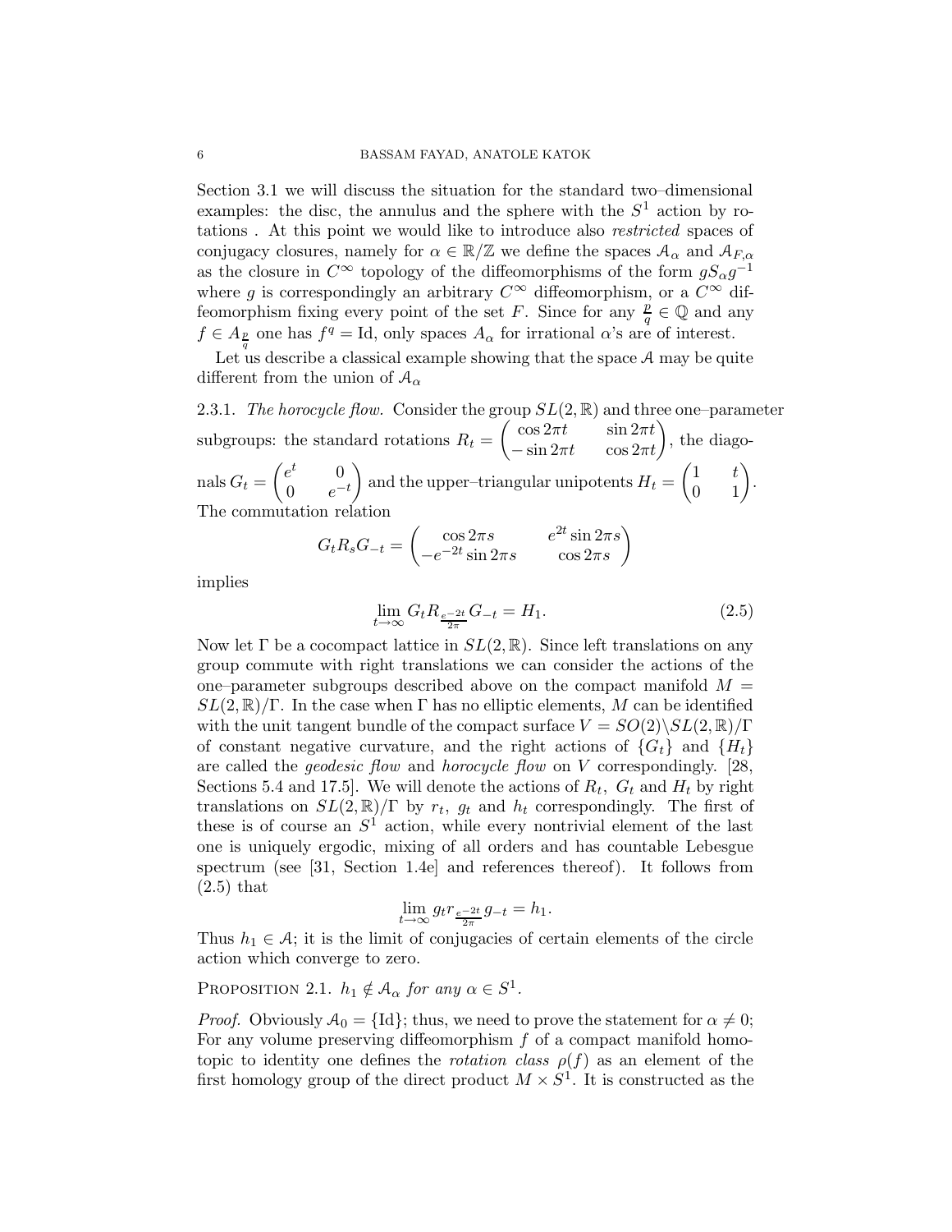Section 3.1 we will discuss the situation for the standard two–dimensional examples: the disc, the annulus and the sphere with the $S^1$ action by rotations . At this point we would like to introduce also *restricted* spaces of conjugacy closures, namely for $\alpha \in \mathbb{R}/\mathbb{Z}$ we define the spaces $\mathcal{A}_\alpha$ and $\mathcal{A}_{F,\alpha}$ as the closure in $C^\infty$ topology of the diffeomorphisms of the form $gS_\alpha g^{-1}$ where $g$ is correspondingly an arbitrary $C^\infty$ diffeomorphism, or a $C^\infty$ diffeomorphism fixing every point of the set $F$. Since for any $\frac{p}{q} \in \mathbb{Q}$ and any $f \in A_{\frac{p}{q}}$ one has $f^q = \mathrm{Id}$, only spaces $A_\alpha$ for irrational $\alpha$'s are of interest.

Let us describe a classical example showing that the space $\mathcal{A}$ may be quite different from the union of $\mathcal{A}_\alpha$

2.3.1. *The horocycle flow.* Consider the group $SL(2,\mathbb{R})$ and three one–parameter subgroups: the standard rotations $R_t = \begin{pmatrix} \cos 2\pi t & \sin 2\pi t \\ -\sin 2\pi t & \cos 2\pi t \end{pmatrix}$, the diagonals $G_t = \begin{pmatrix} e^t & 0 \\ 0 & e^{-t} \end{pmatrix}$ and the upper–triangular unipotents $H_t = \begin{pmatrix} 1 & t \\ 0 & 1 \end{pmatrix}$. The commutation relation

$$G_t R_s G_{-t} = \begin{pmatrix} \cos 2\pi s & e^{2t} \sin 2\pi s \\ -e^{-2t} \sin 2\pi s & \cos 2\pi s \end{pmatrix}$$

implies

$$\lim_{t\to\infty} G_t R_{\frac{e^{-2t}}{2\pi}} G_{-t} = H_1. \tag{2.5}$$

Now let $\Gamma$ be a cocompact lattice in $SL(2,\mathbb{R})$. Since left translations on any group commute with right translations we can consider the actions of the one–parameter subgroups described above on the compact manifold $M = SL(2,\mathbb{R})/\Gamma$. In the case when $\Gamma$ has no elliptic elements, $M$ can be identified with the unit tangent bundle of the compact surface $V = SO(2)\backslash SL(2,\mathbb{R})/\Gamma$ of constant negative curvature, and the right actions of $\{G_t\}$ and $\{H_t\}$ are called the *geodesic flow* and *horocycle flow* on $V$ correspondingly. [28, Sections 5.4 and 17.5]. We will denote the actions of $R_t$, $G_t$ and $H_t$ by right translations on $SL(2,\mathbb{R})/\Gamma$ by $r_t$, $g_t$ and $h_t$ correspondingly. The first of these is of course an $S^1$ action, while every nontrivial element of the last one is uniquely ergodic, mixing of all orders and has countable Lebesgue spectrum (see [31, Section 1.4e] and references thereof). It follows from (2.5) that

$$\lim_{t\to\infty} g_t r_{\frac{e^{-2t}}{2\pi}} g_{-t} = h_1.$$

Thus $h_1 \in \mathcal{A}$; it is the limit of conjugacies of certain elements of the circle action which converge to zero.

**Proposition 2.1.** *$h_1 \notin \mathcal{A}_\alpha$ for any $\alpha \in S^1$.*

*Proof.* Obviously $\mathcal{A}_0 = \{\mathrm{Id}\}$; thus, we need to prove the statement for $\alpha \neq 0$; For any volume preserving diffeomorphism $f$ of a compact manifold homotopic to identity one defines the *rotation class* $\rho(f)$ as an element of the first homology group of the direct product $M \times S^1$. It is constructed as the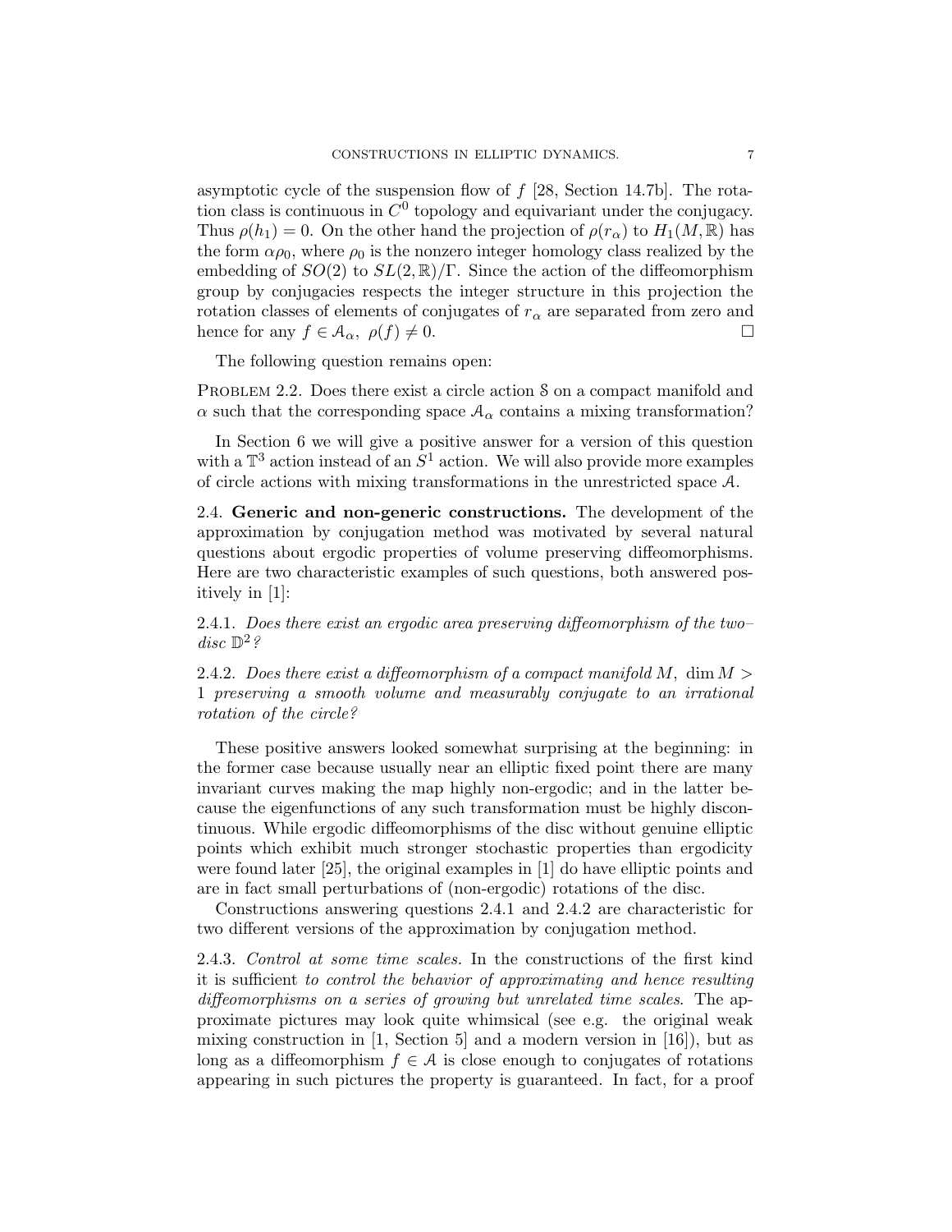asymptotic cycle of the suspension flow of $f$ [28, Section 14.7b]. The rotation class is continuous in $C^0$ topology and equivariant under the conjugacy. Thus $\rho(h_1) = 0$. On the other hand the projection of $\rho(r_\alpha)$ to $H_1(M, \mathbb{R})$ has the form $\alpha\rho_0$, where $\rho_0$ is the nonzero integer homology class realized by the embedding of $SO(2)$ to $SL(2,\mathbb{R})/\Gamma$. Since the action of the diffeomorphism group by conjugacies respects the integer structure in this projection the rotation classes of elements of conjugates of $r_\alpha$ are separated from zero and hence for any $f \in \mathcal{A}_\alpha$, $\rho(f) \neq 0$. □

The following question remains open:

PROBLEM 2.2. Does there exist a circle action $\mathcal{S}$ on a compact manifold and $\alpha$ such that the corresponding space $\mathcal{A}_\alpha$ contains a mixing transformation?

In Section 6 we will give a positive answer for a version of this question with a $\mathbb{T}^3$ action instead of an $S^1$ action. We will also provide more examples of circle actions with mixing transformations in the unrestricted space $\mathcal{A}$.

**2.4. Generic and non-generic constructions.** The development of the approximation by conjugation method was motivated by several natural questions about ergodic properties of volume preserving diffeomorphisms. Here are two characteristic examples of such questions, both answered positively in [1]:

2.4.1. *Does there exist an ergodic area preserving diffeomorphism of the two–disc $\mathbb{D}^2$?*

2.4.2. *Does there exist a diffeomorphism of a compact manifold $M$, $\dim M > 1$ preserving a smooth volume and measurably conjugate to an irrational rotation of the circle?*

These positive answers looked somewhat surprising at the beginning: in the former case because usually near an elliptic fixed point there are many invariant curves making the map highly non-ergodic; and in the latter because the eigenfunctions of any such transformation must be highly discontinuous. While ergodic diffeomorphisms of the disc without genuine elliptic points which exhibit much stronger stochastic properties than ergodicity were found later [25], the original examples in [1] do have elliptic points and are in fact small perturbations of (non-ergodic) rotations of the disc.

Constructions answering questions 2.4.1 and 2.4.2 are characteristic for two different versions of the approximation by conjugation method.

2.4.3. *Control at some time scales.* In the constructions of the first kind it is sufficient *to control the behavior of approximating and hence resulting diffeomorphisms on a series of growing but unrelated time scales*. The approximate pictures may look quite whimsical (see e.g. the original weak mixing construction in [1, Section 5] and a modern version in [16]), but as long as a diffeomorphism $f \in \mathcal{A}$ is close enough to conjugates of rotations appearing in such pictures the property is guaranteed. In fact, for a proof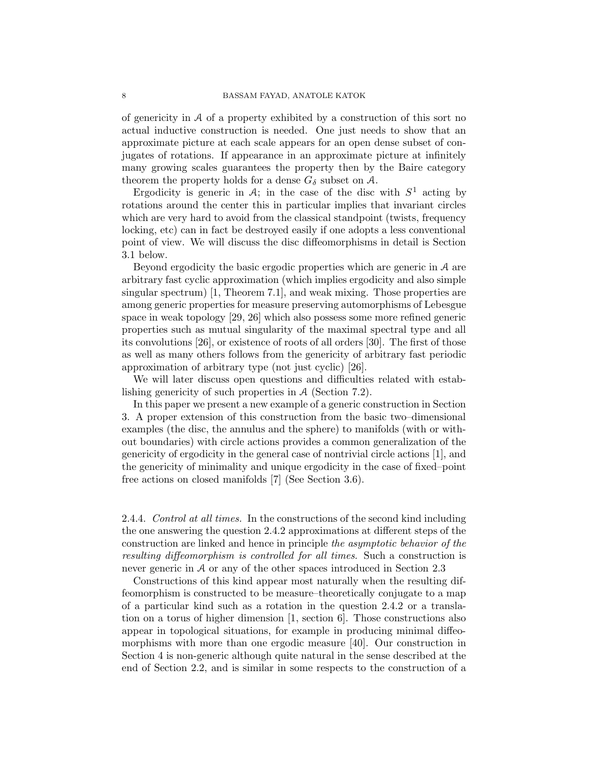of genericity in $\mathcal{A}$ of a property exhibited by a construction of this sort no actual inductive construction is needed. One just needs to show that an approximate picture at each scale appears for an open dense subset of conjugates of rotations. If appearance in an approximate picture at infinitely many growing scales guarantees the property then by the Baire category theorem the property holds for a dense $G_\delta$ subset on $\mathcal{A}$.

Ergodicity is generic in $\mathcal{A}$; in the case of the disc with $S^1$ acting by rotations around the center this in particular implies that invariant circles which are very hard to avoid from the classical standpoint (twists, frequency locking, etc) can in fact be destroyed easily if one adopts a less conventional point of view. We will discuss the disc diffeomorphisms in detail is Section 3.1 below.

Beyond ergodicity the basic ergodic properties which are generic in $\mathcal{A}$ are arbitrary fast cyclic approximation (which implies ergodicity and also simple singular spectrum) [1, Theorem 7.1], and weak mixing. Those properties are among generic properties for measure preserving automorphisms of Lebesgue space in weak topology [29, 26] which also possess some more refined generic properties such as mutual singularity of the maximal spectral type and all its convolutions [26], or existence of roots of all orders [30]. The first of those as well as many others follows from the genericity of arbitrary fast periodic approximation of arbitrary type (not just cyclic) [26].

We will later discuss open questions and difficulties related with establishing genericity of such properties in $\mathcal{A}$ (Section 7.2).

In this paper we present a new example of a generic construction in Section 3. A proper extension of this construction from the basic two–dimensional examples (the disc, the annulus and the sphere) to manifolds (with or without boundaries) with circle actions provides a common generalization of the genericity of ergodicity in the general case of nontrivial circle actions [1], and the genericity of minimality and unique ergodicity in the case of fixed–point free actions on closed manifolds [7] (See Section 3.6).

2.4.4. *Control at all times.* In the constructions of the second kind including the one answering the question 2.4.2 approximations at different steps of the construction are linked and hence in principle *the asymptotic behavior of the resulting diffeomorphism is controlled for all times*. Such a construction is never generic in $\mathcal{A}$ or any of the other spaces introduced in Section 2.3

Constructions of this kind appear most naturally when the resulting diffeomorphism is constructed to be measure–theoretically conjugate to a map of a particular kind such as a rotation in the question 2.4.2 or a translation on a torus of higher dimension [1, section 6]. Those constructions also appear in topological situations, for example in producing minimal diffeomorphisms with more than one ergodic measure [40]. Our construction in Section 4 is non-generic although quite natural in the sense described at the end of Section 2.2, and is similar in some respects to the construction of a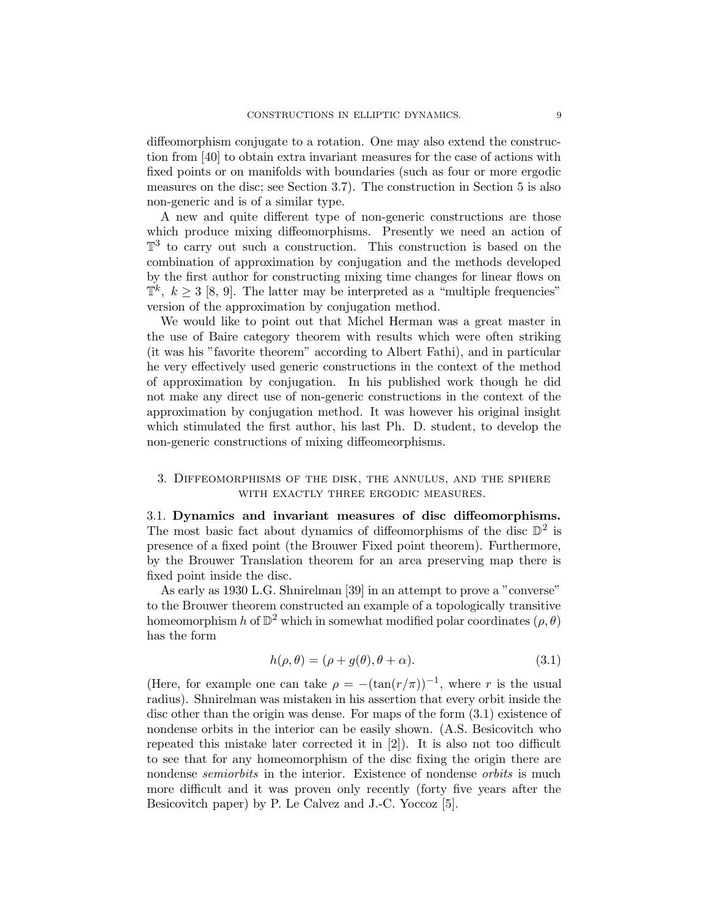diffeomorphism conjugate to a rotation. One may also extend the construction from [40] to obtain extra invariant measures for the case of actions with fixed points or on manifolds with boundaries (such as four or more ergodic measures on the disc; see Section 3.7). The construction in Section 5 is also non-generic and is of a similar type.

A new and quite different type of non-generic constructions are those which produce mixing diffeomorphisms. Presently we need an action of $\mathbb{T}^3$ to carry out such a construction. This construction is based on the combination of approximation by conjugation and the methods developed by the first author for constructing mixing time changes for linear flows on $\mathbb{T}^k$, $k \geq 3$ [8, 9]. The latter may be interpreted as a "multiple frequencies" version of the approximation by conjugation method.

We would like to point out that Michel Herman was a great master in the use of Baire category theorem with results which were often striking (it was his "favorite theorem" according to Albert Fathi), and in particular he very effectively used generic constructions in the context of the method of approximation by conjugation. In his published work though he did not make any direct use of non-generic constructions in the context of the approximation by conjugation method. It was however his original insight which stimulated the first author, his last Ph. D. student, to develop the non-generic constructions of mixing diffeomeorphisms.

## 3. Diffeomorphisms of the disk, the annulus, and the sphere with exactly three ergodic measures.

3.1. **Dynamics and invariant measures of disc diffeomorphisms.** The most basic fact about dynamics of diffeomorphisms of the disc $\mathbb{D}^2$ is presence of a fixed point (the Brouwer Fixed point theorem). Furthermore, by the Brouwer Translation theorem for an area preserving map there is fixed point inside the disc.

As early as 1930 L.G. Shnirelman [39] in an attempt to prove a "converse" to the Brouwer theorem constructed an example of a topologically transitive homeomorphism $h$ of $\mathbb{D}^2$ which in somewhat modified polar coordinates $(\rho, \theta)$ has the form

$$h(\rho, \theta) = (\rho + g(\theta), \theta + \alpha). \tag{3.1}$$

(Here, for example one can take $\rho = -(\tan(r/\pi))^{-1}$, where $r$ is the usual radius). Shnirelman was mistaken in his assertion that every orbit inside the disc other than the origin was dense. For maps of the form (3.1) existence of nondense orbits in the interior can be easily shown. (A.S. Besicovitch who repeated this mistake later corrected it in [2]). It is also not too difficult to see that for any homeomorphism of the disc fixing the origin there are nondense *semiorbits* in the interior. Existence of nondense *orbits* is much more difficult and it was proven only recently (forty five years after the Besicovitch paper) by P. Le Calvez and J.-C. Yoccoz [5].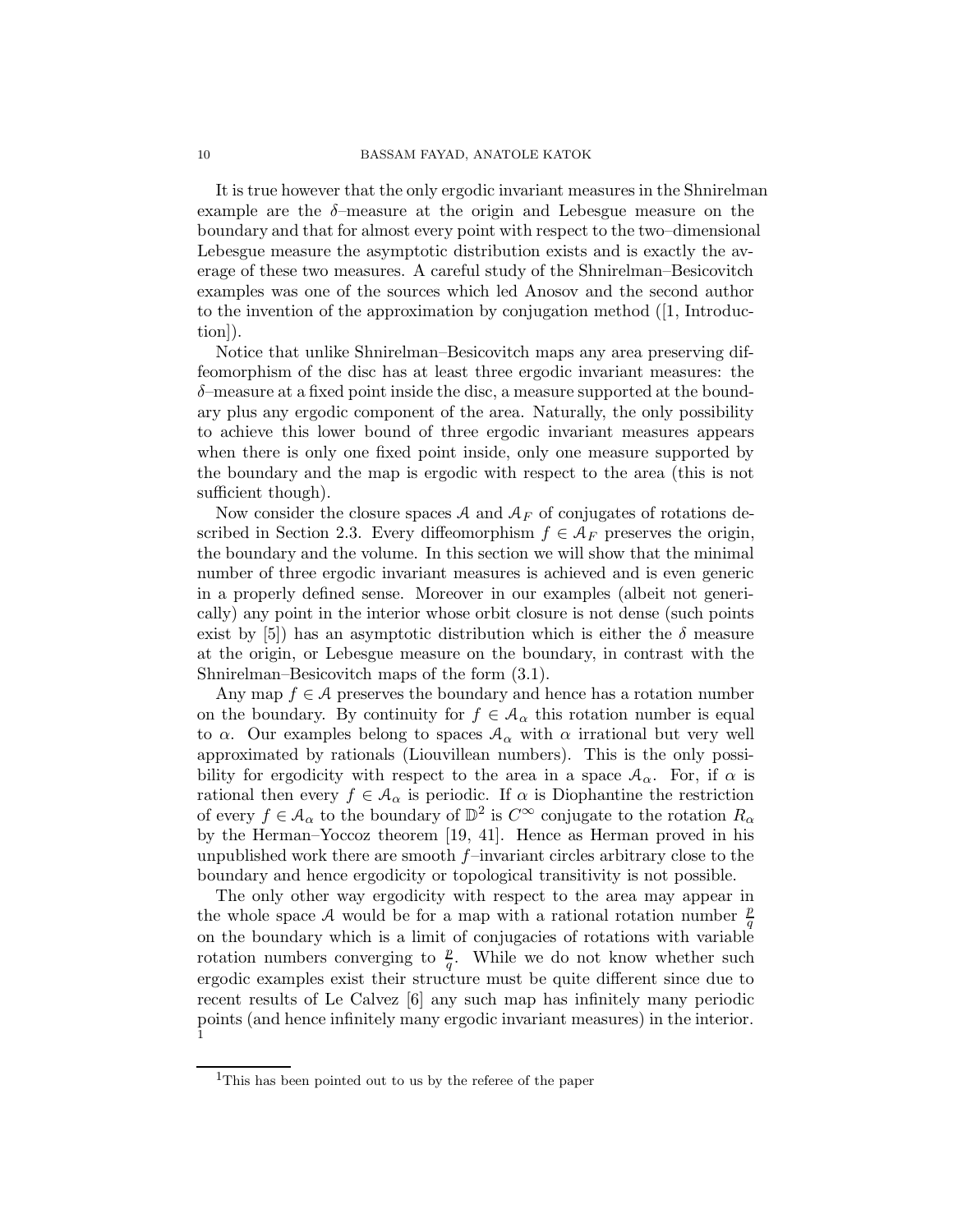It is true however that the only ergodic invariant measures in the Shnirelman example are the $\delta$–measure at the origin and Lebesgue measure on the boundary and that for almost every point with respect to the two–dimensional Lebesgue measure the asymptotic distribution exists and is exactly the average of these two measures. A careful study of the Shnirelman–Besicovitch examples was one of the sources which led Anosov and the second author to the invention of the approximation by conjugation method ([1, Introduction]).

Notice that unlike Shnirelman–Besicovitch maps any area preserving diffeomorphism of the disc has at least three ergodic invariant measures: the $\delta$–measure at a fixed point inside the disc, a measure supported at the boundary plus any ergodic component of the area. Naturally, the only possibility to achieve this lower bound of three ergodic invariant measures appears when there is only one fixed point inside, only one measure supported by the boundary and the map is ergodic with respect to the area (this is not sufficient though).

Now consider the closure spaces $\mathcal{A}$ and $\mathcal{A}_F$ of conjugates of rotations described in Section 2.3. Every diffeomorphism $f \in \mathcal{A}_F$ preserves the origin, the boundary and the volume. In this section we will show that the minimal number of three ergodic invariant measures is achieved and is even generic in a properly defined sense. Moreover in our examples (albeit not generically) any point in the interior whose orbit closure is not dense (such points exist by [5]) has an asymptotic distribution which is either the $\delta$ measure at the origin, or Lebesgue measure on the boundary, in contrast with the Shnirelman–Besicovitch maps of the form (3.1).

Any map $f \in \mathcal{A}$ preserves the boundary and hence has a rotation number on the boundary. By continuity for $f \in \mathcal{A}_\alpha$ this rotation number is equal to $\alpha$. Our examples belong to spaces $\mathcal{A}_\alpha$ with $\alpha$ irrational but very well approximated by rationals (Liouvillean numbers). This is the only possibility for ergodicity with respect to the area in a space $\mathcal{A}_\alpha$. For, if $\alpha$ is rational then every $f \in \mathcal{A}_\alpha$ is periodic. If $\alpha$ is Diophantine the restriction of every $f \in \mathcal{A}_\alpha$ to the boundary of $\mathbb{D}^2$ is $C^\infty$ conjugate to the rotation $R_\alpha$ by the Herman–Yoccoz theorem [19, 41]. Hence as Herman proved in his unpublished work there are smooth $f$–invariant circles arbitrary close to the boundary and hence ergodicity or topological transitivity is not possible.

The only other way ergodicity with respect to the area may appear in the whole space $\mathcal{A}$ would be for a map with a rational rotation number $\frac{p}{q}$ on the boundary which is a limit of conjugacies of rotations with variable rotation numbers converging to $\frac{p}{q}$. While we do not know whether such ergodic examples exist their structure must be quite different since due to recent results of Le Calvez [6] any such map has infinitely many periodic points (and hence infinitely many ergodic invariant measures) in the interior. [1]

[1] This has been pointed out to us by the referee of the paper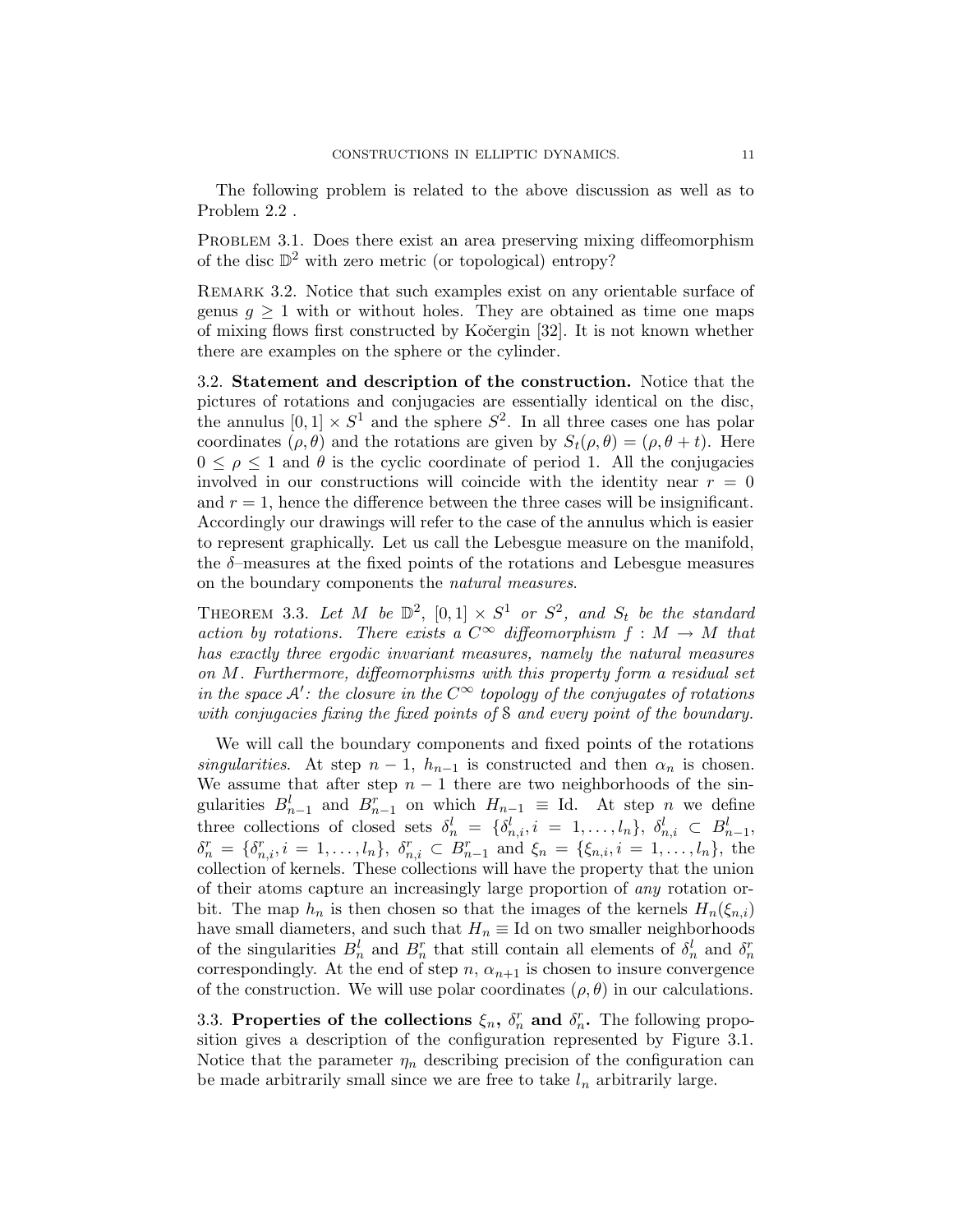The following problem is related to the above discussion as well as to Problem 2.2 .

Problem 3.1. Does there exist an area preserving mixing diffeomorphism of the disc $\mathbb{D}^2$ with zero metric (or topological) entropy?

Remark 3.2. Notice that such examples exist on any orientable surface of genus $g \geq 1$ with or without holes. They are obtained as time one maps of mixing flows first constructed by Kočergin [32]. It is not known whether there are examples on the sphere or the cylinder.

### 3.2. Statement and description of the construction.

Notice that the pictures of rotations and conjugacies are essentially identical on the disc, the annulus $[0,1] \times S^1$ and the sphere $S^2$. In all three cases one has polar coordinates $(\rho, \theta)$ and the rotations are given by $S_t(\rho, \theta) = (\rho, \theta + t)$. Here $0 \leq \rho \leq 1$ and $\theta$ is the cyclic coordinate of period 1. All the conjugacies involved in our constructions will coincide with the identity near $r = 0$ and $r = 1$, hence the difference between the three cases will be insignificant. Accordingly our drawings will refer to the case of the annulus which is easier to represent graphically. Let us call the Lebesgue measure on the manifold, the $\delta$–measures at the fixed points of the rotations and Lebesgue measures on the boundary components the *natural measures*.

Theorem 3.3. *Let $M$ be $\mathbb{D}^2$, $[0,1] \times S^1$ or $S^2$, and $S_t$ be the standard action by rotations. There exists a $C^\infty$ diffeomorphism $f : M \to M$ that has exactly three ergodic invariant measures, namely the natural measures on $M$. Furthermore, diffeomorphisms with this property form a residual set in the space $\mathcal{A}'$: the closure in the $C^\infty$ topology of the conjugates of rotations with conjugacies fixing the fixed points of $\mathcal{S}$ and every point of the boundary.*

We will call the boundary components and fixed points of the rotations *singularities*. At step $n-1$, $h_{n-1}$ is constructed and then $\alpha_n$ is chosen. We assume that after step $n-1$ there are two neighborhoods of the singularities $B^l_{n-1}$ and $B^r_{n-1}$ on which $H_{n-1} \equiv \text{Id}$. At step $n$ we define three collections of closed sets $\delta^l_n = \{\delta^l_{n,i}, i = 1, \ldots, l_n\}$, $\delta^l_{n,i} \subset B^l_{n-1}$, $\delta^r_n = \{\delta^r_{n,i}, i = 1, \ldots, l_n\}$, $\delta^r_{n,i} \subset B^r_{n-1}$ and $\xi_n = \{\xi_{n,i}, i = 1, \ldots, l_n\}$, the collection of kernels. These collections will have the property that the union of their atoms capture an increasingly large proportion of *any* rotation orbit. The map $h_n$ is then chosen so that the images of the kernels $H_n(\xi_{n,i})$ have small diameters, and such that $H_n \equiv \text{Id}$ on two smaller neighborhoods of the singularities $B^l_n$ and $B^r_n$ that still contain all elements of $\delta^l_n$ and $\delta^r_n$ correspondingly. At the end of step $n$, $\alpha_{n+1}$ is chosen to insure convergence of the construction. We will use polar coordinates $(\rho, \theta)$ in our calculations.

### 3.3. Properties of the collections $\xi_n$, $\delta^r_n$ and $\delta^r_n$.

The following proposition gives a description of the configuration represented by Figure 3.1. Notice that the parameter $\eta_n$ describing precision of the configuration can be made arbitrarily small since we are free to take $l_n$ arbitrarily large.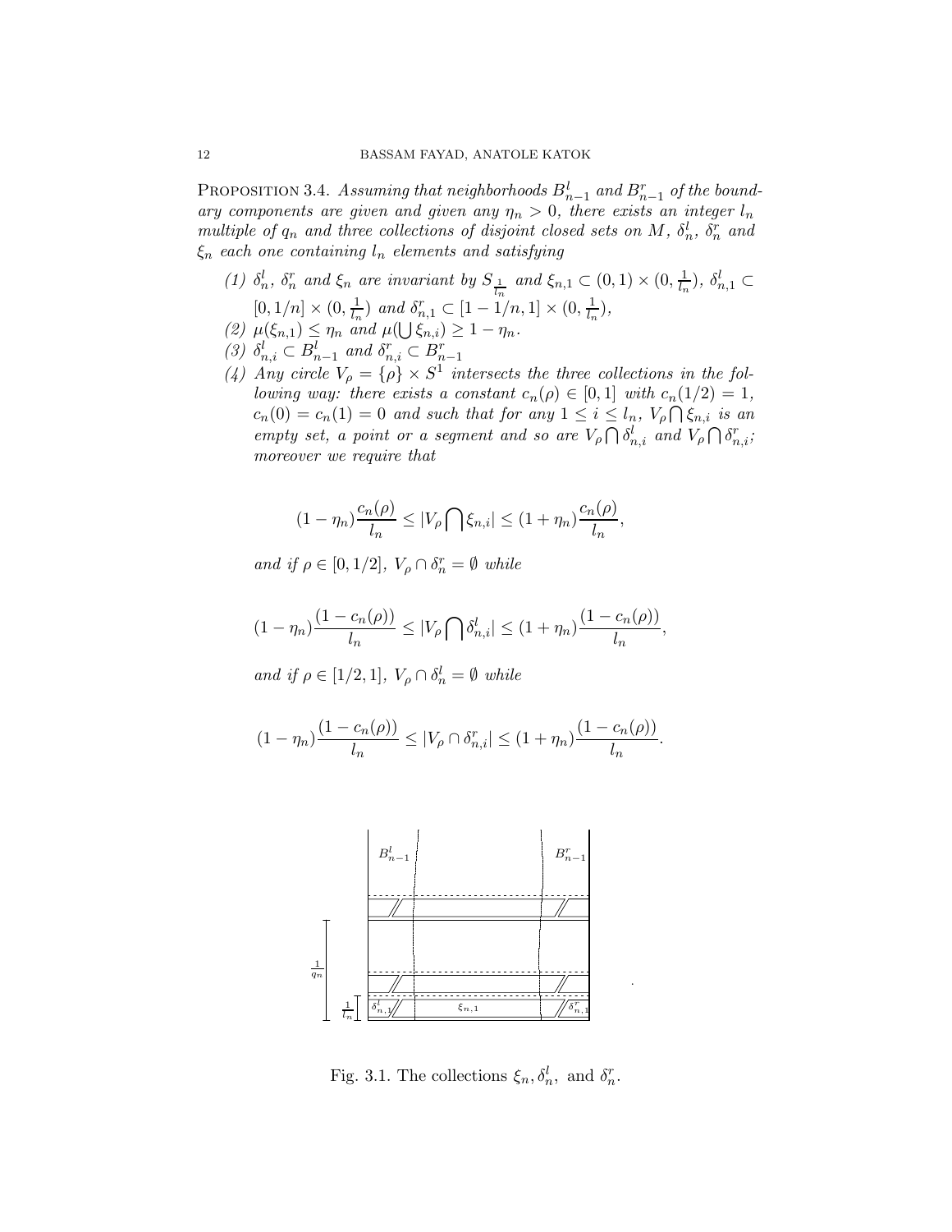**Proposition 3.4.** *Assuming that neighborhoods $B^l_{n-1}$ and $B^r_{n-1}$ of the boundary components are given and given any $\eta_n > 0$, there exists an integer $l_n$ multiple of $q_n$ and three collections of disjoint closed sets on $M$, $\delta^l_n$, $\delta^r_n$ and $\xi_n$ each one containing $l_n$ elements and satisfying*

1. *$\delta^l_n$, $\delta^r_n$ and $\xi_n$ are invariant by $S_{\frac{1}{l_n}}$ and $\xi_{n,1} \subset (0,1) \times (0, \frac{1}{l_n})$, $\delta^l_{n,1} \subset [0, 1/n] \times (0, \frac{1}{l_n})$ and $\delta^r_{n,1} \subset [1-1/n, 1] \times (0, \frac{1}{l_n})$,*
2. *$\mu(\xi_{n,1}) \leq \eta_n$ and $\mu(\bigcup \xi_{n,i}) \geq 1 - \eta_n$.*
3. *$\delta^l_{n,i} \subset B^l_{n-1}$ and $\delta^r_{n,i} \subset B^r_{n-1}$*
4. *Any circle $V_\rho = \{\rho\} \times S^1$ intersects the three collections in the following way: there exists a constant $c_n(\rho) \in [0,1]$ with $c_n(1/2) = 1$, $c_n(0) = c_n(1) = 0$ and such that for any $1 \leq i \leq l_n$, $V_\rho \bigcap \xi_{n,i}$ is an empty set, a point or a segment and so are $V_\rho \bigcap \delta^l_{n,i}$ and $V_\rho \bigcap \delta^r_{n,i}$; moreover we require that*

$$(1-\eta_n)\frac{c_n(\rho)}{l_n} \leq |V_\rho \bigcap \xi_{n,i}| \leq (1+\eta_n)\frac{c_n(\rho)}{l_n},$$

*and if $\rho \in [0, 1/2]$, $V_\rho \cap \delta^r_n = \emptyset$ while*

$$(1-\eta_n)\frac{(1-c_n(\rho))}{l_n} \leq |V_\rho \bigcap \delta^l_{n,i}| \leq (1+\eta_n)\frac{(1-c_n(\rho))}{l_n},$$

*and if $\rho \in [1/2, 1]$, $V_\rho \cap \delta^l_n = \emptyset$ while*

$$(1-\eta_n)\frac{(1-c_n(\rho))}{l_n} \leq |V_\rho \cap \delta^r_{n,i}| \leq (1+\eta_n)\frac{(1-c_n(\rho))}{l_n}.$$

Fig. 3.1. The collections $\xi_n, \delta^l_n$, and $\delta^r_n$.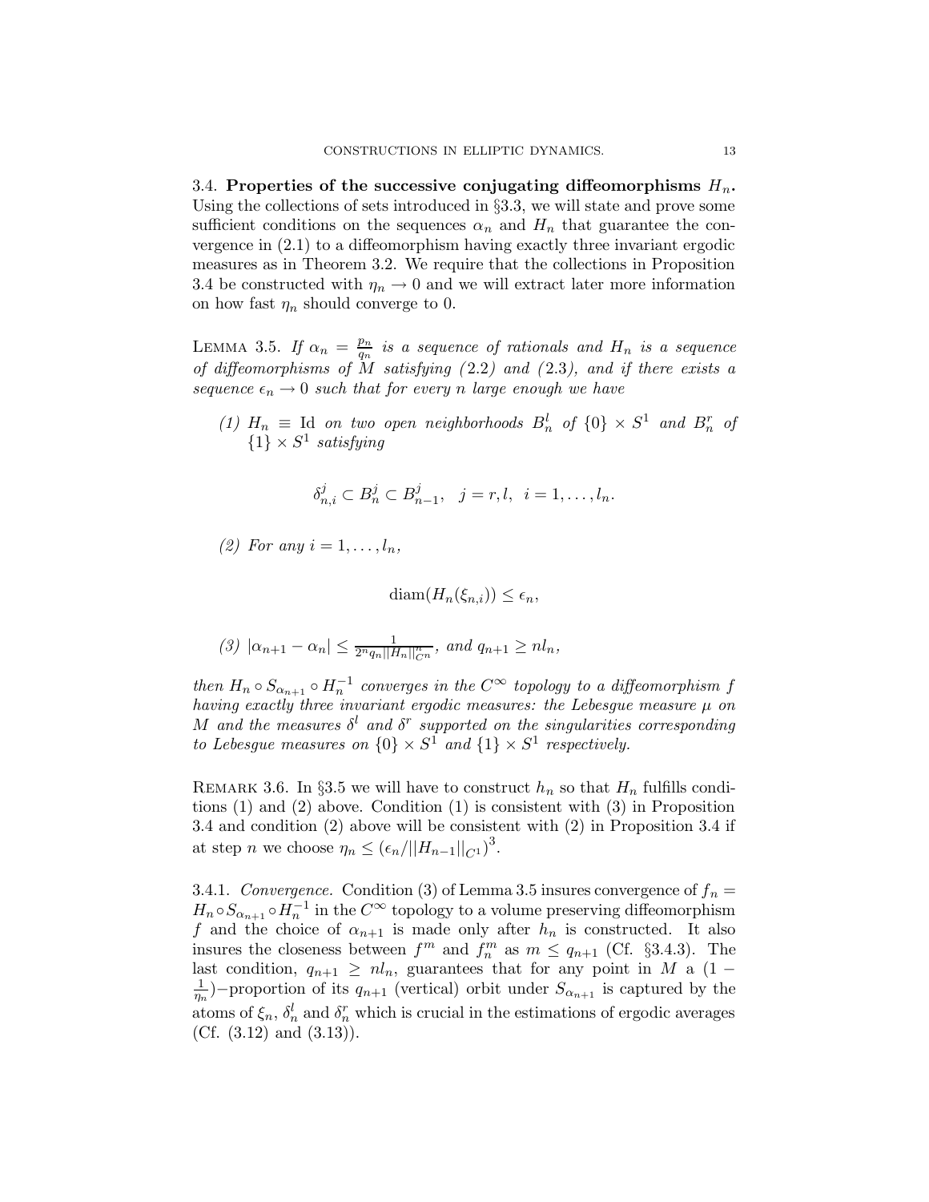3.4. **Properties of the successive conjugating diffeomorphisms $H_n$.** Using the collections of sets introduced in §3.3, we will state and prove some sufficient conditions on the sequences $\alpha_n$ and $H_n$ that guarantee the convergence in (2.1) to a diffeomorphism having exactly three invariant ergodic measures as in Theorem 3.2. We require that the collections in Proposition 3.4 be constructed with $\eta_n \to 0$ and we will extract later more information on how fast $\eta_n$ should converge to 0.

Lemma 3.5. *If $\alpha_n = \frac{p_n}{q_n}$ is a sequence of rationals and $H_n$ is a sequence of diffeomorphisms of $M$ satisfying (2.2) and (2.3), and if there exists a sequence $\epsilon_n \to 0$ such that for every $n$ large enough we have*

*(1) $H_n \equiv \mathrm{Id}$ on two open neighborhoods $B_n^l$ of $\{0\} \times S^1$ and $B_n^r$ of $\{1\} \times S^1$ satisfying*

$$\delta_{n,i}^j \subset B_n^j \subset B_{n-1}^j, \quad j = r, l, \ \ i = 1, \dots, l_n.$$

*(2) For any $i = 1, \dots, l_n$,*

$$\mathrm{diam}(H_n(\xi_{n,i})) \leq \epsilon_n,$$

*(3) $|\alpha_{n+1} - \alpha_n| \leq \frac{1}{2^n q_n ||H_n||_{C^n}^n}$, and $q_{n+1} \geq n l_n$,*

*then $H_n \circ S_{\alpha_{n+1}} \circ H_n^{-1}$ converges in the $C^\infty$ topology to a diffeomorphism $f$ having exactly three invariant ergodic measures: the Lebesgue measure $\mu$ on $M$ and the measures $\delta^l$ and $\delta^r$ supported on the singularities corresponding to Lebesgue measures on $\{0\} \times S^1$ and $\{1\} \times S^1$ respectively.*

Remark 3.6. In §3.5 we will have to construct $h_n$ so that $H_n$ fulfills conditions (1) and (2) above. Condition (1) is consistent with (3) in Proposition 3.4 and condition (2) above will be consistent with (2) in Proposition 3.4 if at step $n$ we choose $\eta_n \leq (\epsilon_n / ||H_{n-1}||_{C^1})^3$.

3.4.1. *Convergence.* Condition (3) of Lemma 3.5 insures convergence of $f_n = H_n \circ S_{\alpha_{n+1}} \circ H_n^{-1}$ in the $C^\infty$ topology to a volume preserving diffeomorphism $f$ and the choice of $\alpha_{n+1}$ is made only after $h_n$ is constructed. It also insures the closeness between $f^m$ and $f_n^m$ as $m \leq q_{n+1}$ (Cf. §3.4.3). The last condition, $q_{n+1} \geq n l_n$, guarantees that for any point in $M$ a $(1 - \frac{1}{\eta_n})$−proportion of its $q_{n+1}$ (vertical) orbit under $S_{\alpha_{n+1}}$ is captured by the atoms of $\xi_n$, $\delta_n^l$ and $\delta_n^r$ which is crucial in the estimations of ergodic averages (Cf. (3.12) and (3.13)).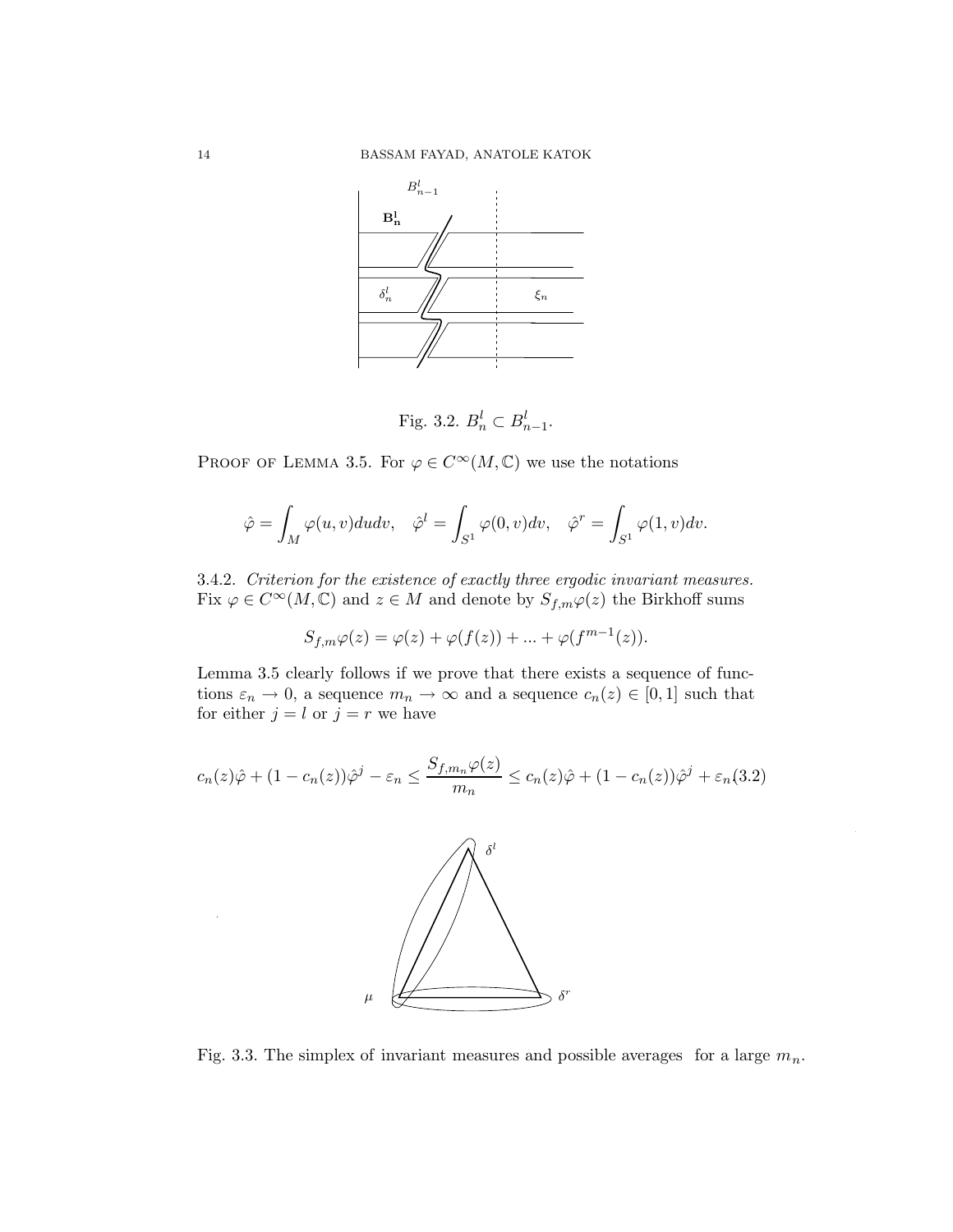Fig. 3.2. $B_n^l \subset B_{n-1}^l$.

PROOF OF LEMMA 3.5. For $\varphi \in C^\infty(M, \mathbb{C})$ we use the notations

$$\hat{\varphi} = \int_M \varphi(u,v)dudv, \quad \hat{\varphi}^l = \int_{S^1} \varphi(0,v)dv, \quad \hat{\varphi}^r = \int_{S^1} \varphi(1,v)dv.$$

3.4.2. *Criterion for the existence of exactly three ergodic invariant measures.* Fix $\varphi \in C^\infty(M, \mathbb{C})$ and $z \in M$ and denote by $S_{f,m}\varphi(z)$ the Birkhoff sums

$$S_{f,m}\varphi(z) = \varphi(z) + \varphi(f(z)) + ... + \varphi(f^{m-1}(z)).$$

Lemma 3.5 clearly follows if we prove that there exists a sequence of functions $\varepsilon_n \to 0$, a sequence $m_n \to \infty$ and a sequence $c_n(z) \in [0,1]$ such that for either $j = l$ or $j = r$ we have

$$c_n(z)\hat{\varphi} + (1-c_n(z))\hat{\varphi}^j - \varepsilon_n \leq \frac{S_{f,m_n}\varphi(z)}{m_n} \leq c_n(z)\hat{\varphi} + (1-c_n(z))\hat{\varphi}^j + \varepsilon_n \tag{3.2}$$

Fig. 3.3. The simplex of invariant measures and possible averages for a large $m_n$.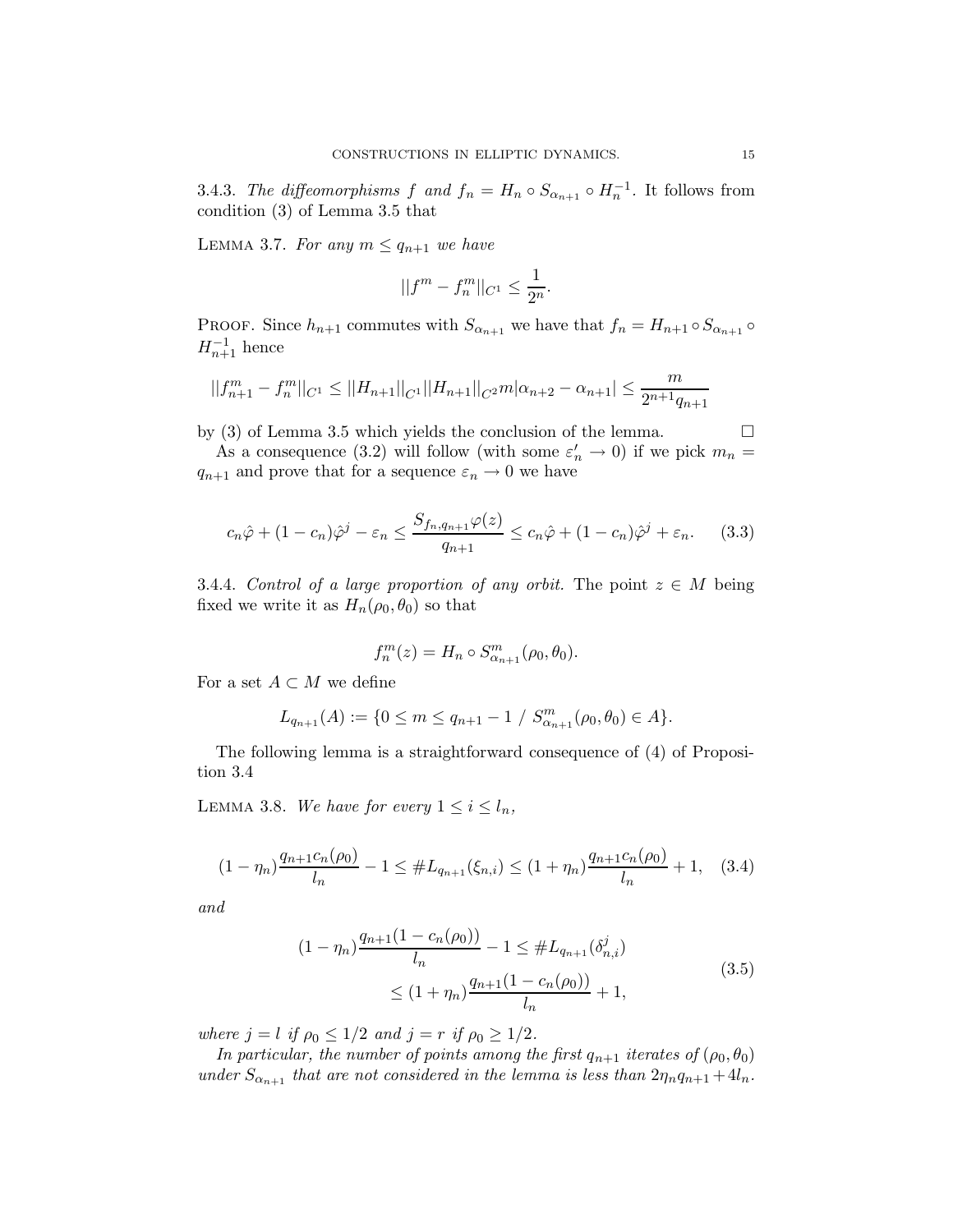3.4.3. *The diffeomorphisms $f$ and $f_n = H_n \circ S_{\alpha_{n+1}} \circ H_n^{-1}$.* It follows from condition (3) of Lemma 3.5 that

LEMMA 3.7. *For any $m \leq q_{n+1}$ we have*

$$||f^m - f_n^m||_{C^1} \leq \frac{1}{2^n}.$$

PROOF. Since $h_{n+1}$ commutes with $S_{\alpha_{n+1}}$ we have that $f_n = H_{n+1} \circ S_{\alpha_{n+1}} \circ H_{n+1}^{-1}$ hence

$$||f_{n+1}^m - f_n^m||_{C^1} \leq ||H_{n+1}||_{C^1} ||H_{n+1}||_{C^2} m |\alpha_{n+2} - \alpha_{n+1}| \leq \frac{m}{2^{n+1} q_{n+1}}$$

by (3) of Lemma 3.5 which yields the conclusion of the lemma. $\square$

As a consequence (3.2) will follow (with some $\varepsilon'_n \to 0$) if we pick $m_n = q_{n+1}$ and prove that for a sequence $\varepsilon_n \to 0$ we have

$$c_n \hat{\varphi} + (1 - c_n) \hat{\varphi}^j - \varepsilon_n \leq \frac{S_{f_n, q_{n+1}} \varphi(z)}{q_{n+1}} \leq c_n \hat{\varphi} + (1 - c_n) \hat{\varphi}^j + \varepsilon_n. \tag{3.3}$$

3.4.4. *Control of a large proportion of any orbit.* The point $z \in M$ being fixed we write it as $H_n(\rho_0, \theta_0)$ so that

$$f_n^m(z) = H_n \circ S_{\alpha_{n+1}}^m (\rho_0, \theta_0).$$

For a set $A \subset M$ we define

$$L_{q_{n+1}}(A) := \{0 \leq m \leq q_{n+1} - 1 \ / \ S_{\alpha_{n+1}}^m (\rho_0, \theta_0) \in A\}.$$

The following lemma is a straightforward consequence of (4) of Proposition 3.4

LEMMA 3.8. *We have for every $1 \leq i \leq l_n$,*

$$(1 - \eta_n) \frac{q_{n+1} c_n(\rho_0)}{l_n} - 1 \leq \# L_{q_{n+1}}(\xi_{n,i}) \leq (1 + \eta_n) \frac{q_{n+1} c_n(\rho_0)}{l_n} + 1, \tag{3.4}$$

*and*

$$\begin{aligned} (1 - \eta_n) \frac{q_{n+1}(1 - c_n(\rho_0))}{l_n} - 1 &\leq \# L_{q_{n+1}}(\delta_{n,i}^j) \\ &\leq (1 + \eta_n) \frac{q_{n+1}(1 - c_n(\rho_0))}{l_n} + 1, \end{aligned} \tag{3.5}$$

*where $j = l$ if $\rho_0 \leq 1/2$ and $j = r$ if $\rho_0 \geq 1/2$.*

*In particular, the number of points among the first $q_{n+1}$ iterates of $(\rho_0, \theta_0)$ under $S_{\alpha_{n+1}}$ that are not considered in the lemma is less than $2\eta_n q_{n+1} + 4l_n$.*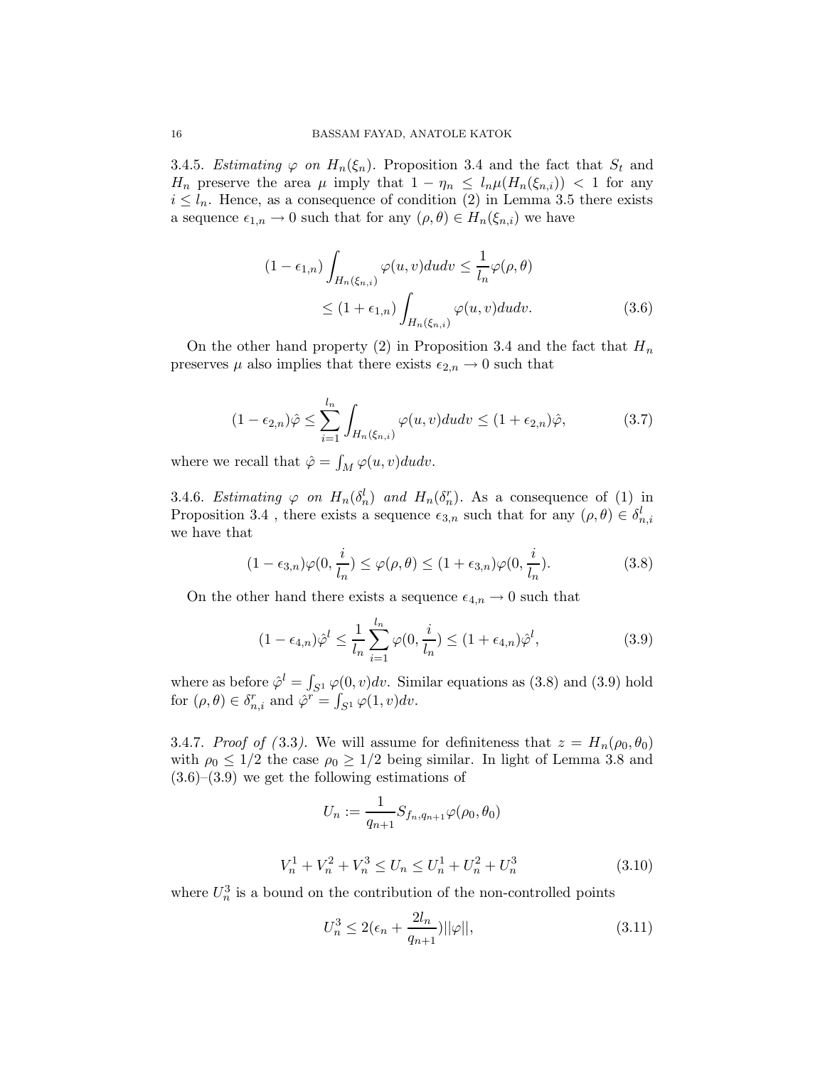3.4.5. *Estimating $\varphi$ on $H_n(\xi_n)$.* Proposition 3.4 and the fact that $S_t$ and $H_n$ preserve the area $\mu$ imply that $1 - \eta_n \leq l_n \mu(H_n(\xi_{n,i})) < 1$ for any $i \leq l_n$. Hence, as a consequence of condition (2) in Lemma 3.5 there exists a sequence $\epsilon_{1,n} \to 0$ such that for any $(\rho, \theta) \in H_n(\xi_{n,i})$ we have

$$
\begin{aligned}
(1 - \epsilon_{1,n}) \int_{H_n(\xi_{n,i})} \varphi(u,v) du dv &\leq \frac{1}{l_n} \varphi(\rho, \theta) \\
&\leq (1 + \epsilon_{1,n}) \int_{H_n(\xi_{n,i})} \varphi(u,v) du dv. \qquad (3.6)
\end{aligned}
$$

On the other hand property (2) in Proposition 3.4 and the fact that $H_n$ preserves $\mu$ also implies that there exists $\epsilon_{2,n} \to 0$ such that

$$
(1 - \epsilon_{2,n}) \hat{\varphi} \leq \sum_{i=1}^{l_n} \int_{H_n(\xi_{n,i})} \varphi(u,v) du dv \leq (1 + \epsilon_{2,n}) \hat{\varphi}, \qquad (3.7)
$$

where we recall that $\hat{\varphi} = \int_M \varphi(u,v) du dv$.

3.4.6. *Estimating $\varphi$ on $H_n(\delta_n^l)$ and $H_n(\delta_n^r)$.* As a consequence of (1) in Proposition 3.4 , there exists a sequence $\epsilon_{3,n}$ such that for any $(\rho, \theta) \in \delta_{n,i}^l$ we have that

$$
(1 - \epsilon_{3,n}) \varphi(0, \frac{i}{l_n}) \leq \varphi(\rho, \theta) \leq (1 + \epsilon_{3,n}) \varphi(0, \frac{i}{l_n}). \qquad (3.8)
$$

On the other hand there exists a sequence $\epsilon_{4,n} \to 0$ such that

$$
(1 - \epsilon_{4,n}) \hat{\varphi}^l \leq \frac{1}{l_n} \sum_{i=1}^{l_n} \varphi(0, \frac{i}{l_n}) \leq (1 + \epsilon_{4,n}) \hat{\varphi}^l, \qquad (3.9)
$$

where as before $\hat{\varphi}^l = \int_{S^1} \varphi(0,v) dv$. Similar equations as (3.8) and (3.9) hold for $(\rho, \theta) \in \delta_{n,i}^r$ and $\hat{\varphi}^r = \int_{S^1} \varphi(1,v) dv$.

3.4.7. *Proof of (3.3).* We will assume for definiteness that $z = H_n(\rho_0, \theta_0)$ with $\rho_0 \leq 1/2$ the case $\rho_0 \geq 1/2$ being similar. In light of Lemma 3.8 and (3.6)–(3.9) we get the following estimations of

$$
U_n := \frac{1}{q_{n+1}} S_{f_n, q_{n+1}} \varphi(\rho_0, \theta_0)
$$

$$
V_n^1 + V_n^2 + V_n^3 \leq U_n \leq U_n^1 + U_n^2 + U_n^3 \qquad (3.10)
$$

where $U_n^3$ is a bound on the contribution of the non-controlled points

$$
U_n^3 \leq 2(\epsilon_n + \frac{2l_n}{q_{n+1}}) ||\varphi||, \qquad (3.11)
$$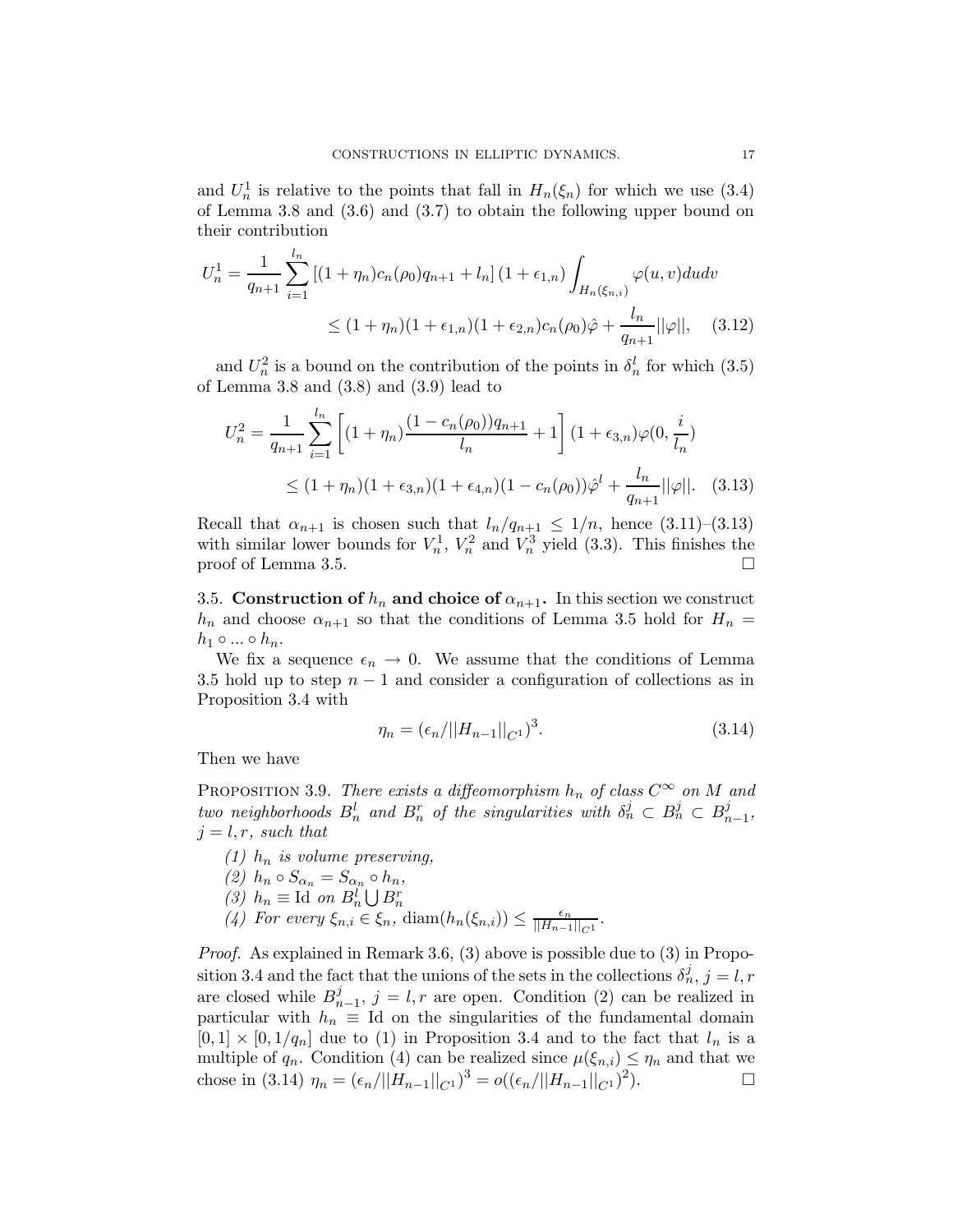and $U_n^1$ is relative to the points that fall in $H_n(\xi_n)$ for which we use (3.4) of Lemma 3.8 and (3.6) and (3.7) to obtain the following upper bound on their contribution

$$U_n^1 = \frac{1}{q_{n+1}} \sum_{i=1}^{l_n} \left[ (1+\eta_n) c_n(\rho_0) q_{n+1} + l_n \right] (1+\epsilon_{1,n}) \int_{H_n(\xi_{n,i})} \varphi(u,v) du dv$$
$$\leq (1+\eta_n)(1+\epsilon_{1,n})(1+\epsilon_{2,n}) c_n(\rho_0) \hat{\varphi} + \frac{l_n}{q_{n+1}} ||\varphi||, \quad (3.12)$$

and $U_n^2$ is a bound on the contribution of the points in $\delta_n^l$ for which (3.5) of Lemma 3.8 and (3.8) and (3.9) lead to

$$U_n^2 = \frac{1}{q_{n+1}} \sum_{i=1}^{l_n} \left[ (1+\eta_n) \frac{(1-c_n(\rho_0)) q_{n+1}}{l_n} + 1 \right] (1+\epsilon_{3,n}) \varphi(0, \frac{i}{l_n})$$
$$\leq (1+\eta_n)(1+\epsilon_{3,n})(1+\epsilon_{4,n})(1-c_n(\rho_0)) \hat{\varphi}^l + \frac{l_n}{q_{n+1}} ||\varphi||. \quad (3.13)$$

Recall that $\alpha_{n+1}$ is chosen such that $l_n/q_{n+1} \leq 1/n$, hence (3.11)–(3.13) with similar lower bounds for $V_n^1$, $V_n^2$ and $V_n^3$ yield (3.3). This finishes the proof of Lemma 3.5. ☐

### 3.5. Construction of $h_n$ and choice of $\alpha_{n+1}$.

In this section we construct $h_n$ and choose $\alpha_{n+1}$ so that the conditions of Lemma 3.5 hold for $H_n = h_1 \circ ... \circ h_n$.

We fix a sequence $\epsilon_n \to 0$. We assume that the conditions of Lemma 3.5 hold up to step $n-1$ and consider a configuration of collections as in Proposition 3.4 with

$$\eta_n = (\epsilon_n / ||H_{n-1}||_{C^1})^3. \quad (3.14)$$

Then we have

**Proposition 3.9.** *There exists a diffeomorphism $h_n$ of class $C^\infty$ on $M$ and two neighborhoods $B_n^l$ and $B_n^r$ of the singularities with $\delta_n^j \subset B_n^j \subset B_{n-1}^j$, $j = l, r$, such that*

*(1) $h_n$ is volume preserving,*
*(2) $h_n \circ S_{\alpha_n} = S_{\alpha_n} \circ h_n$,*
*(3) $h_n \equiv \mathrm{Id}$ on $B_n^l \bigcup B_n^r$*
*(4) For every $\xi_{n,i} \in \xi_n$, $\mathrm{diam}(h_n(\xi_{n,i})) \leq \frac{\epsilon_n}{||H_{n-1}||_{C^1}}$.*

*Proof.* As explained in Remark 3.6, (3) above is possible due to (3) in Proposition 3.4 and the fact that the unions of the sets in the collections $\delta_n^j$, $j = l, r$ are closed while $B_{n-1}^j$, $j = l, r$ are open. Condition (2) can be realized in particular with $h_n \equiv \mathrm{Id}$ on the singularities of the fundamental domain $[0,1] \times [0, 1/q_n]$ due to (1) in Proposition 3.4 and to the fact that $l_n$ is a multiple of $q_n$. Condition (4) can be realized since $\mu(\xi_{n,i}) \leq \eta_n$ and that we chose in (3.14) $\eta_n = (\epsilon_n / ||H_{n-1}||_{C^1})^3 = o((\epsilon_n / ||H_{n-1}||_{C^1})^2)$. ☐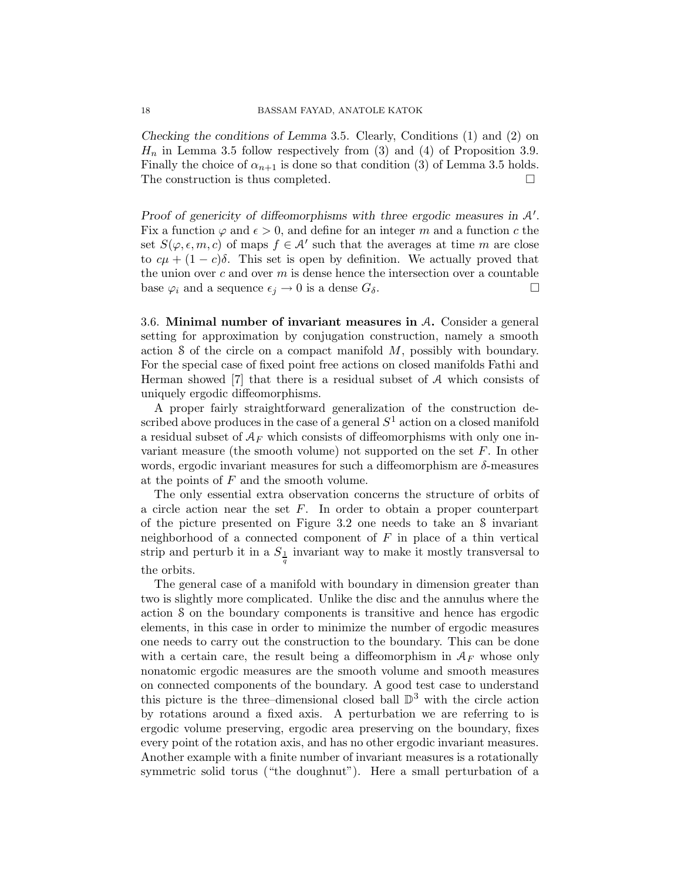*Checking the conditions of Lemma* 3.5. Clearly, Conditions (1) and (2) on $H_n$ in Lemma 3.5 follow respectively from (3) and (4) of Proposition 3.9. Finally the choice of $\alpha_{n+1}$ is done so that condition (3) of Lemma 3.5 holds. The construction is thus completed. □

*Proof of genericity of diffeomorphisms with three ergodic measures in $\mathcal{A}'$.* Fix a function $\varphi$ and $\epsilon > 0$, and define for an integer $m$ and a function $c$ the set $S(\varphi, \epsilon, m, c)$ of maps $f \in \mathcal{A}'$ such that the averages at time $m$ are close to $c\mu + (1-c)\delta$. This set is open by definition. We actually proved that the union over $c$ and over $m$ is dense hence the intersection over a countable base $\varphi_i$ and a sequence $\epsilon_j \to 0$ is a dense $G_\delta$. □

### 3.6. **Minimal number of invariant measures in $\mathcal{A}$.**

Consider a general setting for approximation by conjugation construction, namely a smooth action $\mathcal{S}$ of the circle on a compact manifold $M$, possibly with boundary. For the special case of fixed point free actions on closed manifolds Fathi and Herman showed [7] that there is a residual subset of $\mathcal{A}$ which consists of uniquely ergodic diffeomorphisms.

A proper fairly straightforward generalization of the construction described above produces in the case of a general $S^1$ action on a closed manifold a residual subset of $\mathcal{A}_F$ which consists of diffeomorphisms with only one invariant measure (the smooth volume) not supported on the set $F$. In other words, ergodic invariant measures for such a diffeomorphism are $\delta$-measures at the points of $F$ and the smooth volume.

The only essential extra observation concerns the structure of orbits of a circle action near the set $F$. In order to obtain a proper counterpart of the picture presented on Figure 3.2 one needs to take an $\mathcal{S}$ invariant neighborhood of a connected component of $F$ in place of a thin vertical strip and perturb it in a $S_{\frac{1}{q}}$ invariant way to make it mostly transversal to the orbits.

The general case of a manifold with boundary in dimension greater than two is slightly more complicated. Unlike the disc and the annulus where the action $\mathcal{S}$ on the boundary components is transitive and hence has ergodic elements, in this case in order to minimize the number of ergodic measures one needs to carry out the construction to the boundary. This can be done with a certain care, the result being a diffeomorphism in $\mathcal{A}_F$ whose only nonatomic ergodic measures are the smooth volume and smooth measures on connected components of the boundary. A good test case to understand this picture is the three–dimensional closed ball $\mathbb{D}^3$ with the circle action by rotations around a fixed axis. A perturbation we are referring to is ergodic volume preserving, ergodic area preserving on the boundary, fixes every point of the rotation axis, and has no other ergodic invariant measures. Another example with a finite number of invariant measures is a rotationally symmetric solid torus ("the doughnut"). Here a small perturbation of a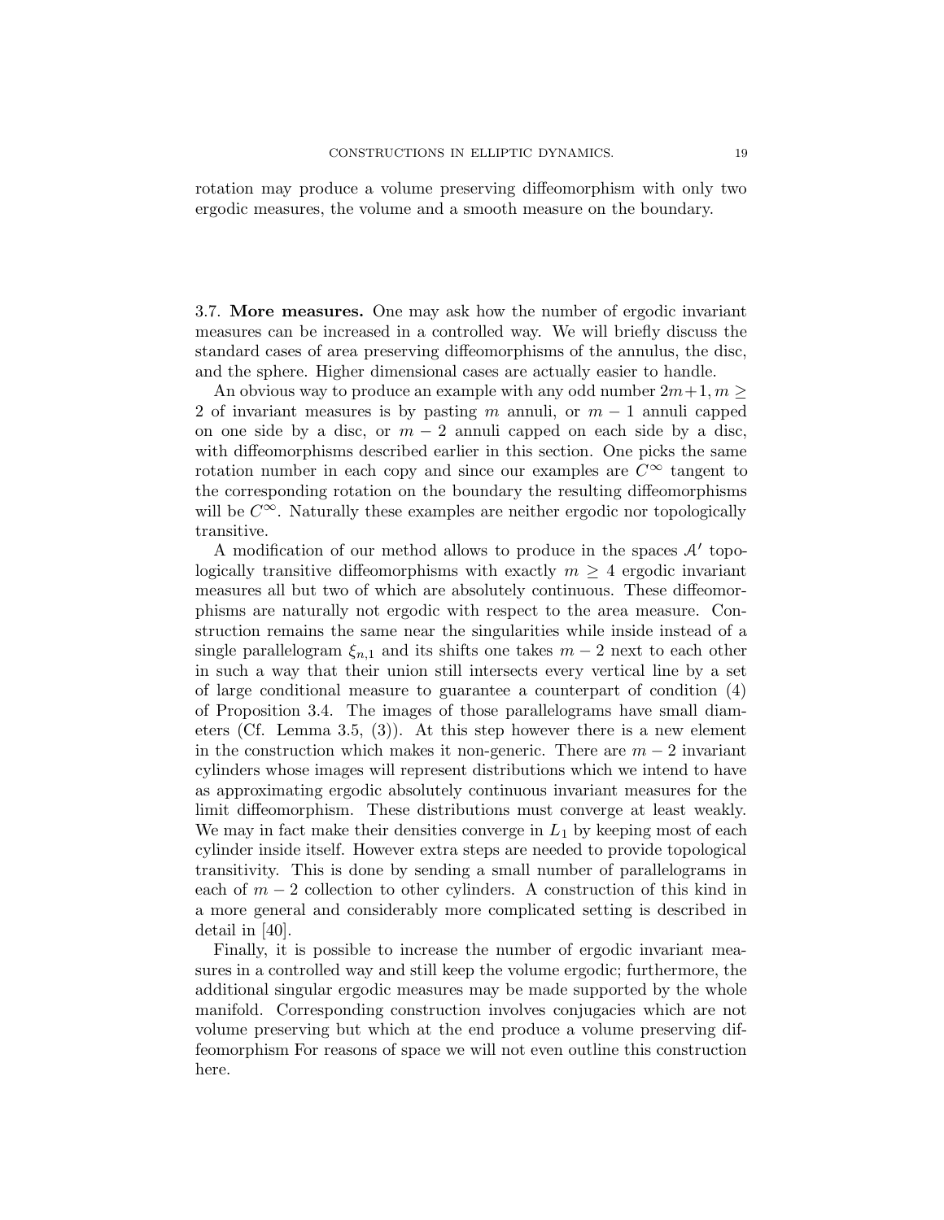rotation may produce a volume preserving diffeomorphism with only two ergodic measures, the volume and a smooth measure on the boundary.

3.7. **More measures.** One may ask how the number of ergodic invariant measures can be increased in a controlled way. We will briefly discuss the standard cases of area preserving diffeomorphisms of the annulus, the disc, and the sphere. Higher dimensional cases are actually easier to handle.

An obvious way to produce an example with any odd number $2m+1, m \geq 2$ of invariant measures is by pasting $m$ annuli, or $m-1$ annuli capped on one side by a disc, or $m-2$ annuli capped on each side by a disc, with diffeomorphisms described earlier in this section. One picks the same rotation number in each copy and since our examples are $C^\infty$ tangent to the corresponding rotation on the boundary the resulting diffeomorphisms will be $C^\infty$. Naturally these examples are neither ergodic nor topologically transitive.

A modification of our method allows to produce in the spaces $\mathcal{A}'$ topologically transitive diffeomorphisms with exactly $m \geq 4$ ergodic invariant measures all but two of which are absolutely continuous. These diffeomorphisms are naturally not ergodic with respect to the area measure. Construction remains the same near the singularities while inside instead of a single parallelogram $\xi_{n,1}$ and its shifts one takes $m-2$ next to each other in such a way that their union still intersects every vertical line by a set of large conditional measure to guarantee a counterpart of condition (4) of Proposition 3.4. The images of those parallelograms have small diameters (Cf. Lemma 3.5, (3)). At this step however there is a new element in the construction which makes it non-generic. There are $m-2$ invariant cylinders whose images will represent distributions which we intend to have as approximating ergodic absolutely continuous invariant measures for the limit diffeomorphism. These distributions must converge at least weakly. We may in fact make their densities converge in $L_1$ by keeping most of each cylinder inside itself. However extra steps are needed to provide topological transitivity. This is done by sending a small number of parallelograms in each of $m-2$ collection to other cylinders. A construction of this kind in a more general and considerably more complicated setting is described in detail in [40].

Finally, it is possible to increase the number of ergodic invariant measures in a controlled way and still keep the volume ergodic; furthermore, the additional singular ergodic measures may be made supported by the whole manifold. Corresponding construction involves conjugacies which are not volume preserving but which at the end produce a volume preserving diffeomorphism For reasons of space we will not even outline this construction here.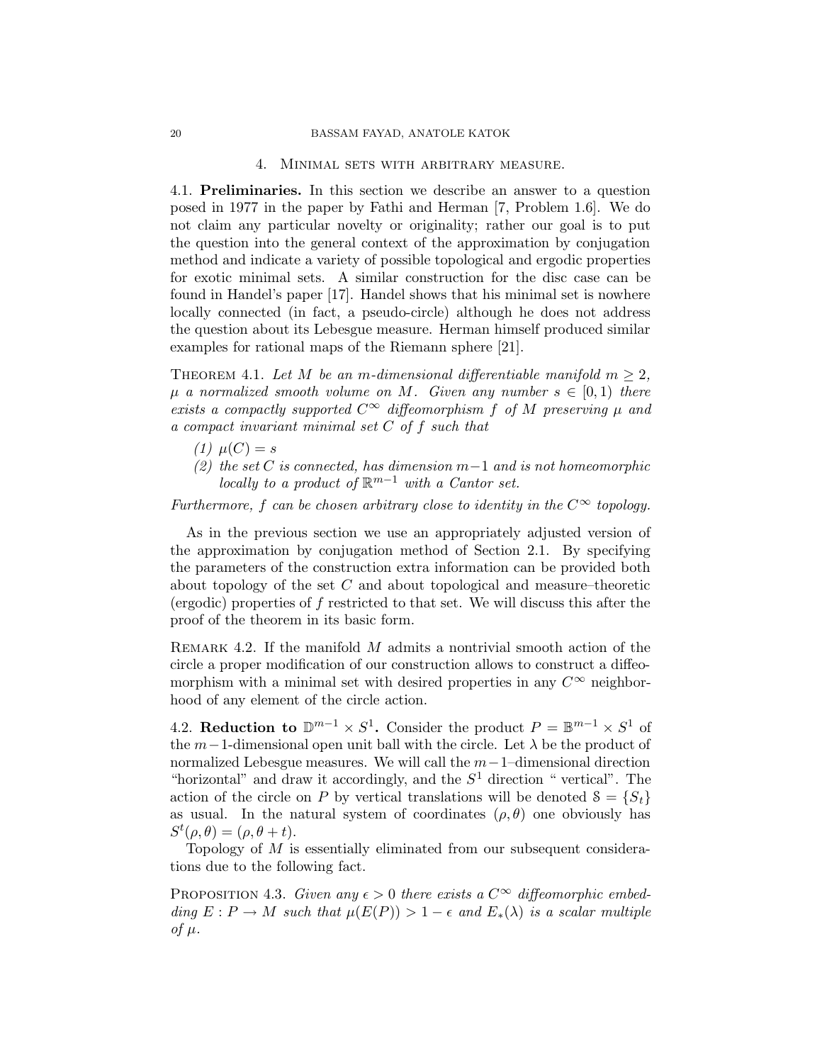## 4. Minimal sets with arbitrary measure.

4.1. **Preliminaries.** In this section we describe an answer to a question posed in 1977 in the paper by Fathi and Herman [7, Problem 1.6]. We do not claim any particular novelty or originality; rather our goal is to put the question into the general context of the approximation by conjugation method and indicate a variety of possible topological and ergodic properties for exotic minimal sets. A similar construction for the disc case can be found in Handel's paper [17]. Handel shows that his minimal set is nowhere locally connected (in fact, a pseudo-circle) although he does not address the question about its Lebesgue measure. Herman himself produced similar examples for rational maps of the Riemann sphere [21].

Theorem 4.1. *Let $M$ be an $m$-dimensional differentiable manifold $m \geq 2$, $\mu$ a normalized smooth volume on $M$. Given any number $s \in [0, 1)$ there exists a compactly supported $C^\infty$ diffeomorphism $f$ of $M$ preserving $\mu$ and a compact invariant minimal set $C$ of $f$ such that*

*(1) $\mu(C) = s$*

*(2) the set $C$ is connected, has dimension $m-1$ and is not homeomorphic locally to a product of $\mathbb{R}^{m-1}$ with a Cantor set.*

*Furthermore, $f$ can be chosen arbitrary close to identity in the $C^\infty$ topology.*

As in the previous section we use an appropriately adjusted version of the approximation by conjugation method of Section 2.1. By specifying the parameters of the construction extra information can be provided both about topology of the set $C$ and about topological and measure–theoretic (ergodic) properties of $f$ restricted to that set. We will discuss this after the proof of the theorem in its basic form.

Remark 4.2. If the manifold $M$ admits a nontrivial smooth action of the circle a proper modification of our construction allows to construct a diffeomorphism with a minimal set with desired properties in any $C^\infty$ neighborhood of any element of the circle action.

4.2. **Reduction to $\mathbb{D}^{m-1} \times S^1$.** Consider the product $P = \mathbb{B}^{m-1} \times S^1$ of the $m-1$-dimensional open unit ball with the circle. Let $\lambda$ be the product of normalized Lebesgue measures. We will call the $m-1$–dimensional direction "horizontal" and draw it accordingly, and the $S^1$ direction " vertical". The action of the circle on $P$ by vertical translations will be denoted $\mathcal{S} = \{S_t\}$ as usual. In the natural system of coordinates $(\rho, \theta)$ one obviously has $S^t(\rho, \theta) = (\rho, \theta + t)$.

Topology of $M$ is essentially eliminated from our subsequent considerations due to the following fact.

Proposition 4.3. *Given any $\epsilon > 0$ there exists a $C^\infty$ diffeomorphic embedding $E : P \to M$ such that $\mu(E(P)) > 1 - \epsilon$ and $E_*(\lambda)$ is a scalar multiple of $\mu$.*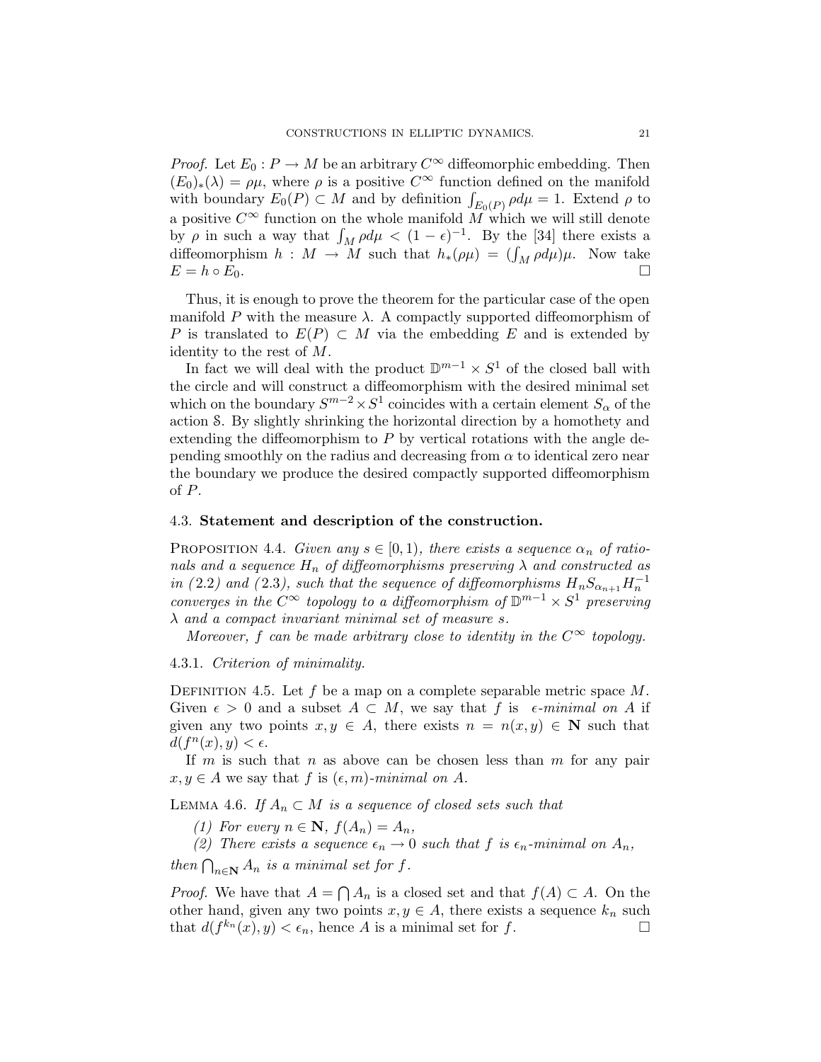*Proof.* Let $E_0 : P \to M$ be an arbitrary $C^\infty$ diffeomorphic embedding. Then $(E_0)_*(\lambda) = \rho\mu$, where $\rho$ is a positive $C^\infty$ function defined on the manifold with boundary $E_0(P) \subset M$ and by definition $\int_{E_0(P)} \rho d\mu = 1$. Extend $\rho$ to a positive $C^\infty$ function on the whole manifold $M$ which we will still denote by $\rho$ in such a way that $\int_M \rho d\mu < (1-\epsilon)^{-1}$. By the [34] there exists a diffeomorphism $h : M \to M$ such that $h_*(\rho\mu) = (\int_M \rho d\mu)\mu$. Now take $E = h \circ E_0$. □

Thus, it is enough to prove the theorem for the particular case of the open manifold $P$ with the measure $\lambda$. A compactly supported diffeomorphism of $P$ is translated to $E(P) \subset M$ via the embedding $E$ and is extended by identity to the rest of $M$.

In fact we will deal with the product $\mathbb{D}^{m-1} \times S^1$ of the closed ball with the circle and will construct a diffeomorphism with the desired minimal set which on the boundary $S^{m-2} \times S^1$ coincides with a certain element $S_\alpha$ of the action $\mathcal{S}$. By slightly shrinking the horizontal direction by a homothety and extending the diffeomorphism to $P$ by vertical rotations with the angle depending smoothly on the radius and decreasing from $\alpha$ to identical zero near the boundary we produce the desired compactly supported diffeomorphism of $P$.

### 4.3. Statement and description of the construction.

PROPOSITION 4.4. *Given any $s \in [0, 1)$, there exists a sequence $\alpha_n$ of rationals and a sequence $H_n$ of diffeomorphisms preserving $\lambda$ and constructed as in (2.2) and (2.3), such that the sequence of diffeomorphisms $H_n S_{\alpha_{n+1}} H_n^{-1}$ converges in the $C^\infty$ topology to a diffeomorphism of $\mathbb{D}^{m-1} \times S^1$ preserving $\lambda$ and a compact invariant minimal set of measure $s$.*

*Moreover, $f$ can be made arbitrary close to identity in the $C^\infty$ topology.*

4.3.1. *Criterion of minimality.*

DEFINITION 4.5. Let $f$ be a map on a complete separable metric space $M$. Given $\epsilon > 0$ and a subset $A \subset M$, we say that $f$ is *$\epsilon$-minimal on $A$* if given any two points $x, y \in A$, there exists $n = n(x, y) \in \mathbf{N}$ such that $d(f^n(x), y) < \epsilon$.

If $m$ is such that $n$ as above can be chosen less than $m$ for any pair $x, y \in A$ we say that $f$ is *$(\epsilon, m)$-minimal on $A$.*

LEMMA 4.6. *If $A_n \subset M$ is a sequence of closed sets such that*

*(1) For every $n \in \mathbf{N}$, $f(A_n) = A_n$,*

*(2) There exists a sequence $\epsilon_n \to 0$ such that $f$ is $\epsilon_n$-minimal on $A_n$,*

*then $\bigcap_{n \in \mathbf{N}} A_n$ is a minimal set for $f$.*

*Proof.* We have that $A = \bigcap A_n$ is a closed set and that $f(A) \subset A$. On the other hand, given any two points $x, y \in A$, there exists a sequence $k_n$ such that $d(f^{k_n}(x), y) < \epsilon_n$, hence $A$ is a minimal set for $f$. □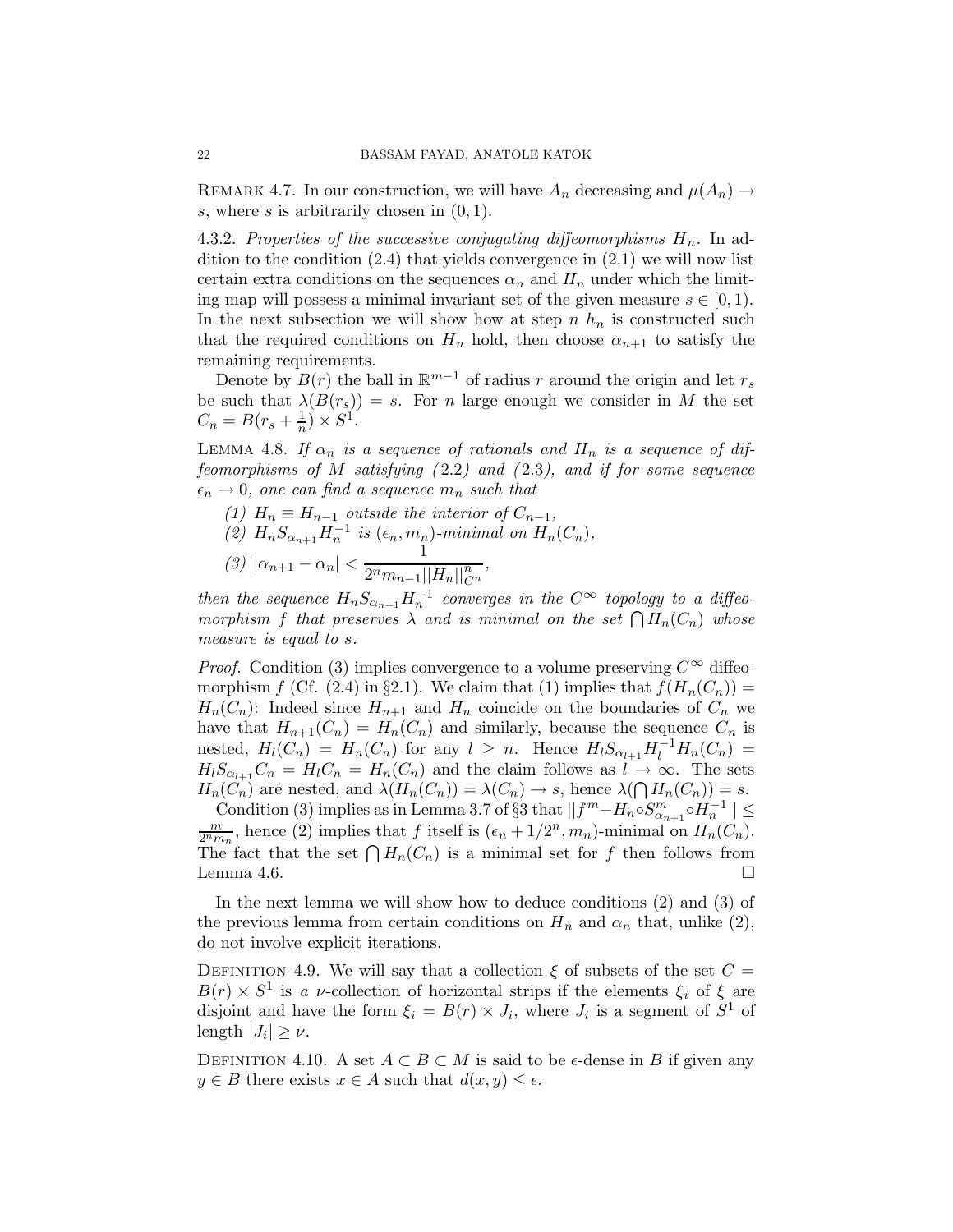Remark 4.7. In our construction, we will have $A_n$ decreasing and $\mu(A_n) \to s$, where $s$ is arbitrarily chosen in $(0,1)$.

4.3.2. *Properties of the successive conjugating diffeomorphisms $H_n$.* In addition to the condition (2.4) that yields convergence in (2.1) we will now list certain extra conditions on the sequences $\alpha_n$ and $H_n$ under which the limiting map will possess a minimal invariant set of the given measure $s \in [0,1)$. In the next subsection we will show how at step $n$ $h_n$ is constructed such that the required conditions on $H_n$ hold, then choose $\alpha_{n+1}$ to satisfy the remaining requirements.

Denote by $B(r)$ the ball in $\mathbb{R}^{m-1}$ of radius $r$ around the origin and let $r_s$ be such that $\lambda(B(r_s)) = s$. For $n$ large enough we consider in $M$ the set $C_n = B(r_s + \frac{1}{n}) \times S^1$.

Lemma 4.8. *If $\alpha_n$ is a sequence of rationals and $H_n$ is a sequence of diffeomorphisms of $M$ satisfying (2.2) and (2.3), and if for some sequence $\epsilon_n \to 0$, one can find a sequence $m_n$ such that*

*(1) $H_n \equiv H_{n-1}$ outside the interior of $C_{n-1}$,*
*(2) $H_n S_{\alpha_{n+1}} H_n^{-1}$ is $(\epsilon_n, m_n)$-minimal on $H_n(C_n)$,*
*(3) $|\alpha_{n+1} - \alpha_n| < \dfrac{1}{2^n m_{n-1} ||H_n||^n_{C^n}}$,*

*then the sequence $H_n S_{\alpha_{n+1}} H_n^{-1}$ converges in the $C^\infty$ topology to a diffeomorphism $f$ that preserves $\lambda$ and is minimal on the set $\bigcap H_n(C_n)$ whose measure is equal to $s$.*

*Proof.* Condition (3) implies convergence to a volume preserving $C^\infty$ diffeomorphism $f$ (Cf. (2.4) in §2.1). We claim that (1) implies that $f(H_n(C_n)) = H_n(C_n)$: Indeed since $H_{n+1}$ and $H_n$ coincide on the boundaries of $C_n$ we have that $H_{n+1}(C_n) = H_n(C_n)$ and similarly, because the sequence $C_n$ is nested, $H_l(C_n) = H_n(C_n)$ for any $l \geq n$. Hence $H_l S_{\alpha_{l+1}} H_l^{-1} H_n(C_n) = H_l S_{\alpha_{l+1}} C_n = H_l C_n = H_n(C_n)$ and the claim follows as $l \to \infty$. The sets $H_n(C_n)$ are nested, and $\lambda(H_n(C_n)) = \lambda(C_n) \to s$, hence $\lambda(\bigcap H_n(C_n)) = s$.

Condition (3) implies as in Lemma 3.7 of §3 that $||f^m - H_n \circ S^m_{\alpha_{n+1}} \circ H_n^{-1}|| \leq \frac{m}{2^n m_n}$, hence (2) implies that $f$ itself is $(\epsilon_n + 1/2^n, m_n)$-minimal on $H_n(C_n)$. The fact that the set $\bigcap H_n(C_n)$ is a minimal set for $f$ then follows from Lemma 4.6. $\square$

In the next lemma we will show how to deduce conditions (2) and (3) of the previous lemma from certain conditions on $H_n$ and $\alpha_n$ that, unlike (2), do not involve explicit iterations.

Definition 4.9. We will say that a collection $\xi$ of subsets of the set $C = B(r) \times S^1$ is *a $\nu$-collection of horizontal strips* if the elements $\xi_i$ of $\xi$ are disjoint and have the form $\xi_i = B(r) \times J_i$, where $J_i$ is a segment of $S^1$ of length $|J_i| \geq \nu$.

Definition 4.10. A set $A \subset B \subset M$ is said to be $\epsilon$-dense in $B$ if given any $y \in B$ there exists $x \in A$ such that $d(x,y) \leq \epsilon$.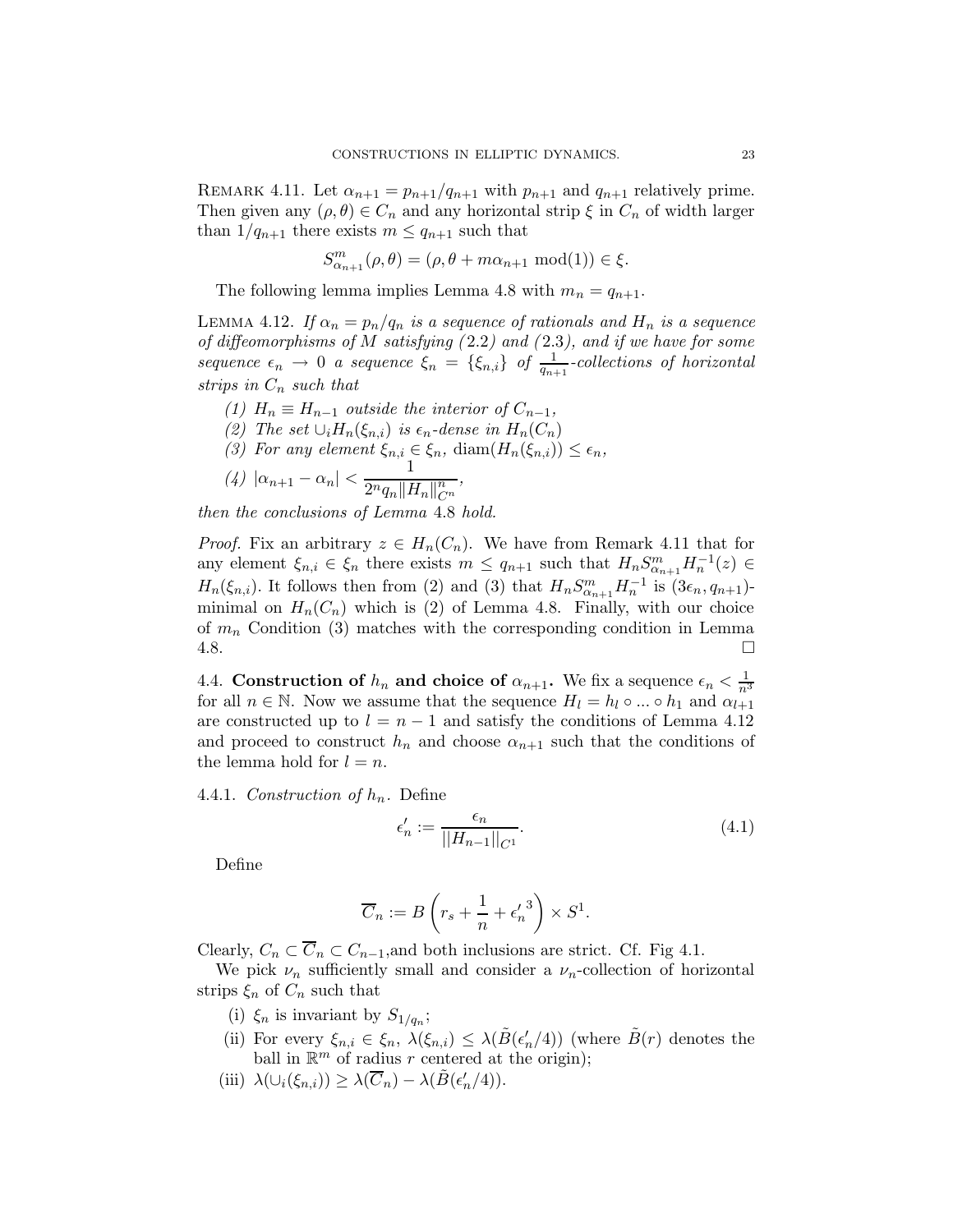Remark 4.11. Let $\alpha_{n+1} = p_{n+1}/q_{n+1}$ with $p_{n+1}$ and $q_{n+1}$ relatively prime. Then given any $(\rho, \theta) \in C_n$ and any horizontal strip $\xi$ in $C_n$ of width larger than $1/q_{n+1}$ there exists $m \leq q_{n+1}$ such that

$$S^m_{\alpha_{n+1}}(\rho, \theta) = (\rho, \theta + m\alpha_{n+1} \bmod(1)) \in \xi.$$

The following lemma implies Lemma 4.8 with $m_n = q_{n+1}$.

Lemma 4.12. *If $\alpha_n = p_n/q_n$ is a sequence of rationals and $H_n$ is a sequence of diffeomorphisms of $M$ satisfying (2.2) and (2.3), and if we have for some sequence $\epsilon_n \to 0$ a sequence $\xi_n = \{\xi_{n,i}\}$ of $\frac{1}{q_{n+1}}$-collections of horizontal strips in $C_n$ such that*

*(1) $H_n \equiv H_{n-1}$ outside the interior of $C_{n-1}$,*
*(2) The set $\cup_i H_n(\xi_{n,i})$ is $\epsilon_n$-dense in $H_n(C_n)$*
*(3) For any element $\xi_{n,i} \in \xi_n$, $\operatorname{diam}(H_n(\xi_{n,i})) \leq \epsilon_n$,*
*(4) $|\alpha_{n+1} - \alpha_n| < \dfrac{1}{2^n q_n \|H_n\|^n_{C^n}}$,*

*then the conclusions of Lemma 4.8 hold.*

*Proof.* Fix an arbitrary $z \in H_n(C_n)$. We have from Remark 4.11 that for any element $\xi_{n,i} \in \xi_n$ there exists $m \leq q_{n+1}$ such that $H_n S^m_{\alpha_{n+1}} H_n^{-1}(z) \in H_n(\xi_{n,i})$. It follows then from (2) and (3) that $H_n S^m_{\alpha_{n+1}} H_n^{-1}$ is $(3\epsilon_n, q_{n+1})$-minimal on $H_n(C_n)$ which is (2) of Lemma 4.8. Finally, with our choice of $m_n$ Condition (3) matches with the corresponding condition in Lemma 4.8. □

## 4.4. Construction of $h_n$ and choice of $\alpha_{n+1}$.

We fix a sequence $\epsilon_n < \frac{1}{n^3}$ for all $n \in \mathbb{N}$. Now we assume that the sequence $H_l = h_l \circ ... \circ h_1$ and $\alpha_{l+1}$ are constructed up to $l = n-1$ and satisfy the conditions of Lemma 4.12 and proceed to construct $h_n$ and choose $\alpha_{n+1}$ such that the conditions of the lemma hold for $l = n$.

### 4.4.1. *Construction of $h_n$.*

Define

$$\epsilon'_n := \frac{\epsilon_n}{||H_{n-1}||_{C^1}}. \tag{4.1}$$

Define

$$\overline{C}_n := B\left(r_s + \frac{1}{n} + {\epsilon'_n}^3\right) \times S^1.$$

Clearly, $C_n \subset \overline{C}_n \subset C_{n-1}$,and both inclusions are strict. Cf. Fig 4.1.

We pick $\nu_n$ sufficiently small and consider a $\nu_n$-collection of horizontal strips $\xi_n$ of $C_n$ such that

(i) $\xi_n$ is invariant by $S_{1/q_n}$;
(ii) For every $\xi_{n,i} \in \xi_n$, $\lambda(\xi_{n,i}) \leq \lambda(\tilde{B}(\epsilon'_n/4))$ (where $\tilde{B}(r)$ denotes the ball in $\mathbb{R}^m$ of radius $r$ centered at the origin);
(iii) $\lambda(\cup_i(\xi_{n,i})) \geq \lambda(\overline{C}_n) - \lambda(\tilde{B}(\epsilon'_n/4))$.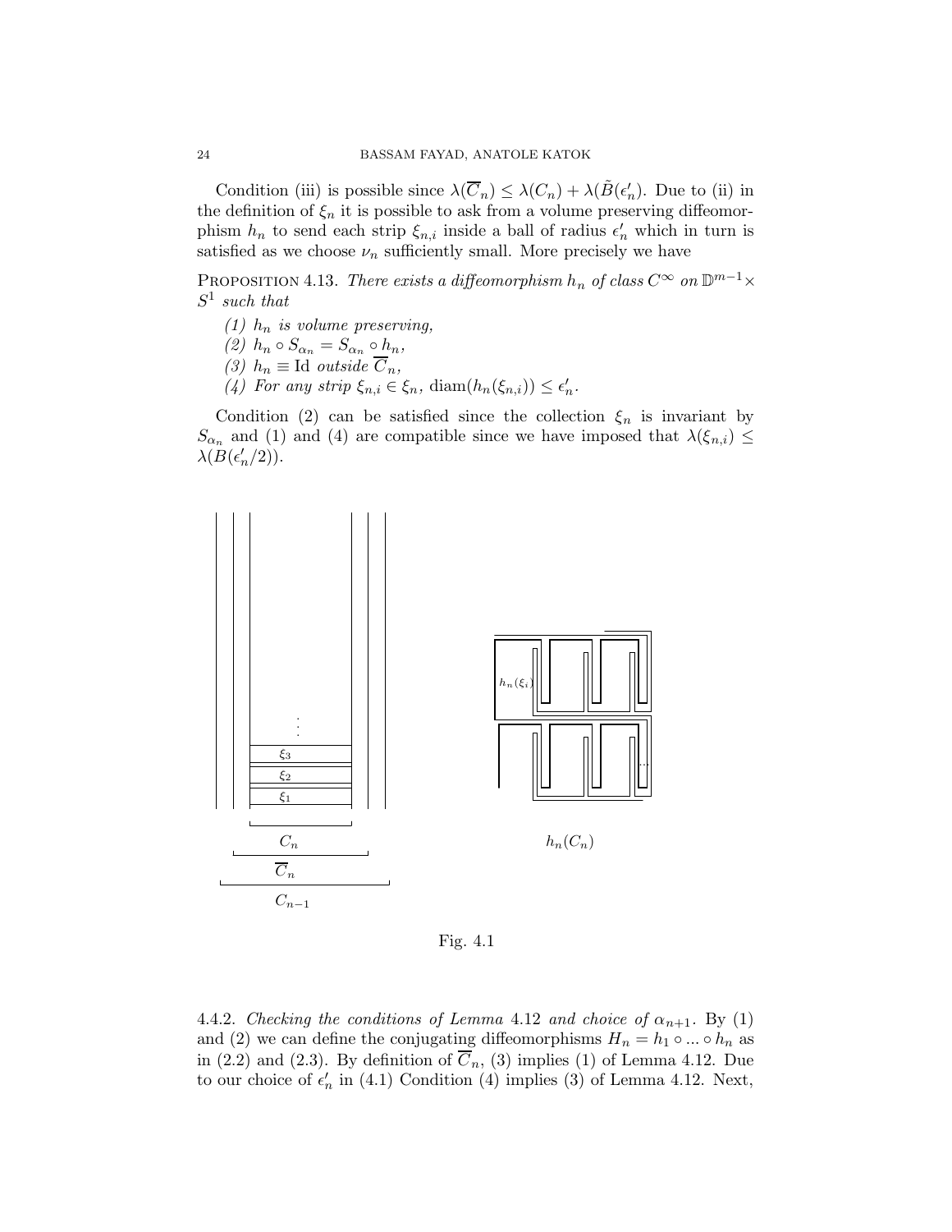Condition (iii) is possible since $\lambda(\overline{C}_n) \leq \lambda(C_n) + \lambda(\tilde{B}(\epsilon'_n))$. Due to (ii) in the definition of $\xi_n$ it is possible to ask from a volume preserving diffeomorphism $h_n$ to send each strip $\xi_{n,i}$ inside a ball of radius $\epsilon'_n$ which in turn is satisfied as we choose $\nu_n$ sufficiently small. More precisely we have

PROPOSITION 4.13. *There exists a diffeomorphism $h_n$ of class $C^\infty$ on $\mathbb{D}^{m-1} \times S^1$ such that*

*(1) $h_n$ is volume preserving,*
*(2) $h_n \circ S_{\alpha_n} = S_{\alpha_n} \circ h_n$,*
*(3) $h_n \equiv \text{Id}$ outside $\overline{C}_n$,*
*(4) For any strip $\xi_{n,i} \in \xi_n$, $\text{diam}(h_n(\xi_{n,i})) \leq \epsilon'_n$.*

Condition (2) can be satisfied since the collection $\xi_n$ is invariant by $S_{\alpha_n}$ and (1) and (4) are compatible since we have imposed that $\lambda(\xi_{n,i}) \leq \lambda(B(\epsilon'_n/2))$.

Fig. 4.1

4.4.2. *Checking the conditions of Lemma* 4.12 *and choice of* $\alpha_{n+1}$. By (1) and (2) we can define the conjugating diffeomorphisms $H_n = h_1 \circ ... \circ h_n$ as in (2.2) and (2.3). By definition of $\overline{C}_n$, (3) implies (1) of Lemma 4.12. Due to our choice of $\epsilon'_n$ in (4.1) Condition (4) implies (3) of Lemma 4.12. Next,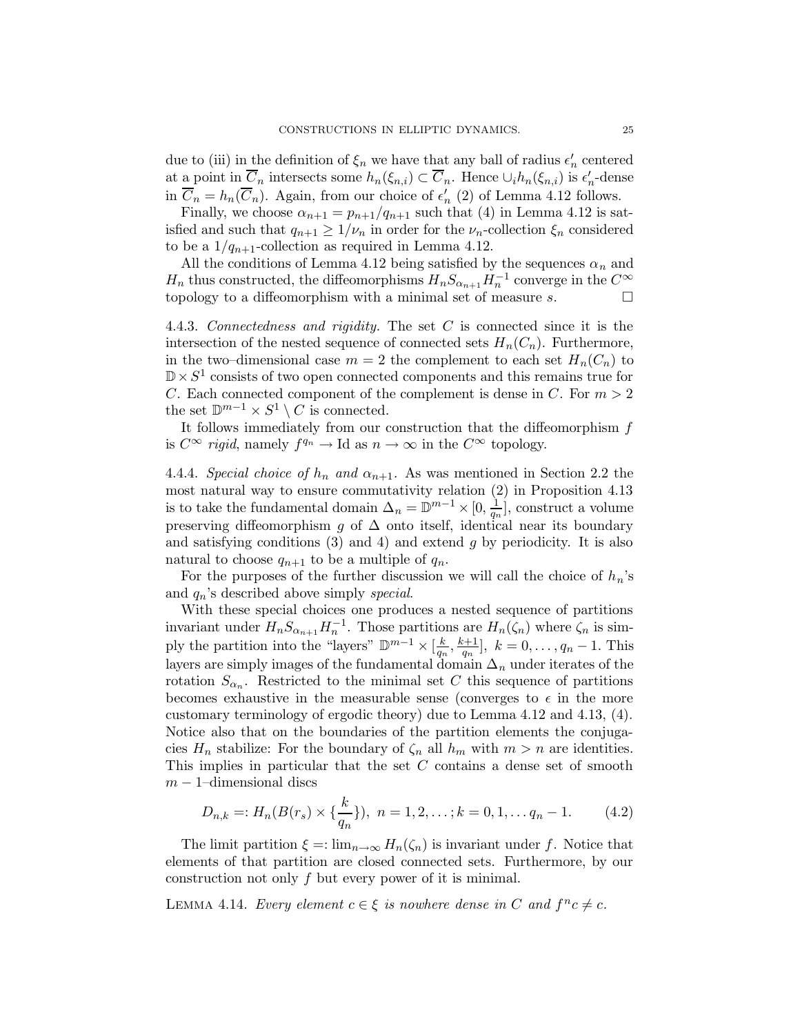due to (iii) in the definition of $\xi_n$ we have that any ball of radius $\epsilon'_n$ centered at a point in $\overline{C}_n$ intersects some $h_n(\xi_{n,i}) \subset \overline{C}_n$. Hence $\cup_i h_n(\xi_{n,i})$ is $\epsilon'_n$-dense in $\overline{C}_n = h_n(\overline{C}_n)$. Again, from our choice of $\epsilon'_n$ (2) of Lemma 4.12 follows.

Finally, we choose $\alpha_{n+1} = p_{n+1}/q_{n+1}$ such that (4) in Lemma 4.12 is satisfied and such that $q_{n+1} \geq 1/\nu_n$ in order for the $\nu_n$-collection $\xi_n$ considered to be a $1/q_{n+1}$-collection as required in Lemma 4.12.

All the conditions of Lemma 4.12 being satisfied by the sequences $\alpha_n$ and $H_n$ thus constructed, the diffeomorphisms $H_n S_{\alpha_{n+1}} H_n^{-1}$ converge in the $C^\infty$ topology to a diffeomorphism with a minimal set of measure $s$. □

4.4.3. *Connectedness and rigidity.* The set $C$ is connected since it is the intersection of the nested sequence of connected sets $H_n(C_n)$. Furthermore, in the two–dimensional case $m = 2$ the complement to each set $H_n(C_n)$ to $\mathbb{D} \times S^1$ consists of two open connected components and this remains true for $C$. Each connected component of the complement is dense in $C$. For $m > 2$ the set $\mathbb{D}^{m-1} \times S^1 \setminus C$ is connected.

It follows immediately from our construction that the diffeomorphism $f$ is $C^\infty$ *rigid*, namely $f^{q_n} \to \mathrm{Id}$ as $n \to \infty$ in the $C^\infty$ topology.

4.4.4. *Special choice of $h_n$ and $\alpha_{n+1}$.* As was mentioned in Section 2.2 the most natural way to ensure commutativity relation (2) in Proposition 4.13 is to take the fundamental domain $\Delta_n = \mathbb{D}^{m-1} \times [0, \frac{1}{q_n}]$, construct a volume preserving diffeomorphism $g$ of $\Delta$ onto itself, identical near its boundary and satisfying conditions (3) and 4) and extend $g$ by periodicity. It is also natural to choose $q_{n+1}$ to be a multiple of $q_n$.

For the purposes of the further discussion we will call the choice of $h_n$'s and $q_n$'s described above simply *special*.

With these special choices one produces a nested sequence of partitions invariant under $H_n S_{\alpha_{n+1}} H_n^{-1}$. Those partitions are $H_n(\zeta_n)$ where $\zeta_n$ is simply the partition into the "layers" $\mathbb{D}^{m-1} \times [\frac{k}{q_n}, \frac{k+1}{q_n}],\ k = 0, \ldots, q_n - 1$. This layers are simply images of the fundamental domain $\Delta_n$ under iterates of the rotation $S_{\alpha_n}$. Restricted to the minimal set $C$ this sequence of partitions becomes exhaustive in the measurable sense (converges to $\epsilon$ in the more customary terminology of ergodic theory) due to Lemma 4.12 and 4.13, (4). Notice also that on the boundaries of the partition elements the conjugacies $H_n$ stabilize: For the boundary of $\zeta_n$ all $h_m$ with $m > n$ are identities. This implies in particular that the set $C$ contains a dense set of smooth $m-1$–dimensional discs

$$D_{n,k} =: H_n(B(r_s) \times \{\frac{k}{q_n}\}),\ n = 1, 2, \ldots; k = 0, 1, \ldots q_n - 1. \qquad (4.2)$$

The limit partition $\xi =: \lim_{n\to\infty} H_n(\zeta_n)$ is invariant under $f$. Notice that elements of that partition are closed connected sets. Furthermore, by our construction not only $f$ but every power of it is minimal.

LEMMA 4.14. *Every element $c \in \xi$ is nowhere dense in $C$ and $f^n c \neq c$.*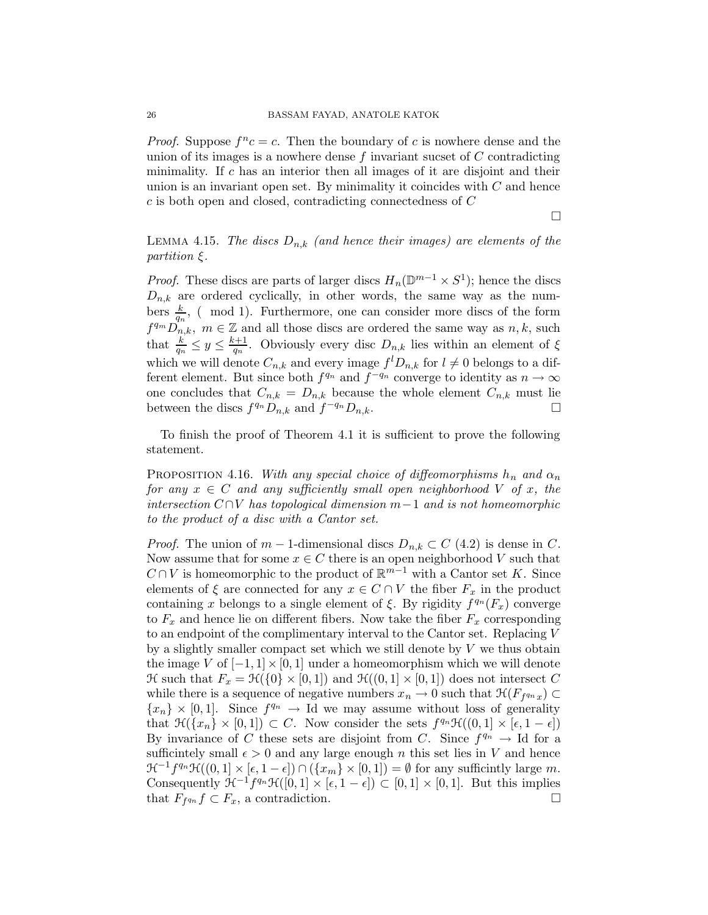*Proof.* Suppose $f^n c = c$. Then the boundary of $c$ is nowhere dense and the union of its images is a nowhere dense $f$ invariant sucset of $C$ contradicting minimality. If $c$ has an interior then all images of it are disjoint and their union is an invariant open set. By minimality it coincides with $C$ and hence $c$ is both open and closed, contradicting connectedness of $C$

□

LEMMA 4.15. *The discs $D_{n,k}$ (and hence their images) are elements of the partition $\xi$.*

*Proof.* These discs are parts of larger discs $H_n(\mathbb{D}^{m-1} \times S^1)$; hence the discs $D_{n,k}$ are ordered cyclically, in other words, the same way as the numbers $\frac{k}{q_n}$, ( mod 1). Furthermore, one can consider more discs of the form $f^{q_m} D_{n,k},\ m \in \mathbb{Z}$ and all those discs are ordered the same way as $n, k$, such that $\frac{k}{q_n} \leq y \leq \frac{k+1}{q_n}$. Obviously every disc $D_{n,k}$ lies within an element of $\xi$ which we will denote $C_{n,k}$ and every image $f^l D_{n,k}$ for $l \neq 0$ belongs to a different element. But since both $f^{q_n}$ and $f^{-q_n}$ converge to identity as $n \to \infty$ one concludes that $C_{n,k} = D_{n,k}$ because the whole element $C_{n,k}$ must lie between the discs $f^{q_n} D_{n,k}$ and $f^{-q_n} D_{n,k}$. □

To finish the proof of Theorem 4.1 it is sufficient to prove the following statement.

PROPOSITION 4.16. *With any special choice of diffeomorphisms $h_n$ and $\alpha_n$ for any $x \in C$ and any sufficiently small open neighborhood $V$ of $x$, the intersection $C \cap V$ has topological dimension $m-1$ and is not homeomorphic to the product of a disc with a Cantor set.*

*Proof.* The union of $m-1$-dimensional discs $D_{n,k} \subset C$ (4.2) is dense in $C$. Now assume that for some $x \in C$ there is an open neighborhood $V$ such that $C \cap V$ is homeomorphic to the product of $\mathbb{R}^{m-1}$ with a Cantor set $K$. Since elements of $\xi$ are connected for any $x \in C \cap V$ the fiber $F_x$ in the product containing $x$ belongs to a single element of $\xi$. By rigidity $f^{q_n}(F_x)$ converge to $F_x$ and hence lie on different fibers. Now take the fiber $F_x$ corresponding to an endpoint of the complimentary interval to the Cantor set. Replacing $V$ by a slightly smaller compact set which we still denote by $V$ we thus obtain the image $V$ of $[-1,1] \times [0,1]$ under a homeomorphism which we will denote $\mathcal{H}$ such that $F_x = \mathcal{H}(\{0\} \times [0,1])$ and $\mathcal{H}((0,1] \times [0,1])$ does not intersect $C$ while there is a sequence of negative numbers $x_n \to 0$ such that $\mathcal{H}(F_{f^{q_n} x}) \subset \{x_n\} \times [0,1]$. Since $f^{q_n} \to \mathrm{Id}$ we may assume without loss of generality that $\mathcal{H}(\{x_n\} \times [0,1]) \subset C$. Now consider the sets $f^{q_n} \mathcal{H}((0,1] \times [\epsilon, 1-\epsilon])$ By invariance of $C$ these sets are disjoint from $C$. Since $f^{q_n} \to \mathrm{Id}$ for a sufficintely small $\epsilon > 0$ and any large enough $n$ this set lies in $V$ and hence $\mathcal{H}^{-1} f^{q_n} \mathcal{H}((0,1] \times [\epsilon, 1-\epsilon]) \cap (\{x_m\} \times [0,1]) = \emptyset$ for any sufficintly large $m$. Consequently $\mathcal{H}^{-1} f^{q_n} \mathcal{H}([0,1] \times [\epsilon, 1-\epsilon]) \subset [0,1] \times [0,1]$. But this implies that $F_{f^{q_n} f} \subset F_x$, a contradiction. □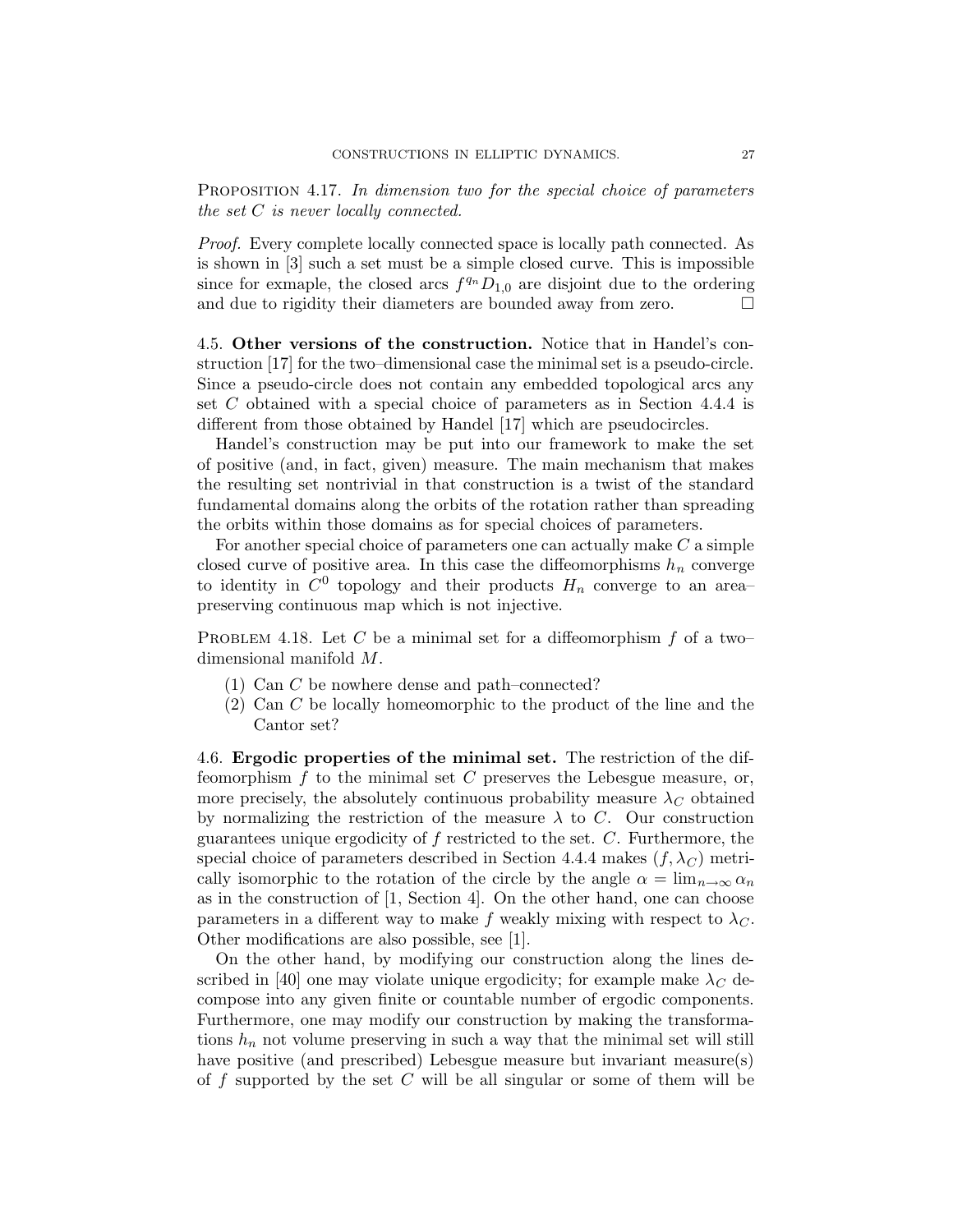**Proposition 4.17.** *In dimension two for the special choice of parameters the set $C$ is never locally connected.*

*Proof.* Every complete locally connected space is locally path connected. As is shown in [3] such a set must be a simple closed curve. This is impossible since for exmaple, the closed arcs $f^{q_n} D_{1,0}$ are disjoint due to the ordering and due to rigidity their diameters are bounded away from zero. □

### 4.5. Other versions of the construction.

Notice that in Handel's construction [17] for the two–dimensional case the minimal set is a pseudo-circle. Since a pseudo-circle does not contain any embedded topological arcs any set $C$ obtained with a special choice of parameters as in Section 4.4.4 is different from those obtained by Handel [17] which are pseudocircles.

Handel's construction may be put into our framework to make the set of positive (and, in fact, given) measure. The main mechanism that makes the resulting set nontrivial in that construction is a twist of the standard fundamental domains along the orbits of the rotation rather than spreading the orbits within those domains as for special choices of parameters.

For another special choice of parameters one can actually make $C$ a simple closed curve of positive area. In this case the diffeomorphisms $h_n$ converge to identity in $C^0$ topology and their products $H_n$ converge to an area–preserving continuous map which is not injective.

**Problem 4.18.** Let $C$ be a minimal set for a diffeomorphism $f$ of a two–dimensional manifold $M$.

1. Can $C$ be nowhere dense and path–connected?
2. Can $C$ be locally homeomorphic to the product of the line and the Cantor set?

### 4.6. Ergodic properties of the minimal set.

The restriction of the diffeomorphism $f$ to the minimal set $C$ preserves the Lebesgue measure, or, more precisely, the absolutely continuous probability measure $\lambda_C$ obtained by normalizing the restriction of the measure $\lambda$ to $C$. Our construction guarantees unique ergodicity of $f$ restricted to the set. $C$. Furthermore, the special choice of parameters described in Section 4.4.4 makes $(f, \lambda_C)$ metrically isomorphic to the rotation of the circle by the angle $\alpha = \lim_{n\to\infty} \alpha_n$ as in the construction of [1, Section 4]. On the other hand, one can choose parameters in a different way to make $f$ weakly mixing with respect to $\lambda_C$. Other modifications are also possible, see [1].

On the other hand, by modifying our construction along the lines described in [40] one may violate unique ergodicity; for example make $\lambda_C$ decompose into any given finite or countable number of ergodic components. Furthermore, one may modify our construction by making the transformations $h_n$ not volume preserving in such a way that the minimal set will still have positive (and prescribed) Lebesgue measure but invariant measure(s) of $f$ supported by the set $C$ will be all singular or some of them will be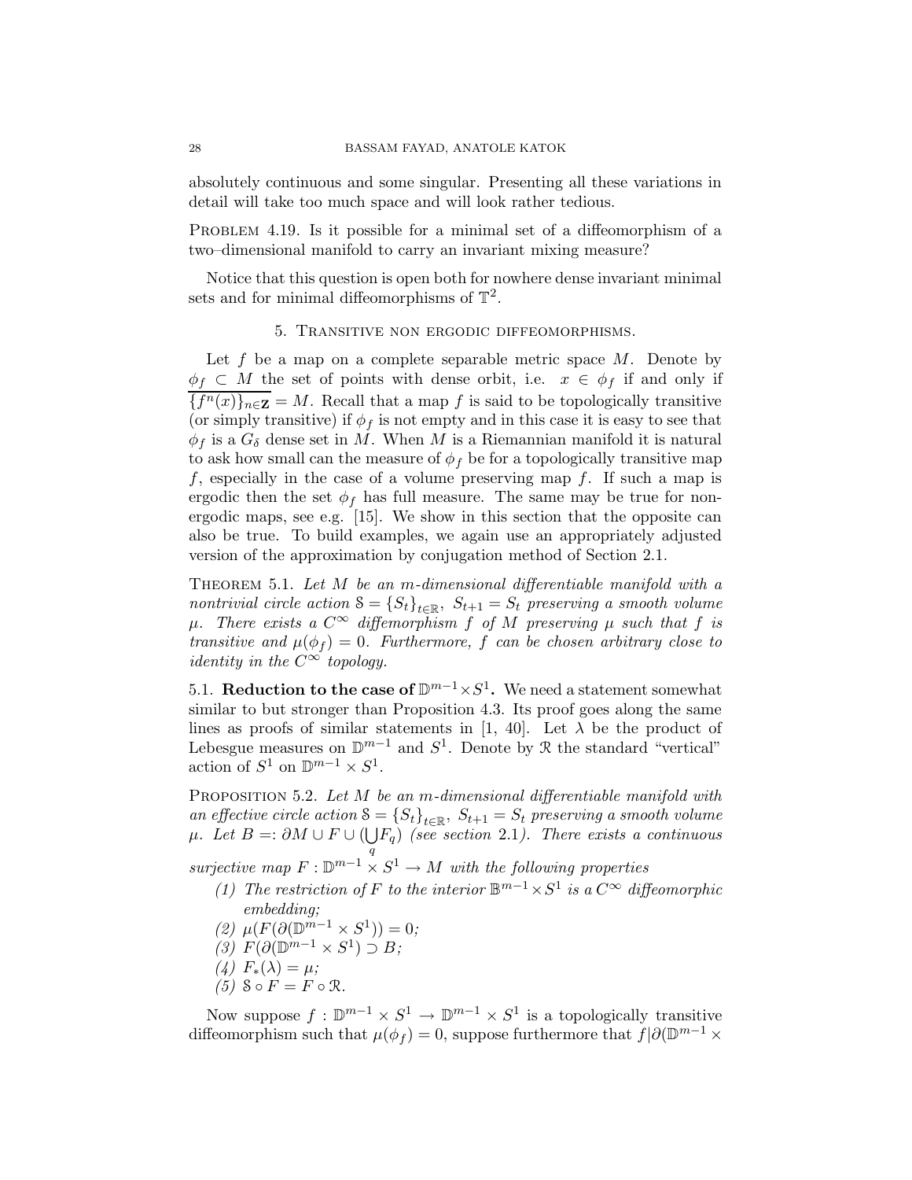absolutely continuous and some singular. Presenting all these variations in detail will take too much space and will look rather tedious.

Problem 4.19. *Is it possible for a minimal set of a diffeomorphism of a two–dimensional manifold to carry an invariant mixing measure?*

Notice that this question is open both for nowhere dense invariant minimal sets and for minimal diffeomorphisms of $\mathbb{T}^2$.

## 5. Transitive non ergodic diffeomorphisms.

Let $f$ be a map on a complete separable metric space $M$. Denote by $\phi_f \subset M$ the set of points with dense orbit, i.e. $x \in \phi_f$ if and only if $\overline{\{f^n(x)\}_{n\in\mathbf{Z}}} = M$. Recall that a map $f$ is said to be topologically transitive (or simply transitive) if $\phi_f$ is not empty and in this case it is easy to see that $\phi_f$ is a $G_\delta$ dense set in $M$. When $M$ is a Riemannian manifold it is natural to ask how small can the measure of $\phi_f$ be for a topologically transitive map $f$, especially in the case of a volume preserving map $f$. If such a map is ergodic then the set $\phi_f$ has full measure. The same may be true for non-ergodic maps, see e.g. [15]. We show in this section that the opposite can also be true. To build examples, we again use an appropriately adjusted version of the approximation by conjugation method of Section 2.1.

Theorem 5.1. *Let $M$ be an $m$-dimensional differentiable manifold with a nontrivial circle action $\mathcal{S} = \{S_t\}_{t\in\mathbb{R}}$, $S_{t+1} = S_t$ preserving a smooth volume $\mu$. There exists a $C^\infty$ diffeomorphism $f$ of $M$ preserving $\mu$ such that $f$ is transitive and $\mu(\phi_f) = 0$. Furthermore, $f$ can be chosen arbitrary close to identity in the $C^\infty$ topology.*

### 5.1. Reduction to the case of $\mathbb{D}^{m-1}\times S^1$.

We need a statement somewhat similar to but stronger than Proposition 4.3. Its proof goes along the same lines as proofs of similar statements in [1, 40]. Let $\lambda$ be the product of Lebesgue measures on $\mathbb{D}^{m-1}$ and $S^1$. Denote by $\mathcal{R}$ the standard "vertical" action of $S^1$ on $\mathbb{D}^{m-1} \times S^1$.

Proposition 5.2. *Let $M$ be an $m$-dimensional differentiable manifold with an effective circle action $\mathcal{S} = \{S_t\}_{t\in\mathbb{R}}$, $S_{t+1} = S_t$ preserving a smooth volume $\mu$. Let $B =: \partial M \cup F \cup (\bigcup_q F_q)$ (see section 2.1). There exists a continuous surjective map $F : \mathbb{D}^{m-1} \times S^1 \to M$ with the following properties*

1. *The restriction of $F$ to the interior $\mathbb{B}^{m-1}\times S^1$ is a $C^\infty$ diffeomorphic embedding;*
2. *$\mu(F(\partial(\mathbb{D}^{m-1} \times S^1)) = 0$;*
3. *$F(\partial(\mathbb{D}^{m-1} \times S^1) \supset B$;*
4. *$F_*(\lambda) = \mu$;*
5. *$\mathcal{S} \circ F = F \circ \mathcal{R}$.*

Now suppose $f : \mathbb{D}^{m-1} \times S^1 \to \mathbb{D}^{m-1} \times S^1$ is a topologically transitive diffeomorphism such that $\mu(\phi_f) = 0$, suppose furthermore that $f|\partial(\mathbb{D}^{m-1} \times$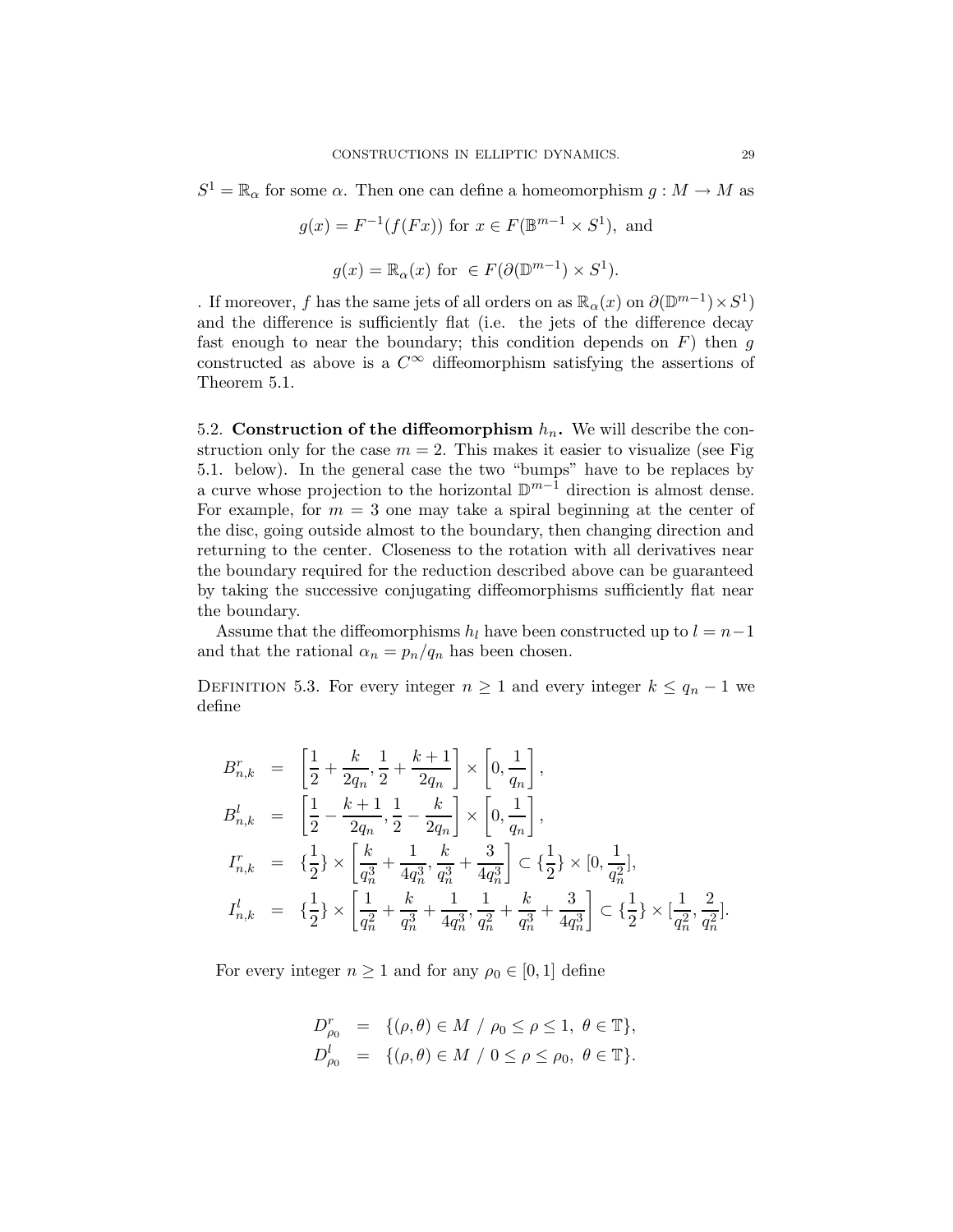$S^1 = \mathbb{R}_\alpha$ for some $\alpha$. Then one can define a homeomorphism $g : M \to M$ as

$$g(x) = F^{-1}(f(Fx)) \text{ for } x \in F(\mathbb{B}^{m-1} \times S^1), \text{ and}$$

$$g(x) = \mathbb{R}_\alpha(x) \text{ for } \in F(\partial(\mathbb{D}^{m-1}) \times S^1).$$

. If moreover, $f$ has the same jets of all orders on as $\mathbb{R}_\alpha(x)$ on $\partial(\mathbb{D}^{m-1}) \times S^1)$ and the difference is sufficiently flat (i.e. the jets of the difference decay fast enough to near the boundary; this condition depends on $F$) then $g$ constructed as above is a $C^\infty$ diffeomorphism satisfying the assertions of Theorem 5.1.

## 5.2. Construction of the diffeomorphism $h_n$.

We will describe the construction only for the case $m = 2$. This makes it easier to visualize (see Fig 5.1. below). In the general case the two "bumps" have to be replaces by a curve whose projection to the horizontal $\mathbb{D}^{m-1}$ direction is almost dense. For example, for $m = 3$ one may take a spiral beginning at the center of the disc, going outside almost to the boundary, then changing direction and returning to the center. Closeness to the rotation with all derivatives near the boundary required for the reduction described above can be guaranteed by taking the successive conjugating diffeomorphisms sufficiently flat near the boundary.

Assume that the diffeomorphisms $h_l$ have been constructed up to $l = n-1$ and that the rational $\alpha_n = p_n/q_n$ has been chosen.

Definition 5.3. For every integer $n \geq 1$ and every integer $k \leq q_n - 1$ we define

$$\begin{aligned}
B^r_{n,k} &= \left[\frac{1}{2} + \frac{k}{2q_n}, \frac{1}{2} + \frac{k+1}{2q_n}\right] \times \left[0, \frac{1}{q_n}\right], \\
B^l_{n,k} &= \left[\frac{1}{2} - \frac{k+1}{2q_n}, \frac{1}{2} - \frac{k}{2q_n}\right] \times \left[0, \frac{1}{q_n}\right], \\
I^r_{n,k} &= \{\frac{1}{2}\} \times \left[\frac{k}{q_n^3} + \frac{1}{4q_n^3}, \frac{k}{q_n^3} + \frac{3}{4q_n^3}\right] \subset \{\frac{1}{2}\} \times [0, \frac{1}{q_n^2}], \\
I^l_{n,k} &= \{\frac{1}{2}\} \times \left[\frac{1}{q_n^2} + \frac{k}{q_n^3} + \frac{1}{4q_n^3}, \frac{1}{q_n^2} + \frac{k}{q_n^3} + \frac{3}{4q_n^3}\right] \subset \{\frac{1}{2}\} \times [\frac{1}{q_n^2}, \frac{2}{q_n^2}].
\end{aligned}$$

For every integer $n \geq 1$ and for any $\rho_0 \in [0, 1]$ define

$$\begin{aligned}
D^r_{\rho_0} &= \{(\rho, \theta) \in M \ / \ \rho_0 \leq \rho \leq 1, \ \theta \in \mathbb{T}\}, \\
D^l_{\rho_0} &= \{(\rho, \theta) \in M \ / \ 0 \leq \rho \leq \rho_0, \ \theta \in \mathbb{T}\}.
\end{aligned}$$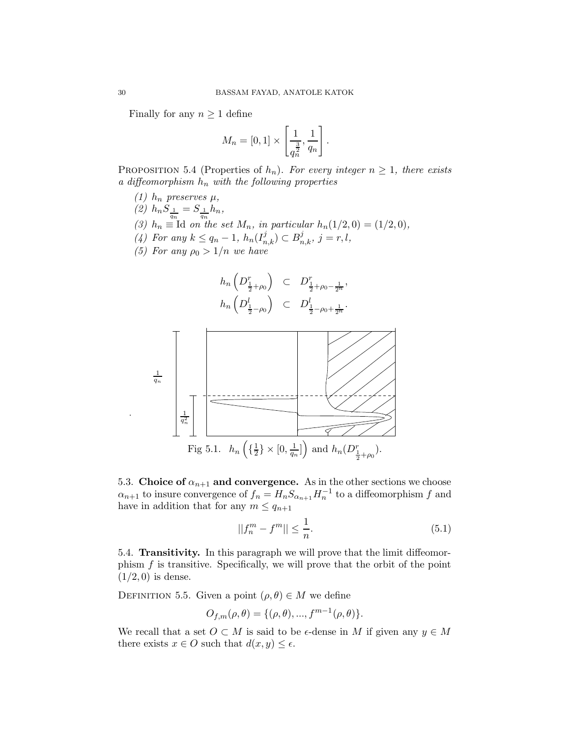Finally for any $n \geq 1$ define

$$M_n = [0, 1] \times \left[\frac{1}{q_n^{\frac{3}{2}}}, \frac{1}{q_n}\right].$$

PROPOSITION 5.4 (Properties of $h_n$). *For every integer $n \geq 1$, there exists a diffeomorphism $h_n$ with the following properties*

*(1) $h_n$ preserves $\mu$,*
*(2) $h_n S_{\frac{1}{q_n}} = S_{\frac{1}{q_n}} h_n$,*
*(3) $h_n \equiv \mathrm{Id}$ on the set $M_n$, in particular $h_n(1/2, 0) = (1/2, 0)$,*
*(4) For any $k \leq q_n - 1$, $h_n(I^j_{n,k}) \subset B^j_{n,k}$, $j = r, l$,*
*(5) For any $\rho_0 > 1/n$ we have*

$$\begin{aligned} h_n\left(D^r_{\frac{1}{2}+\rho_0}\right) &\subset D^r_{\frac{1}{2}+\rho_0-\frac{1}{2^n}}, \\ h_n\left(D^l_{\frac{1}{2}-\rho_0}\right) &\subset D^l_{\frac{1}{2}-\rho_0+\frac{1}{2^n}}. \end{aligned}$$

Fig 5.1. $h_n\left(\{\frac{1}{2}\} \times [0, \frac{1}{q_n}]\right)$ and $h_n(D^r_{\frac{1}{2}+\rho_0})$.

5.3. **Choice of $\alpha_{n+1}$ and convergence.** As in the other sections we choose $\alpha_{n+1}$ to insure convergence of $f_n = H_n S_{\alpha_{n+1}} H_n^{-1}$ to a diffeomorphism $f$ and have in addition that for any $m \leq q_{n+1}$

$$||f_n^m - f^m|| \leq \frac{1}{n}. \tag{5.1}$$

5.4. **Transitivity.** In this paragraph we will prove that the limit diffeomorphism $f$ is transitive. Specifically, we will prove that the orbit of the point $(1/2, 0)$ is dense.

DEFINITION 5.5. Given a point $(\rho, \theta) \in M$ we define

$$O_{f,m}(\rho, \theta) = \{(\rho, \theta), ..., f^{m-1}(\rho, \theta)\}.$$

We recall that a set $O \subset M$ is said to be $\epsilon$-dense in $M$ if given any $y \in M$ there exists $x \in O$ such that $d(x, y) \leq \epsilon$.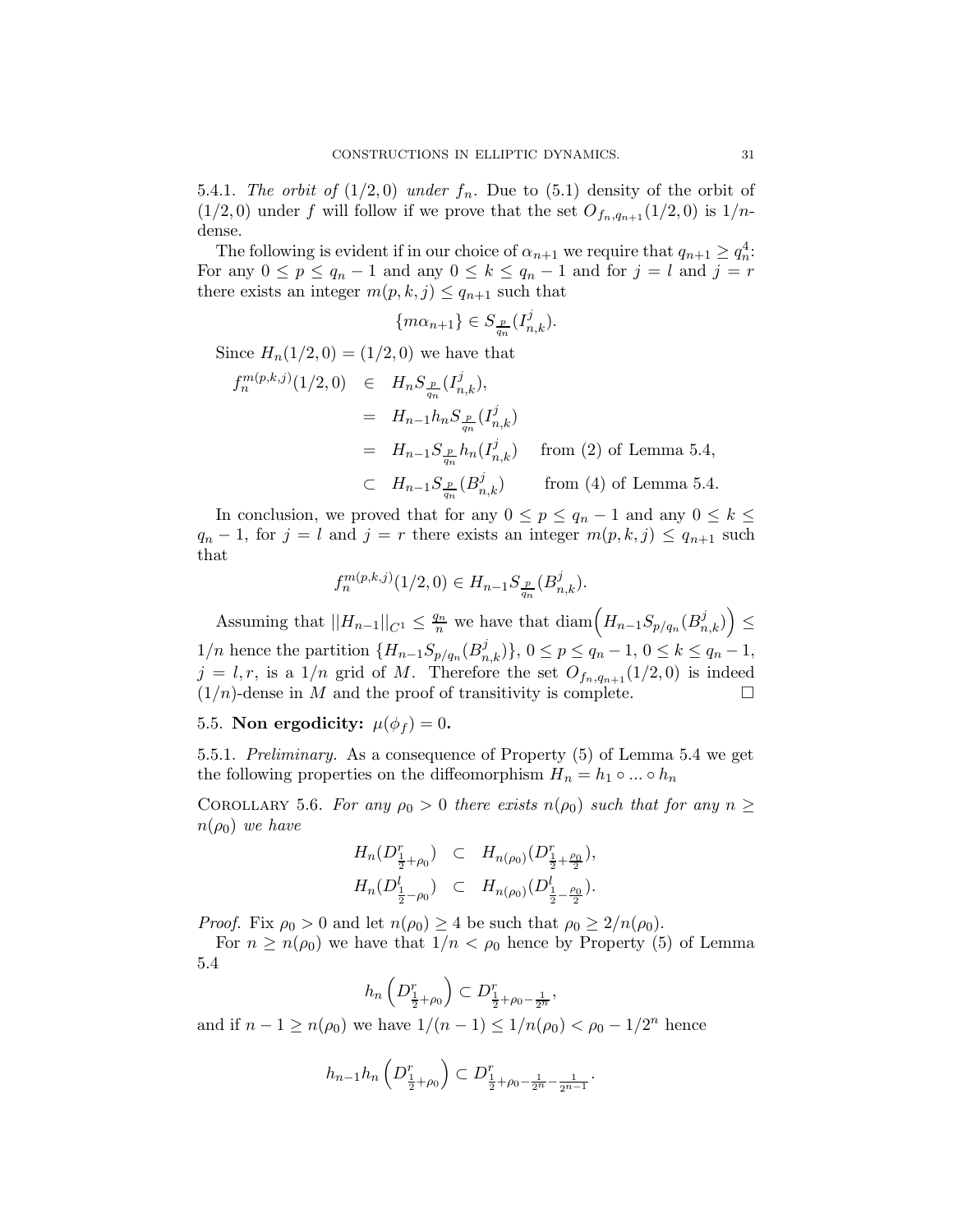5.4.1. *The orbit of* $(1/2, 0)$ *under* $f_n$. Due to (5.1) density of the orbit of $(1/2, 0)$ under $f$ will follow if we prove that the set $O_{f_n, q_{n+1}}(1/2, 0)$ is $1/n$-dense.

The following is evident if in our choice of $\alpha_{n+1}$ we require that $q_{n+1} \geq q_n^4$: For any $0 \leq p \leq q_n - 1$ and any $0 \leq k \leq q_n - 1$ and for $j = l$ and $j = r$ there exists an integer $m(p, k, j) \leq q_{n+1}$ such that

$$\{m\alpha_{n+1}\} \in S_{\frac{p}{q_n}}(I^j_{n,k}).$$

Since $H_n(1/2, 0) = (1/2, 0)$ we have that

$$\begin{aligned}
f_n^{m(p,k,j)}(1/2, 0) &\in H_n S_{\frac{p}{q_n}}(I^j_{n,k}), \\
&= H_{n-1} h_n S_{\frac{p}{q_n}}(I^j_{n,k}) \\
&= H_{n-1} S_{\frac{p}{q_n}} h_n(I^j_{n,k}) \quad \text{from (2) of Lemma 5.4,} \\
&\subset H_{n-1} S_{\frac{p}{q_n}}(B^j_{n,k}) \qquad \text{from (4) of Lemma 5.4.}
\end{aligned}$$

In conclusion, we proved that for any $0 \leq p \leq q_n - 1$ and any $0 \leq k \leq q_n - 1$, for $j = l$ and $j = r$ there exists an integer $m(p, k, j) \leq q_{n+1}$ such that

$$f_n^{m(p,k,j)}(1/2, 0) \in H_{n-1} S_{\frac{p}{q_n}}(B^j_{n,k}).$$

Assuming that $||H_{n-1}||_{C^1} \leq \frac{q_n}{n}$ we have that $\operatorname{diam}\Big(H_{n-1} S_{p/q_n}(B^j_{n,k})\Big) \leq 1/n$ hence the partition $\{H_{n-1} S_{p/q_n}(B^j_{n,k})\}$, $0 \leq p \leq q_n - 1$, $0 \leq k \leq q_n - 1$, $j = l, r$, is a $1/n$ grid of $M$. Therefore the set $O_{f_n, q_{n+1}}(1/2, 0)$ is indeed $(1/n)$-dense in $M$ and the proof of transitivity is complete. □

## 5.5. Non ergodicity: $\mu(\phi_f) = 0$.

5.5.1. *Preliminary.* As a consequence of Property (5) of Lemma 5.4 we get the following properties on the diffeomorphism $H_n = h_1 \circ \ldots \circ h_n$

Corollary 5.6. *For any $\rho_0 > 0$ there exists $n(\rho_0)$ such that for any $n \geq n(\rho_0)$ we have*

$$\begin{aligned}
H_n(D^r_{\frac{1}{2}+\rho_0}) &\subset H_{n(\rho_0)}(D^r_{\frac{1}{2}+\frac{\rho_0}{2}}), \\
H_n(D^l_{\frac{1}{2}-\rho_0}) &\subset H_{n(\rho_0)}(D^l_{\frac{1}{2}-\frac{\rho_0}{2}}).
\end{aligned}$$

*Proof.* Fix $\rho_0 > 0$ and let $n(\rho_0) \geq 4$ be such that $\rho_0 \geq 2/n(\rho_0)$.

For $n \geq n(\rho_0)$ we have that $1/n < \rho_0$ hence by Property (5) of Lemma 5.4

$$h_n\left(D^r_{\frac{1}{2}+\rho_0}\right) \subset D^r_{\frac{1}{2}+\rho_0-\frac{1}{2^n}},$$

and if $n - 1 \geq n(\rho_0)$ we have $1/(n-1) \leq 1/n(\rho_0) < \rho_0 - 1/2^n$ hence

$$h_{n-1} h_n\left(D^r_{\frac{1}{2}+\rho_0}\right) \subset D^r_{\frac{1}{2}+\rho_0-\frac{1}{2^n}-\frac{1}{2^{n-1}}}.$$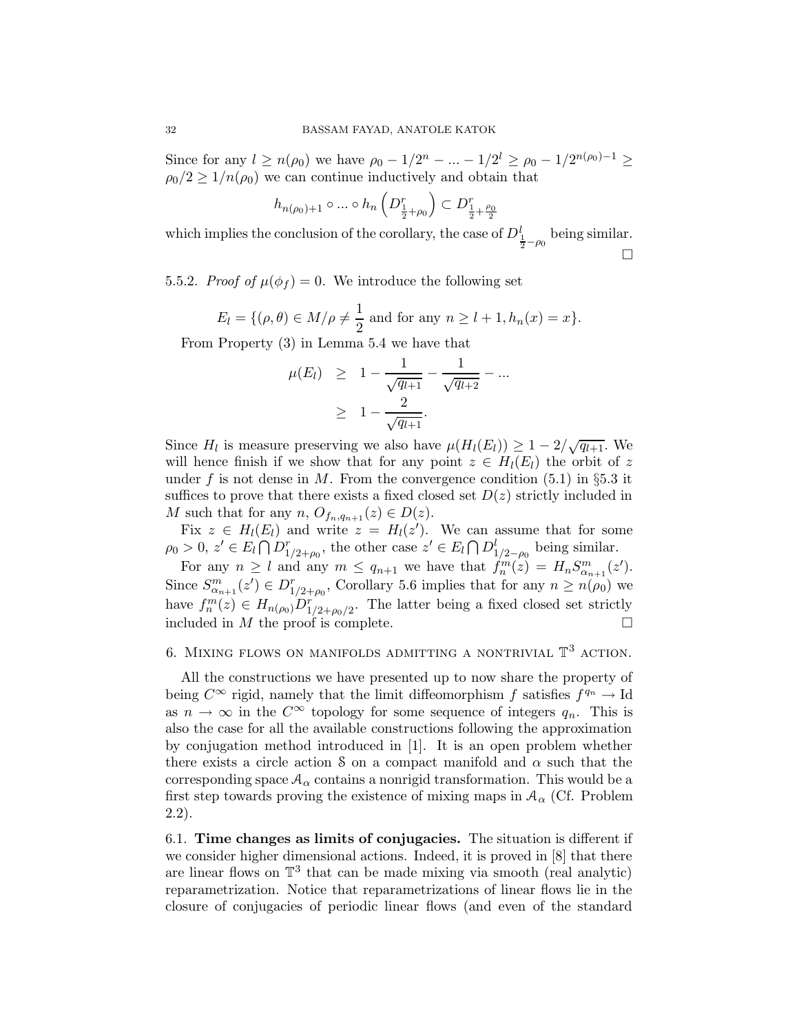Since for any $l \geq n(\rho_0)$ we have $\rho_0 - 1/2^n - ... - 1/2^l \geq \rho_0 - 1/2^{n(\rho_0)-1} \geq \rho_0/2 \geq 1/n(\rho_0)$ we can continue inductively and obtain that

$$h_{n(\rho_0)+1} \circ ... \circ h_n \left( D^r_{\frac{1}{2}+\rho_0} \right) \subset D^r_{\frac{1}{2}+\frac{\rho_0}{2}}$$

which implies the conclusion of the corollary, the case of $D^l_{\frac{1}{2}-\rho_0}$ being similar. $\square$

5.5.2. *Proof of $\mu(\phi_f) = 0$.* We introduce the following set

$$E_l = \{(\rho, \theta) \in M/\rho \neq \frac{1}{2} \text{ and for any } n \geq l+1, h_n(x) = x\}.$$

From Property (3) in Lemma 5.4 we have that

$$\begin{aligned} \mu(E_l) &\geq 1 - \frac{1}{\sqrt{q_{l+1}}} - \frac{1}{\sqrt{q_{l+2}}} - ... \\ &\geq 1 - \frac{2}{\sqrt{q_{l+1}}}. \end{aligned}$$

Since $H_l$ is measure preserving we also have $\mu(H_l(E_l)) \geq 1 - 2/\sqrt{q_{l+1}}$. We will hence finish if we show that for any point $z \in H_l(E_l)$ the orbit of $z$ under $f$ is not dense in $M$. From the convergence condition (5.1) in §5.3 it suffices to prove that there exists a fixed closed set $D(z)$ strictly included in $M$ such that for any $n$, $O_{f_n, q_{n+1}}(z) \in D(z)$.

Fix $z \in H_l(E_l)$ and write $z = H_l(z')$. We can assume that for some $\rho_0 > 0$, $z' \in E_l \bigcap D^r_{1/2+\rho_0}$, the other case $z' \in E_l \bigcap D^l_{1/2-\rho_0}$ being similar.

For any $n \geq l$ and any $m \leq q_{n+1}$ we have that $f^m_n(z) = H_n S^m_{\alpha_{n+1}}(z')$. Since $S^m_{\alpha_{n+1}}(z') \in D^r_{1/2+\rho_0}$, Corollary 5.6 implies that for any $n \geq n(\rho_0)$ we have $f^m_n(z) \in H_{n(\rho_0)} D^r_{1/2+\rho_0/2}$. The latter being a fixed closed set strictly included in $M$ the proof is complete. $\square$

## 6. Mixing flows on manifolds admitting a nontrivial $\mathbb{T}^3$ action.

All the constructions we have presented up to now share the property of being $C^\infty$ rigid, namely that the limit diffeomorphism $f$ satisfies $f^{q_n} \to \text{Id}$ as $n \to \infty$ in the $C^\infty$ topology for some sequence of integers $q_n$. This is also the case for all the available constructions following the approximation by conjugation method introduced in [1]. It is an open problem whether there exists a circle action $\mathcal{S}$ on a compact manifold and $\alpha$ such that the corresponding space $\mathcal{A}_\alpha$ contains a nonrigid transformation. This would be a first step towards proving the existence of mixing maps in $\mathcal{A}_\alpha$ (Cf. Problem 2.2).

6.1. **Time changes as limits of conjugacies.** The situation is different if we consider higher dimensional actions. Indeed, it is proved in [8] that there are linear flows on $\mathbb{T}^3$ that can be made mixing via smooth (real analytic) reparametrization. Notice that reparametrizations of linear flows lie in the closure of conjugacies of periodic linear flows (and even of the standard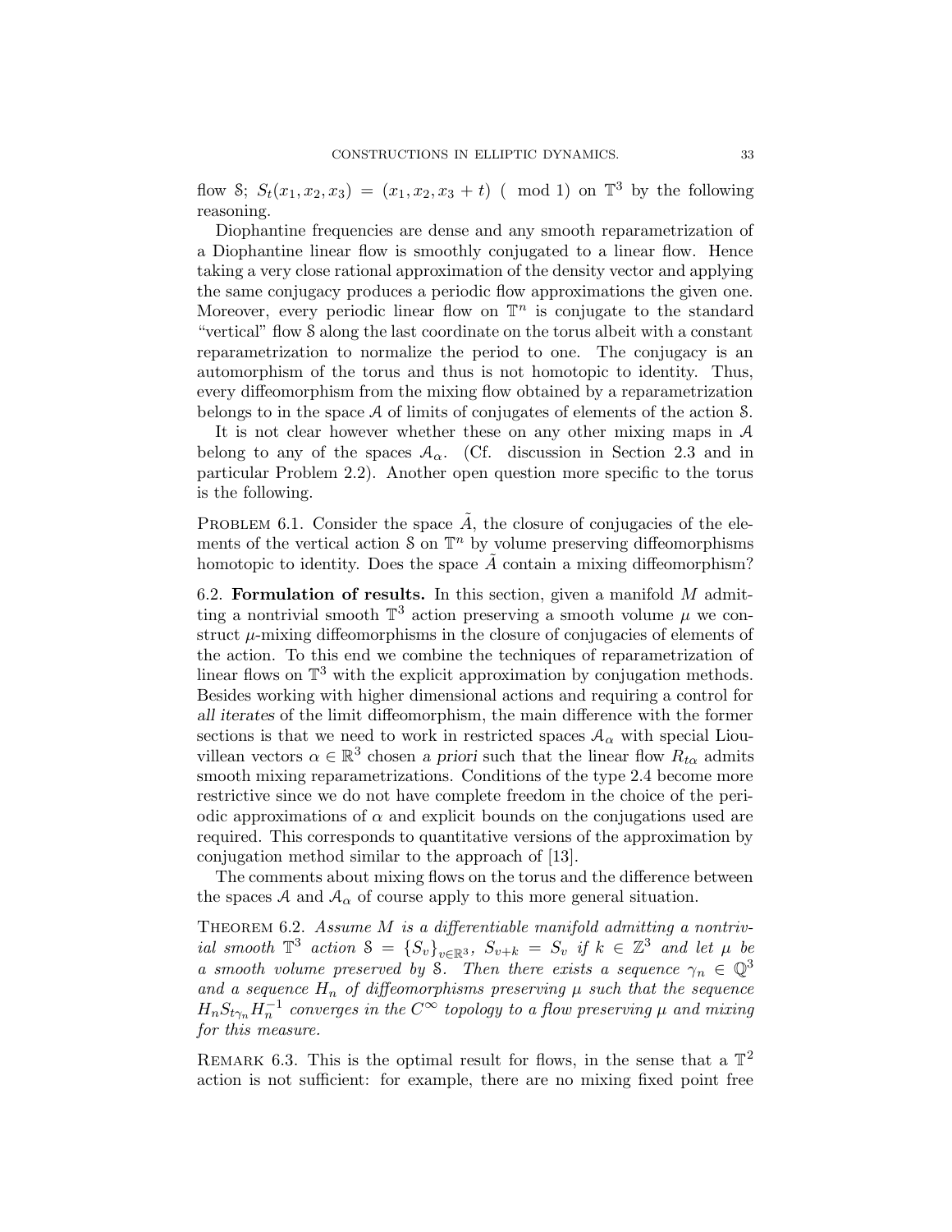flow $\mathcal{S}$; $S_t(x_1, x_2, x_3) = (x_1, x_2, x_3 + t)$ ( mod 1) on $\mathbb{T}^3$ by the following reasoning.

Diophantine frequencies are dense and any smooth reparametrization of a Diophantine linear flow is smoothly conjugated to a linear flow. Hence taking a very close rational approximation of the density vector and applying the same conjugacy produces a periodic flow approximations the given one. Moreover, every periodic linear flow on $\mathbb{T}^n$ is conjugate to the standard "vertical" flow $\mathcal{S}$ along the last coordinate on the torus albeit with a constant reparametrization to normalize the period to one. The conjugacy is an automorphism of the torus and thus is not homotopic to identity. Thus, every diffeomorphism from the mixing flow obtained by a reparametrization belongs to in the space $\mathcal{A}$ of limits of conjugates of elements of the action $\mathcal{S}$.

It is not clear however whether these on any other mixing maps in $\mathcal{A}$ belong to any of the spaces $\mathcal{A}_\alpha$. (Cf. discussion in Section 2.3 and in particular Problem 2.2). Another open question more specific to the torus is the following.

Problem 6.1. Consider the space $\tilde{A}$, the closure of conjugacies of the elements of the vertical action $\mathcal{S}$ on $\mathbb{T}^n$ by volume preserving diffeomorphisms homotopic to identity. Does the space $\tilde{A}$ contain a mixing diffeomorphism?

6.2. **Formulation of results.** In this section, given a manifold $M$ admitting a nontrivial smooth $\mathbb{T}^3$ action preserving a smooth volume $\mu$ we construct $\mu$-mixing diffeomorphisms in the closure of conjugacies of elements of the action. To this end we combine the techniques of reparametrization of linear flows on $\mathbb{T}^3$ with the explicit approximation by conjugation methods. Besides working with higher dimensional actions and requiring a control for *all iterates* of the limit diffeomorphism, the main difference with the former sections is that we need to work in restricted spaces $\mathcal{A}_\alpha$ with special Liouvillean vectors $\alpha \in \mathbb{R}^3$ chosen *a priori* such that the linear flow $R_{t\alpha}$ admits smooth mixing reparametrizations. Conditions of the type 2.4 become more restrictive since we do not have complete freedom in the choice of the periodic approximations of $\alpha$ and explicit bounds on the conjugations used are required. This corresponds to quantitative versions of the approximation by conjugation method similar to the approach of [13].

The comments about mixing flows on the torus and the difference between the spaces $\mathcal{A}$ and $\mathcal{A}_\alpha$ of course apply to this more general situation.

Theorem 6.2. *Assume $M$ is a differentiable manifold admitting a nontrivial smooth $\mathbb{T}^3$ action $\mathcal{S} = \{S_v\}_{v\in\mathbb{R}^3}$, $S_{v+k} = S_v$ if $k \in \mathbb{Z}^3$ and let $\mu$ be a smooth volume preserved by $\mathcal{S}$. Then there exists a sequence $\gamma_n \in \mathbb{Q}^3$ and a sequence $H_n$ of diffeomorphisms preserving $\mu$ such that the sequence $H_n S_{t\gamma_n} H_n^{-1}$ converges in the $C^\infty$ topology to a flow preserving $\mu$ and mixing for this measure.*

Remark 6.3. This is the optimal result for flows, in the sense that a $\mathbb{T}^2$ action is not sufficient: for example, there are no mixing fixed point free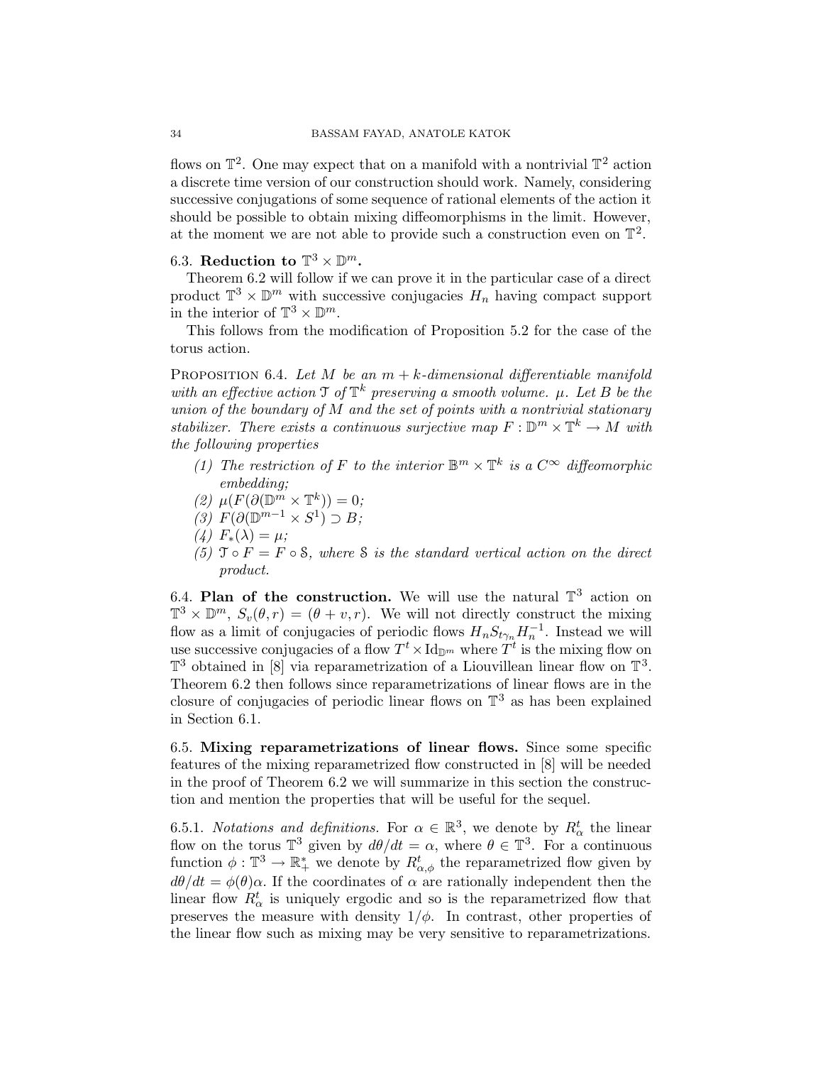flows on $\mathbb{T}^2$. One may expect that on a manifold with a nontrivial $\mathbb{T}^2$ action a discrete time version of our construction should work. Namely, considering successive conjugations of some sequence of rational elements of the action it should be possible to obtain mixing diffeomorphisms in the limit. However, at the moment we are not able to provide such a construction even on $\mathbb{T}^2$.

### 6.3. Reduction to $\mathbb{T}^3 \times \mathbb{D}^m$.

Theorem 6.2 will follow if we can prove it in the particular case of a direct product $\mathbb{T}^3 \times \mathbb{D}^m$ with successive conjugacies $H_n$ having compact support in the interior of $\mathbb{T}^3 \times \mathbb{D}^m$.

This follows from the modification of Proposition 5.2 for the case of the torus action.

Proposition 6.4. *Let $M$ be an $m+k$-dimensional differentiable manifold with an effective action $\mathcal{T}$ of $\mathbb{T}^k$ preserving a smooth volume. $\mu$. Let $B$ be the union of the boundary of $M$ and the set of points with a nontrivial stationary stabilizer. There exists a continuous surjective map $F : \mathbb{D}^m \times \mathbb{T}^k \to M$ with the following properties*

1. *The restriction of $F$ to the interior $\mathbb{B}^m \times \mathbb{T}^k$ is a $C^\infty$ diffeomorphic embedding;*
2. *$\mu(F(\partial(\mathbb{D}^m \times \mathbb{T}^k)) = 0$;*
3. *$F(\partial(\mathbb{D}^{m-1} \times S^1) \supset B$;*
4. *$F_*(\lambda) = \mu$;*
5. *$\mathcal{T} \circ F = F \circ \mathcal{S}$, where $\mathcal{S}$ is the standard vertical action on the direct product.*

### 6.4. Plan of the construction.

We will use the natural $\mathbb{T}^3$ action on $\mathbb{T}^3 \times \mathbb{D}^m$, $S_v(\theta, r) = (\theta + v, r)$. We will not directly construct the mixing flow as a limit of conjugacies of periodic flows $H_n S_{t\gamma_n} H_n^{-1}$. Instead we will use successive conjugacies of a flow $T^t \times \mathrm{Id}_{\mathbb{D}^m}$ where $T^t$ is the mixing flow on $\mathbb{T}^3$ obtained in [8] via reparametrization of a Liouvillean linear flow on $\mathbb{T}^3$. Theorem 6.2 then follows since reparametrizations of linear flows are in the closure of conjugacies of periodic linear flows on $\mathbb{T}^3$ as has been explained in Section 6.1.

### 6.5. Mixing reparametrizations of linear flows.

Since some specific features of the mixing reparametrized flow constructed in [8] will be needed in the proof of Theorem 6.2 we will summarize in this section the construction and mention the properties that will be useful for the sequel.

6.5.1. *Notations and definitions.* For $\alpha \in \mathbb{R}^3$, we denote by $R_\alpha^t$ the linear flow on the torus $\mathbb{T}^3$ given by $d\theta/dt = \alpha$, where $\theta \in \mathbb{T}^3$. For a continuous function $\phi : \mathbb{T}^3 \to \mathbb{R}_+^*$ we denote by $R_{\alpha,\phi}^t$ the reparametrized flow given by $d\theta/dt = \phi(\theta)\alpha$. If the coordinates of $\alpha$ are rationally independent then the linear flow $R_\alpha^t$ is uniquely ergodic and so is the reparametrized flow that preserves the measure with density $1/\phi$. In contrast, other properties of the linear flow such as mixing may be very sensitive to reparametrizations.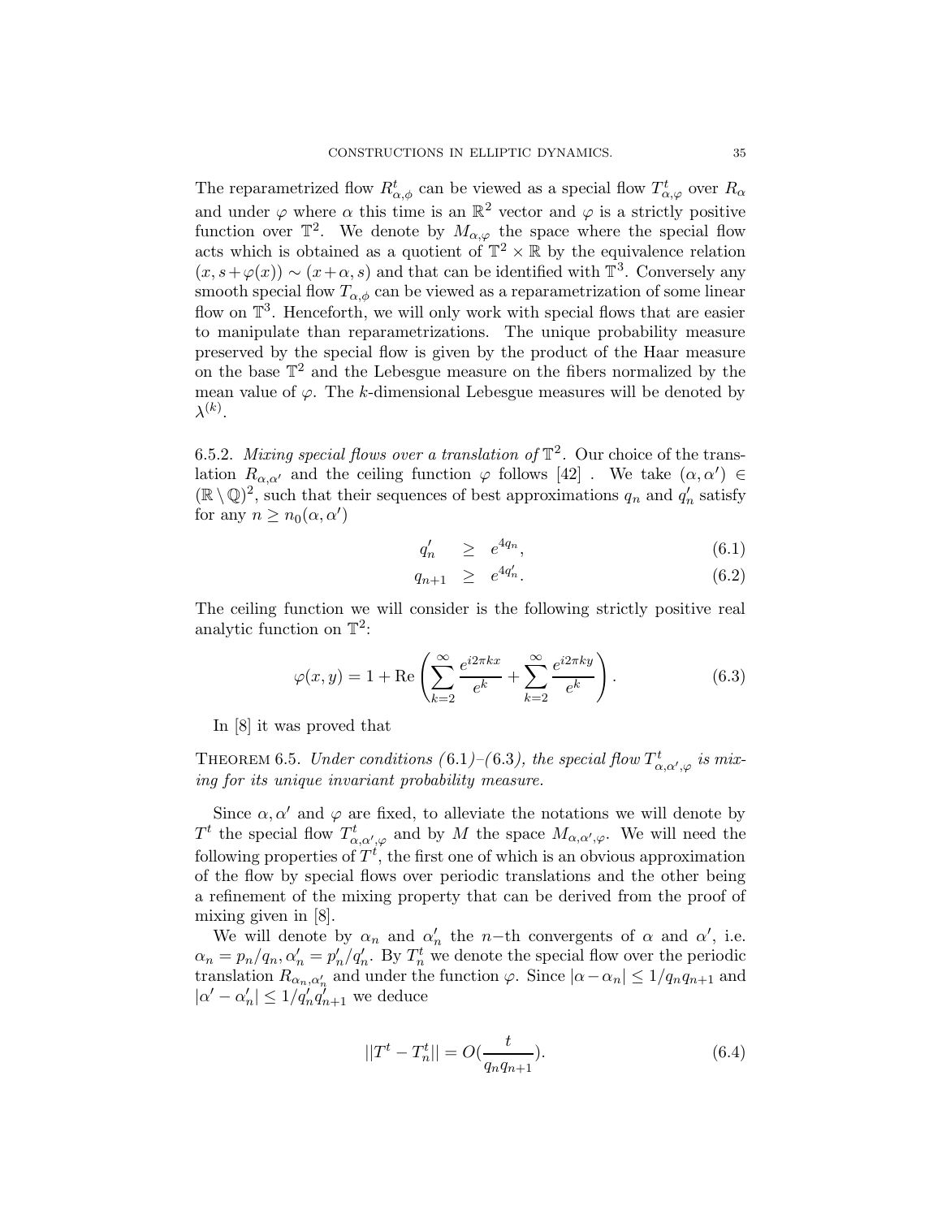The reparametrized flow $R^t_{\alpha,\phi}$ can be viewed as a special flow $T^t_{\alpha,\varphi}$ over $R_\alpha$ and under $\varphi$ where $\alpha$ this time is an $\mathbb{R}^2$ vector and $\varphi$ is a strictly positive function over $\mathbb{T}^2$. We denote by $M_{\alpha,\varphi}$ the space where the special flow acts which is obtained as a quotient of $\mathbb{T}^2 \times \mathbb{R}$ by the equivalence relation $(x, s+\varphi(x)) \sim (x+\alpha, s)$ and that can be identified with $\mathbb{T}^3$. Conversely any smooth special flow $T_{\alpha,\phi}$ can be viewed as a reparametrization of some linear flow on $\mathbb{T}^3$. Henceforth, we will only work with special flows that are easier to manipulate than reparametrizations. The unique probability measure preserved by the special flow is given by the product of the Haar measure on the base $\mathbb{T}^2$ and the Lebesgue measure on the fibers normalized by the mean value of $\varphi$. The $k$-dimensional Lebesgue measures will be denoted by $\lambda^{(k)}$.

6.5.2. *Mixing special flows over a translation of* $\mathbb{T}^2$. Our choice of the translation $R_{\alpha,\alpha'}$ and the ceiling function $\varphi$ follows [42] . We take $(\alpha, \alpha') \in (\mathbb{R} \setminus \mathbb{Q})^2$, such that their sequences of best approximations $q_n$ and $q'_n$ satisfy for any $n \geq n_0(\alpha, \alpha')$

$$q'_n \geq e^{4q_n}, \tag{6.1}$$

$$q_{n+1} \geq e^{4q'_n}. \tag{6.2}$$

The ceiling function we will consider is the following strictly positive real analytic function on $\mathbb{T}^2$:

$$\varphi(x, y) = 1 + \mathrm{Re}\left(\sum_{k=2}^{\infty} \frac{e^{i2\pi kx}}{e^k} + \sum_{k=2}^{\infty} \frac{e^{i2\pi ky}}{e^k}\right). \tag{6.3}$$

In [8] it was proved that

Theorem 6.5. *Under conditions (*6.1*)–(*6.3*), the special flow $T^t_{\alpha,\alpha',\varphi}$ is mixing for its unique invariant probability measure.*

Since $\alpha, \alpha'$ and $\varphi$ are fixed, to alleviate the notations we will denote by $T^t$ the special flow $T^t_{\alpha,\alpha',\varphi}$ and by $M$ the space $M_{\alpha,\alpha',\varphi}$. We will need the following properties of $T^t$, the first one of which is an obvious approximation of the flow by special flows over periodic translations and the other being a refinement of the mixing property that can be derived from the proof of mixing given in [8].

We will denote by $\alpha_n$ and $\alpha'_n$ the $n$−th convergents of $\alpha$ and $\alpha'$, i.e. $\alpha_n = p_n/q_n, \alpha'_n = p'_n/q'_n$. By $T^t_n$ we denote the special flow over the periodic translation $R_{\alpha_n,\alpha'_n}$ and under the function $\varphi$. Since $|\alpha - \alpha_n| \leq 1/q_n q_{n+1}$ and $|\alpha' - \alpha'_n| \leq 1/q'_n q'_{n+1}$ we deduce

$$||T^t - T^t_n|| = O(\frac{t}{q_n q_{n+1}}). \tag{6.4}$$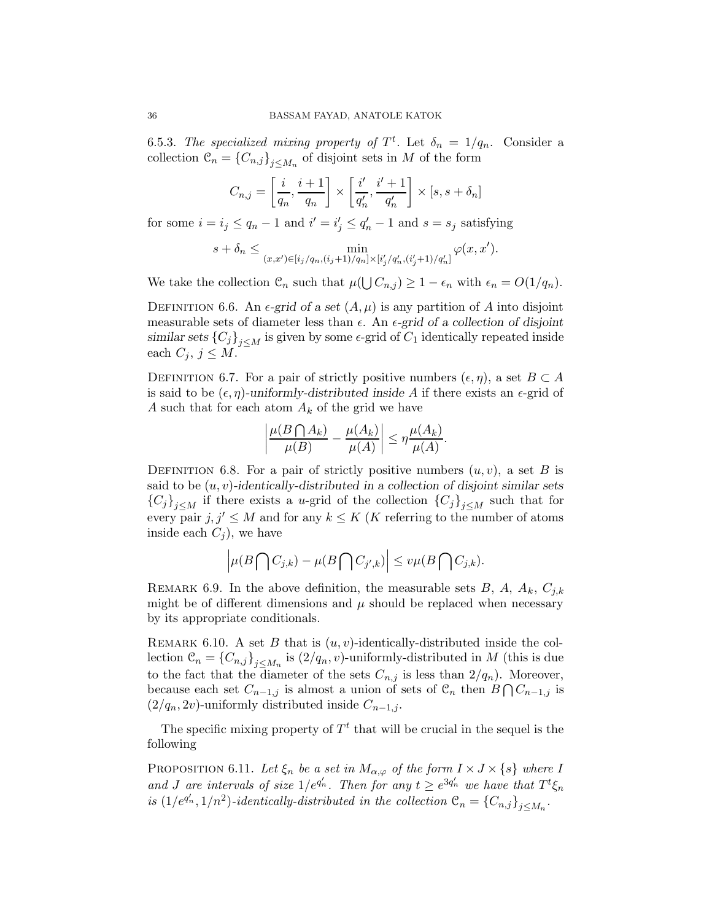6.5.3. *The specialized mixing property of $T^t$.* Let $\delta_n = 1/q_n$. Consider a collection $\mathcal{C}_n = \{C_{n,j}\}_{j \leq M_n}$ of disjoint sets in $M$ of the form

$$C_{n,j} = \left[\frac{i}{q_n}, \frac{i+1}{q_n}\right] \times \left[\frac{i'}{q_n'}, \frac{i'+1}{q_n'}\right] \times [s, s+\delta_n]$$

for some $i = i_j \leq q_n - 1$ and $i' = i'_j \leq q'_n - 1$ and $s = s_j$ satisfying

$$s + \delta_n \leq \min_{(x,x') \in [i_j/q_n, (i_j+1)/q_n] \times [i'_j/q'_n, (i'_j+1)/q'_n]} \varphi(x, x').$$

We take the collection $\mathcal{C}_n$ such that $\mu(\bigcup C_{n,j}) \geq 1 - \epsilon_n$ with $\epsilon_n = O(1/q_n)$.

Definition 6.6. An *$\epsilon$-grid of a set $(A, \mu)$* is any partition of $A$ into disjoint measurable sets of diameter less than $\epsilon$. An *$\epsilon$-grid of a collection of disjoint similar sets $\{C_j\}_{j \leq M}$* is given by some $\epsilon$-grid of $C_1$ identically repeated inside each $C_j$, $j \leq M$.

Definition 6.7. For a pair of strictly positive numbers $(\epsilon, \eta)$, a set $B \subset A$ is said to be *$(\epsilon, \eta)$-uniformly-distributed inside $A$* if there exists an $\epsilon$-grid of $A$ such that for each atom $A_k$ of the grid we have

$$\left| \frac{\mu(B \bigcap A_k)}{\mu(B)} - \frac{\mu(A_k)}{\mu(A)} \right| \leq \eta \frac{\mu(A_k)}{\mu(A)}.$$

Definition 6.8. For a pair of strictly positive numbers $(u, v)$, a set $B$ is said to be *$(u, v)$-identically-distributed in a collection of disjoint similar sets $\{C_j\}_{j \leq M}$* if there exists a $u$-grid of the collection $\{C_j\}_{j \leq M}$ such that for every pair $j, j' \leq M$ and for any $k \leq K$ ($K$ referring to the number of atoms inside each $C_j$), we have

$$\left| \mu(B \bigcap C_{j,k}) - \mu(B \bigcap C_{j',k}) \right| \leq v \mu(B \bigcap C_{j,k}).$$

Remark 6.9. In the above definition, the measurable sets $B$, $A$, $A_k$, $C_{j,k}$ might be of different dimensions and $\mu$ should be replaced when necessary by its appropriate conditionals.

Remark 6.10. A set $B$ that is $(u, v)$-identically-distributed inside the collection $\mathcal{C}_n = \{C_{n,j}\}_{j \leq M_n}$ is $(2/q_n, v)$-uniformly-distributed in $M$ (this is due to the fact that the diameter of the sets $C_{n,j}$ is less than $2/q_n$). Moreover, because each set $C_{n-1,j}$ is almost a union of sets of $\mathcal{C}_n$ then $B \bigcap C_{n-1,j}$ is $(2/q_n, 2v)$-uniformly distributed inside $C_{n-1,j}$.

The specific mixing property of $T^t$ that will be crucial in the sequel is the following

Proposition 6.11. *Let $\xi_n$ be a set in $M_{\alpha,\varphi}$ of the form $I \times J \times \{s\}$ where $I$ and $J$ are intervals of size $1/e^{q'_n}$. Then for any $t \geq e^{3q'_n}$ we have that $T^t \xi_n$ is $(1/e^{q'_n}, 1/n^2)$-identically-distributed in the collection $\mathcal{C}_n = \{C_{n,j}\}_{j \leq M_n}$.*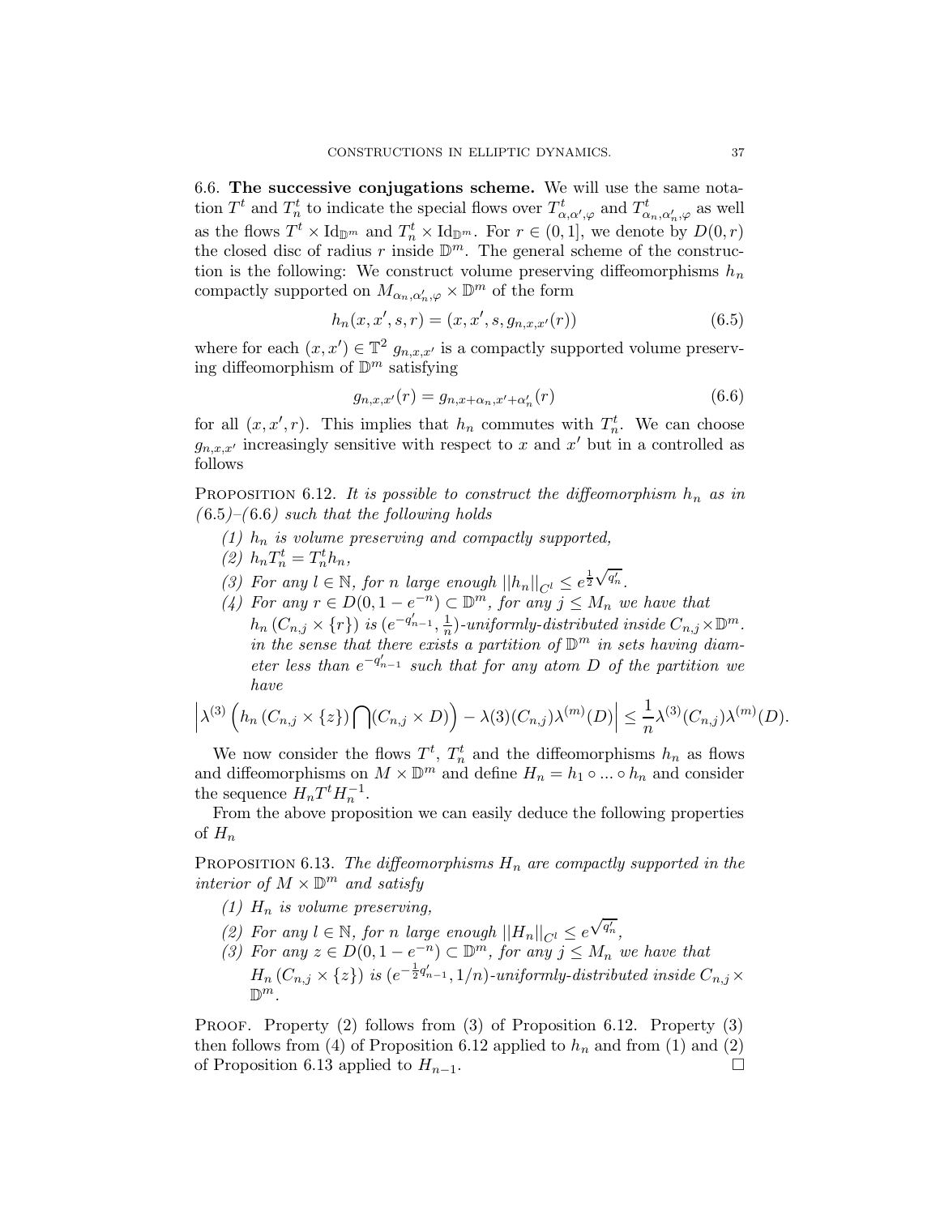**6.6. The successive conjugations scheme.** We will use the same notation $T^t$ and $T_n^t$ to indicate the special flows over $T^t_{\alpha,\alpha',\varphi}$ and $T^t_{\alpha_n,\alpha'_n,\varphi}$ as well as the flows $T^t \times \mathrm{Id}_{\mathbb{D}^m}$ and $T_n^t \times \mathrm{Id}_{\mathbb{D}^m}$. For $r \in (0,1]$, we denote by $D(0,r)$ the closed disc of radius $r$ inside $\mathbb{D}^m$. The general scheme of the construction is the following: We construct volume preserving diffeomorphisms $h_n$ compactly supported on $M_{\alpha_n,\alpha'_n,\varphi} \times \mathbb{D}^m$ of the form

$$h_n(x,x',s,r) = (x,x',s,g_{n,x,x'}(r)) \tag{6.5}$$

where for each $(x,x') \in \mathbb{T}^2$ $g_{n,x,x'}$ is a compactly supported volume preserving diffeomorphism of $\mathbb{D}^m$ satisfying

$$g_{n,x,x'}(r) = g_{n,x+\alpha_n,x'+\alpha'_n}(r) \tag{6.6}$$

for all $(x,x',r)$. This implies that $h_n$ commutes with $T_n^t$. We can choose $g_{n,x,x'}$ increasingly sensitive with respect to $x$ and $x'$ but in a controlled as follows

**Proposition 6.12.** *It is possible to construct the diffeomorphism $h_n$ as in (6.5)–(6.6) such that the following holds*

*(1) $h_n$ is volume preserving and compactly supported,*

*(2) $h_n T_n^t = T_n^t h_n$,*

*(3) For any $l \in \mathbb{N}$, for $n$ large enough $\|h_n\|_{C^l} \leq e^{\frac{1}{2}\sqrt{q'_n}}$.*

*(4) For any $r \in D(0, 1-e^{-n}) \subset \mathbb{D}^m$, for any $j \leq M_n$ we have that $h_n(C_{n,j} \times \{r\})$ is $(e^{-q'_{n-1}}, \frac{1}{n})$-uniformly-distributed inside $C_{n,j} \times \mathbb{D}^m$. in the sense that there exists a partition of $\mathbb{D}^m$ in sets having diameter less than $e^{-q'_{n-1}}$ such that for any atom $D$ of the partition we have*

$$\left|\lambda^{(3)}\left(h_n\left(C_{n,j} \times \{z\}\right)\bigcap(C_{n,j} \times D)\right) - \lambda(3)(C_{n,j})\lambda^{(m)}(D)\right| \leq \frac{1}{n}\lambda^{(3)}(C_{n,j})\lambda^{(m)}(D).$$

We now consider the flows $T^t$, $T_n^t$ and the diffeomorphisms $h_n$ as flows and diffeomorphisms on $M \times \mathbb{D}^m$ and define $H_n = h_1 \circ \ldots \circ h_n$ and consider the sequence $H_n T^t H_n^{-1}$.

From the above proposition we can easily deduce the following properties of $H_n$

**Proposition 6.13.** *The diffeomorphisms $H_n$ are compactly supported in the interior of $M \times \mathbb{D}^m$ and satisfy*

*(1) $H_n$ is volume preserving,*

*(2) For any $l \in \mathbb{N}$, for $n$ large enough $\|H_n\|_{C^l} \leq e^{\sqrt{q'_n}}$,*

*(3) For any $z \in D(0, 1-e^{-n}) \subset \mathbb{D}^m$, for any $j \leq M_n$ we have that $H_n(C_{n,j} \times \{z\})$ is $(e^{-\frac{1}{2}q'_{n-1}}, 1/n)$-uniformly-distributed inside $C_{n,j} \times \mathbb{D}^m$.*

Proof. Property (2) follows from (3) of Proposition 6.12. Property (3) then follows from (4) of Proposition 6.12 applied to $h_n$ and from (1) and (2) of Proposition 6.13 applied to $H_{n-1}$. $\square$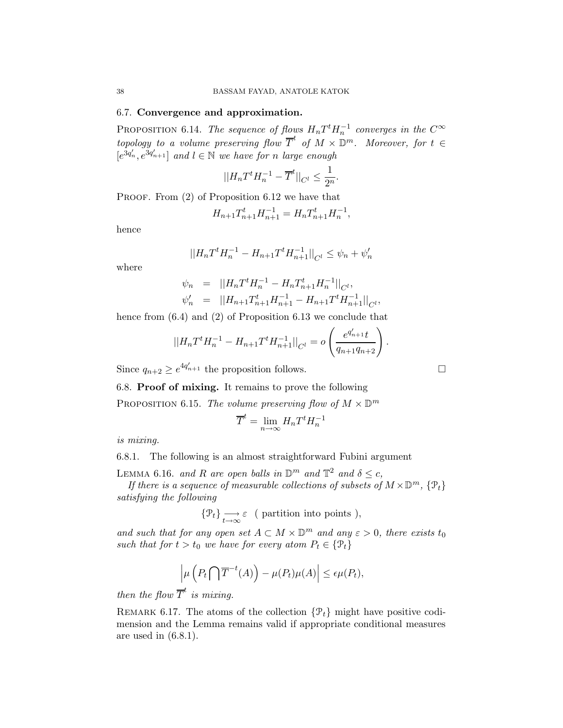### 6.7. **Convergence and approximation.**

PROPOSITION 6.14. *The sequence of flows $H_n T^t H_n^{-1}$ converges in the $C^\infty$ topology to a volume preserving flow $\overline{T}^t$ of $M \times \mathbb{D}^m$. Moreover, for $t \in [e^{3q'_n}, e^{3q'_{n+1}}]$ and $l \in \mathbb{N}$ we have for $n$ large enough*

$$||H_n T^t H_n^{-1} - \overline{T}^t||_{C^l} \leq \frac{1}{2^n}.$$

PROOF. From (2) of Proposition 6.12 we have that

$$H_{n+1} T_{n+1}^t H_{n+1}^{-1} = H_n T_{n+1}^t H_n^{-1},$$

hence

$$||H_n T^t H_n^{-1} - H_{n+1} T^t H_{n+1}^{-1}||_{C^l} \leq \psi_n + \psi'_n$$

where

$$\begin{aligned}
\psi_n &= ||H_n T^t H_n^{-1} - H_n T_{n+1}^t H_n^{-1}||_{C^l}, \\
\psi'_n &= ||H_{n+1} T_{n+1}^t H_{n+1}^{-1} - H_{n+1} T^t H_{n+1}^{-1}||_{C^l},
\end{aligned}$$

hence from (6.4) and (2) of Proposition 6.13 we conclude that

$$||H_n T^t H_n^{-1} - H_{n+1} T^t H_{n+1}^{-1}||_{C^l} = o\left(\frac{e^{q'_{n+1}} t}{q_{n+1} q_{n+2}}\right).$$

Since $q_{n+2} \geq e^{4q'_{n+1}}$ the proposition follows. □

### 6.8. **Proof of mixing.** It remains to prove the following

PROPOSITION 6.15. *The volume preserving flow of $M \times \mathbb{D}^m$*

$$\overline{T}^t = \lim_{n \to \infty} H_n T^t H_n^{-1}$$

*is mixing.*

6.8.1. The following is an almost straightforward Fubini argument

LEMMA 6.16. *and $R$ are open balls in $\mathbb{D}^m$ and $\mathbb{T}^2$ and $\delta \leq c$,*

*If there is a sequence of measurable collections of subsets of $M \times \mathbb{D}^m$, $\{\mathcal{P}_t\}$ satisfying the following*

$$\{\mathcal{P}_t\} \underset{t \to \infty}{\longrightarrow} \varepsilon \quad (\text{ partition into points }),$$

*and such that for any open set $A \subset M \times \mathbb{D}^m$ and any $\varepsilon > 0$, there exists $t_0$ such that for $t > t_0$ we have for every atom $P_t \in \{\mathcal{P}_t\}$*

$$\left| \mu \left( P_t \bigcap \overline{T}^{-t}(A) \right) - \mu(P_t)\mu(A) \right| \leq \epsilon \mu(P_t),$$

*then the flow $\overline{T}^t$ is mixing.*

REMARK 6.17. The atoms of the collection $\{\mathcal{P}_t\}$ might have positive codimension and the Lemma remains valid if appropriate conditional measures are used in (6.8.1).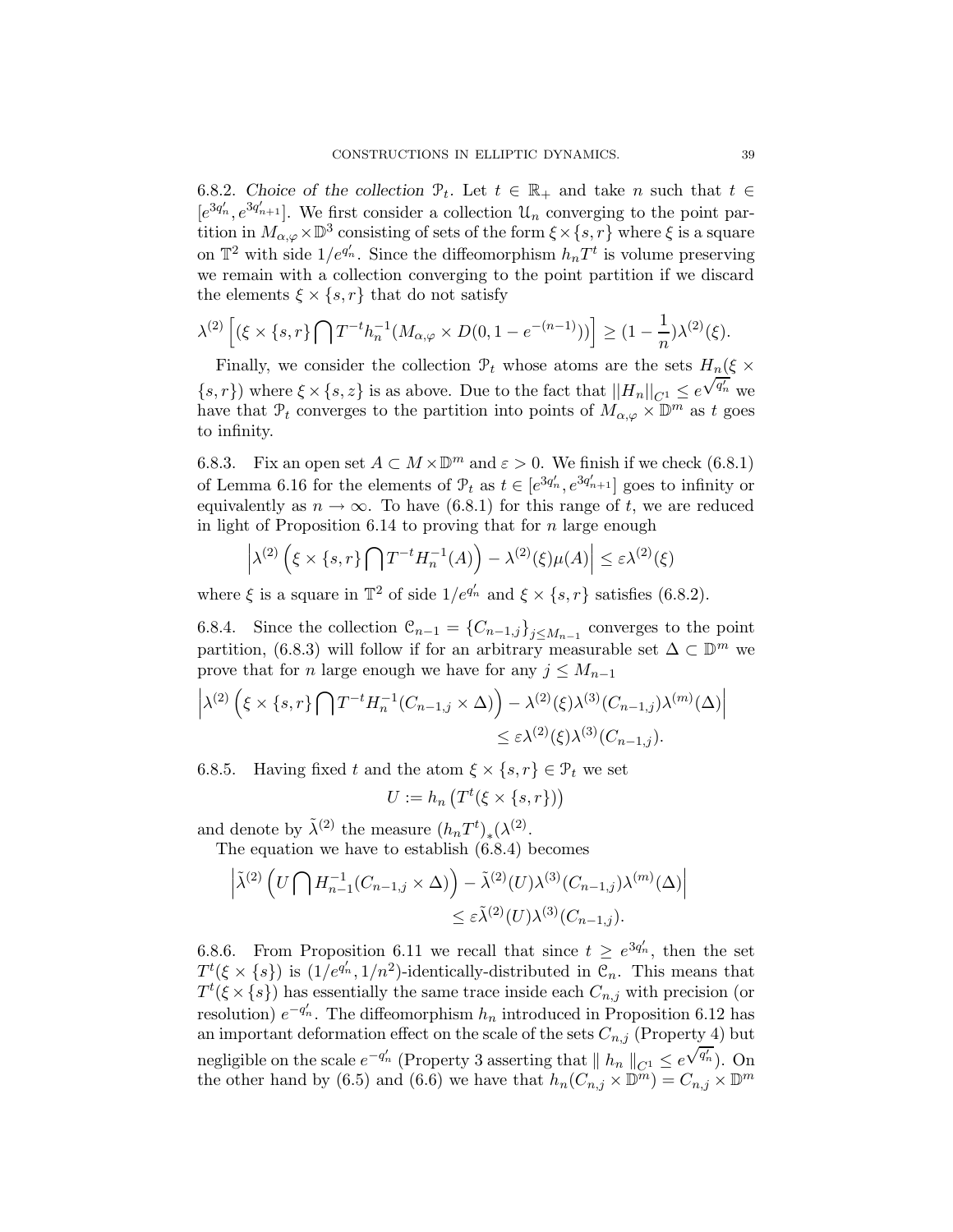6.8.2. *Choice of the collection* $\mathcal{P}_t$. Let $t \in \mathbb{R}_+$ and take $n$ such that $t \in [e^{3q'_n}, e^{3q'_{n+1}}]$. We first consider a collection $\mathcal{U}_n$ converging to the point partition in $M_{\alpha,\varphi} \times \mathbb{D}^3$ consisting of sets of the form $\xi \times \{s, r\}$ where $\xi$ is a square on $\mathbb{T}^2$ with side $1/e^{q'_n}$. Since the diffeomorphism $h_n T^t$ is volume preserving we remain with a collection converging to the point partition if we discard the elements $\xi \times \{s, r\}$ that do not satisfy

$$\lambda^{(2)} \left[ (\xi \times \{s, r\} \bigcap T^{-t} h_n^{-1}(M_{\alpha,\varphi} \times D(0, 1 - e^{-(n-1)})) \right] \geq (1 - \frac{1}{n}) \lambda^{(2)}(\xi).$$

Finally, we consider the collection $\mathcal{P}_t$ whose atoms are the sets $H_n(\xi \times \{s, r\})$ where $\xi \times \{s, z\}$ is as above. Due to the fact that $\|H_n\|_{C^1} \leq e^{\sqrt{q'_n}}$ we have that $\mathcal{P}_t$ converges to the partition into points of $M_{\alpha,\varphi} \times \mathbb{D}^m$ as $t$ goes to infinity.

6.8.3. Fix an open set $A \subset M \times \mathbb{D}^m$ and $\varepsilon > 0$. We finish if we check (6.8.1) of Lemma 6.16 for the elements of $\mathcal{P}_t$ as $t \in [e^{3q'_n}, e^{3q'_{n+1}}]$ goes to infinity or equivalently as $n \to \infty$. To have (6.8.1) for this range of $t$, we are reduced in light of Proposition 6.14 to proving that for $n$ large enough

$$\left| \lambda^{(2)} \left( \xi \times \{s, r\} \bigcap T^{-t} H_n^{-1}(A) \right) - \lambda^{(2)}(\xi) \mu(A) \right| \leq \varepsilon \lambda^{(2)}(\xi)$$

where $\xi$ is a square in $\mathbb{T}^2$ of side $1/e^{q'_n}$ and $\xi \times \{s, r\}$ satisfies (6.8.2).

6.8.4. Since the collection $\mathcal{C}_{n-1} = \{C_{n-1,j}\}_{j \leq M_{n-1}}$ converges to the point partition, (6.8.3) will follow if for an arbitrary measurable set $\Delta \subset \mathbb{D}^m$ we prove that for $n$ large enough we have for any $j \leq M_{n-1}$

$$\left| \lambda^{(2)} \left( \xi \times \{s, r\} \bigcap T^{-t} H_n^{-1}(C_{n-1,j} \times \Delta) \right) - \lambda^{(2)}(\xi) \lambda^{(3)}(C_{n-1,j}) \lambda^{(m)}(\Delta) \right| \\ \leq \varepsilon \lambda^{(2)}(\xi) \lambda^{(3)}(C_{n-1,j}).$$

6.8.5. Having fixed $t$ and the atom $\xi \times \{s, r\} \in \mathcal{P}_t$ we set

$$U := h_n \left( T^t(\xi \times \{s, r\}) \right)$$

and denote by $\tilde{\lambda}^{(2)}$ the measure $(h_n T^t)_* (\lambda^{(2)}$.

The equation we have to establish (6.8.4) becomes

$$\left| \tilde{\lambda}^{(2)} \left( U \bigcap H_{n-1}^{-1}(C_{n-1,j} \times \Delta) \right) - \tilde{\lambda}^{(2)}(U) \lambda^{(3)}(C_{n-1,j}) \lambda^{(m)}(\Delta) \right| \\ \leq \varepsilon \tilde{\lambda}^{(2)}(U) \lambda^{(3)}(C_{n-1,j}).$$

6.8.6. From Proposition 6.11 we recall that since $t \geq e^{3q'_n}$, then the set $T^t(\xi \times \{s\})$ is $(1/e^{q'_n}, 1/n^2)$-identically-distributed in $\mathcal{C}_n$. This means that $T^t(\xi \times \{s\})$ has essentially the same trace inside each $C_{n,j}$ with precision (or resolution) $e^{-q'_n}$. The diffeomorphism $h_n$ introduced in Proposition 6.12 has an important deformation effect on the scale of the sets $C_{n,j}$ (Property 4) but negligible on the scale $e^{-q'_n}$ (Property 3 asserting that $\| h_n \|_{C^1} \leq e^{\sqrt{q'_n}}$). On the other hand by (6.5) and (6.6) we have that $h_n(C_{n,j} \times \mathbb{D}^m) = C_{n,j} \times \mathbb{D}^m$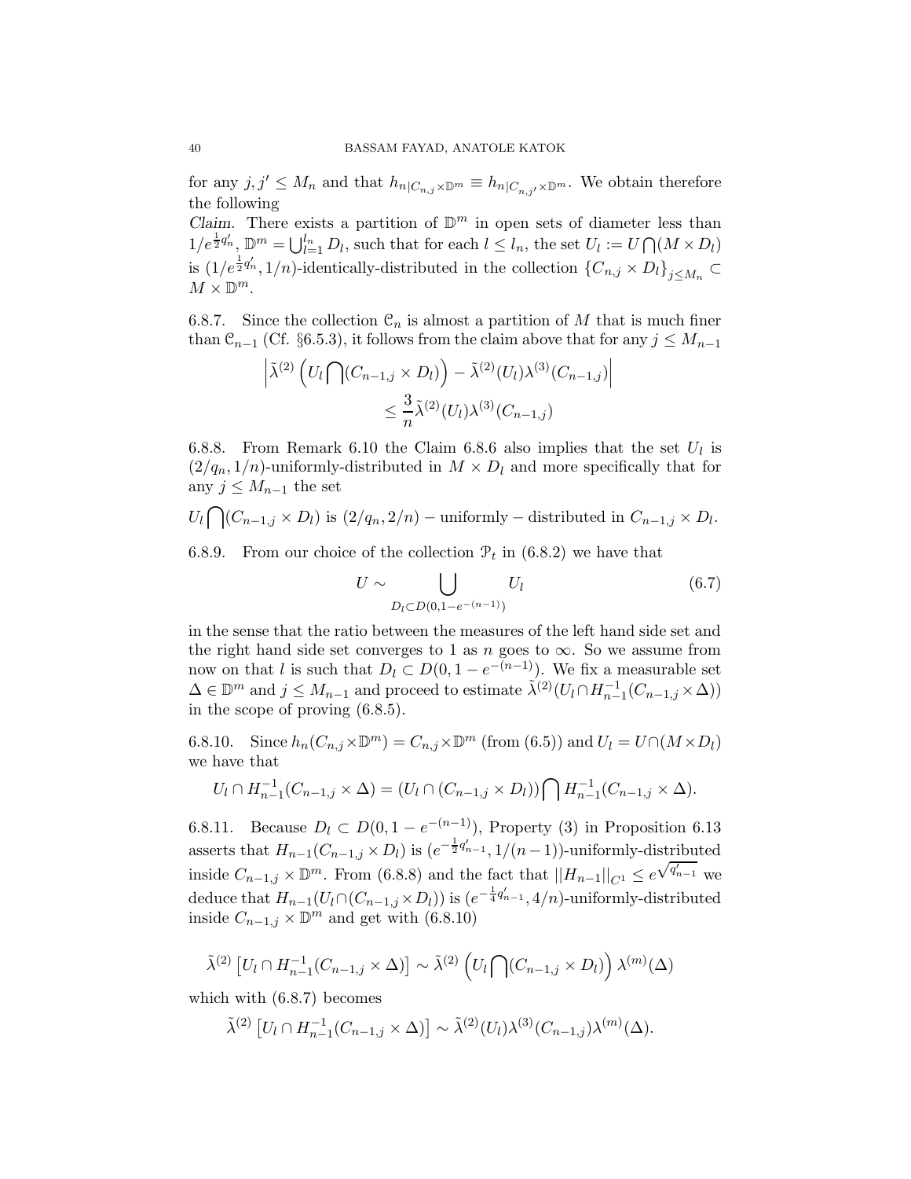for any $j, j' \leq M_n$ and that $h_{n|C_{n,j}\times\mathbb{D}^m} \equiv h_{n|C_{n,j'}\times\mathbb{D}^m}$. We obtain therefore the following

*Claim.* There exists a partition of $\mathbb{D}^m$ in open sets of diameter less than $1/e^{\frac{1}{2}q'_n}$, $\mathbb{D}^m = \bigcup_{l=1}^{l_n} D_l$, such that for each $l \leq l_n$, the set $U_l := U \bigcap (M \times D_l)$ is $(1/e^{\frac{1}{2}q'_n}, 1/n)$-identically-distributed in the collection $\{C_{n,j} \times D_l\}_{j \leq M_n} \subset M \times \mathbb{D}^m$.

6.8.7. Since the collection $\mathcal{C}_n$ is almost a partition of $M$ that is much finer than $\mathcal{C}_{n-1}$ (Cf. §6.5.3), it follows from the claim above that for any $j \leq M_{n-1}$

$$\left| \tilde{\lambda}^{(2)} \left( U_l \bigcap (C_{n-1,j} \times D_l) \right) - \tilde{\lambda}^{(2)}(U_l)\lambda^{(3)}(C_{n-1,j}) \right| \\ \leq \frac{3}{n} \tilde{\lambda}^{(2)}(U_l)\lambda^{(3)}(C_{n-1,j})$$

6.8.8. From Remark 6.10 the Claim 6.8.6 also implies that the set $U_l$ is $(2/q_n, 1/n)$-uniformly-distributed in $M \times D_l$ and more specifically that for any $j \leq M_{n-1}$ the set

$U_l \bigcap (C_{n-1,j} \times D_l)$ is $(2/q_n, 2/n) -$ uniformly $-$ distributed in $C_{n-1,j} \times D_l$.

6.8.9. From our choice of the collection $\mathcal{P}_t$ in (6.8.2) we have that

$$U \sim \bigcup_{D_l \subset D(0, 1-e^{-(n-1)})} U_l \tag{6.7}$$

in the sense that the ratio between the measures of the left hand side set and the right hand side set converges to 1 as $n$ goes to $\infty$. So we assume from now on that $l$ is such that $D_l \subset D(0, 1 - e^{-(n-1)})$. We fix a measurable set $\Delta \in \mathbb{D}^m$ and $j \leq M_{n-1}$ and proceed to estimate $\tilde{\lambda}^{(2)}(U_l \cap H_{n-1}^{-1}(C_{n-1,j} \times \Delta))$ in the scope of proving (6.8.5).

6.8.10. Since $h_n(C_{n,j} \times \mathbb{D}^m) = C_{n,j} \times \mathbb{D}^m$ (from (6.5)) and $U_l = U \cap (M \times D_l)$ we have that

$$U_l \cap H_{n-1}^{-1}(C_{n-1,j} \times \Delta) = (U_l \cap (C_{n-1,j} \times D_l)) \bigcap H_{n-1}^{-1}(C_{n-1,j} \times \Delta).$$

6.8.11. Because $D_l \subset D(0, 1 - e^{-(n-1)})$, Property (3) in Proposition 6.13 asserts that $H_{n-1}(C_{n-1,j} \times D_l)$ is $(e^{-\frac{1}{2}q'_{n-1}}, 1/(n-1))$-uniformly-distributed inside $C_{n-1,j} \times \mathbb{D}^m$. From (6.8.8) and the fact that $||H_{n-1}||_{C^1} \leq e^{\sqrt{q'_{n-1}}}$ we deduce that $H_{n-1}(U_l \cap (C_{n-1,j} \times D_l))$ is $(e^{-\frac{1}{4}q'_{n-1}}, 4/n)$-uniformly-distributed inside $C_{n-1,j} \times \mathbb{D}^m$ and get with (6.8.10)

$$\tilde{\lambda}^{(2)} \left[ U_l \cap H_{n-1}^{-1}(C_{n-1,j} \times \Delta) \right] \sim \tilde{\lambda}^{(2)} \left( U_l \bigcap (C_{n-1,j} \times D_l) \right) \lambda^{(m)}(\Delta)$$

which with (6.8.7) becomes

$$\tilde{\lambda}^{(2)} \left[ U_l \cap H_{n-1}^{-1}(C_{n-1,j} \times \Delta) \right] \sim \tilde{\lambda}^{(2)}(U_l)\lambda^{(3)}(C_{n-1,j})\lambda^{(m)}(\Delta).$$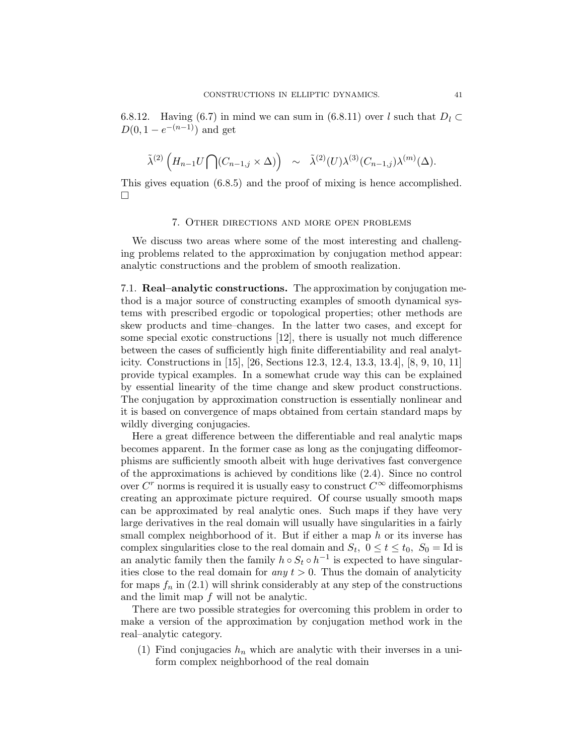6.8.12. Having (6.7) in mind we can sum in (6.8.11) over $l$ such that $D_l \subset D(0, 1 - e^{-(n-1)})$ and get

$$\tilde{\lambda}^{(2)} \left( H_{n-1} U \bigcap (C_{n-1,j} \times \Delta) \right) \quad \sim \quad \tilde{\lambda}^{(2)}(U) \lambda^{(3)}(C_{n-1,j}) \lambda^{(m)}(\Delta).$$

This gives equation (6.8.5) and the proof of mixing is hence accomplished. □

## 7. Other directions and more open problems

We discuss two areas where some of the most interesting and challenging problems related to the approximation by conjugation method appear: analytic constructions and the problem of smooth realization.

7.1. **Real–analytic constructions.** The approximation by conjugation method is a major source of constructing examples of smooth dynamical systems with prescribed ergodic or topological properties; other methods are skew products and time–changes. In the latter two cases, and except for some special exotic constructions [12], there is usually not much difference between the cases of sufficiently high finite differentiability and real analyticity. Constructions in [15], [26, Sections 12.3, 12.4, 13.3, 13.4], [8, 9, 10, 11] provide typical examples. In a somewhat crude way this can be explained by essential linearity of the time change and skew product constructions. The conjugation by approximation construction is essentially nonlinear and it is based on convergence of maps obtained from certain standard maps by wildly diverging conjugacies.

Here a great difference between the differentiable and real analytic maps becomes apparent. In the former case as long as the conjugating diffeomorphisms are sufficiently smooth albeit with huge derivatives fast convergence of the approximations is achieved by conditions like (2.4). Since no control over $C^r$ norms is required it is usually easy to construct $C^\infty$ diffeomorphisms creating an approximate picture required. Of course usually smooth maps can be approximated by real analytic ones. Such maps if they have very large derivatives in the real domain will usually have singularities in a fairly small complex neighborhood of it. But if either a map $h$ or its inverse has complex singularities close to the real domain and $S_t$, $0 \leq t \leq t_0$, $S_0 = \text{Id}$ is an analytic family then the family $h \circ S_t \circ h^{-1}$ is expected to have singularities close to the real domain for *any* $t > 0$. Thus the domain of analyticity for maps $f_n$ in (2.1) will shrink considerably at any step of the constructions and the limit map $f$ will not be analytic.

There are two possible strategies for overcoming this problem in order to make a version of the approximation by conjugation method work in the real–analytic category.

(1) Find conjugacies $h_n$ which are analytic with their inverses in a uniform complex neighborhood of the real domain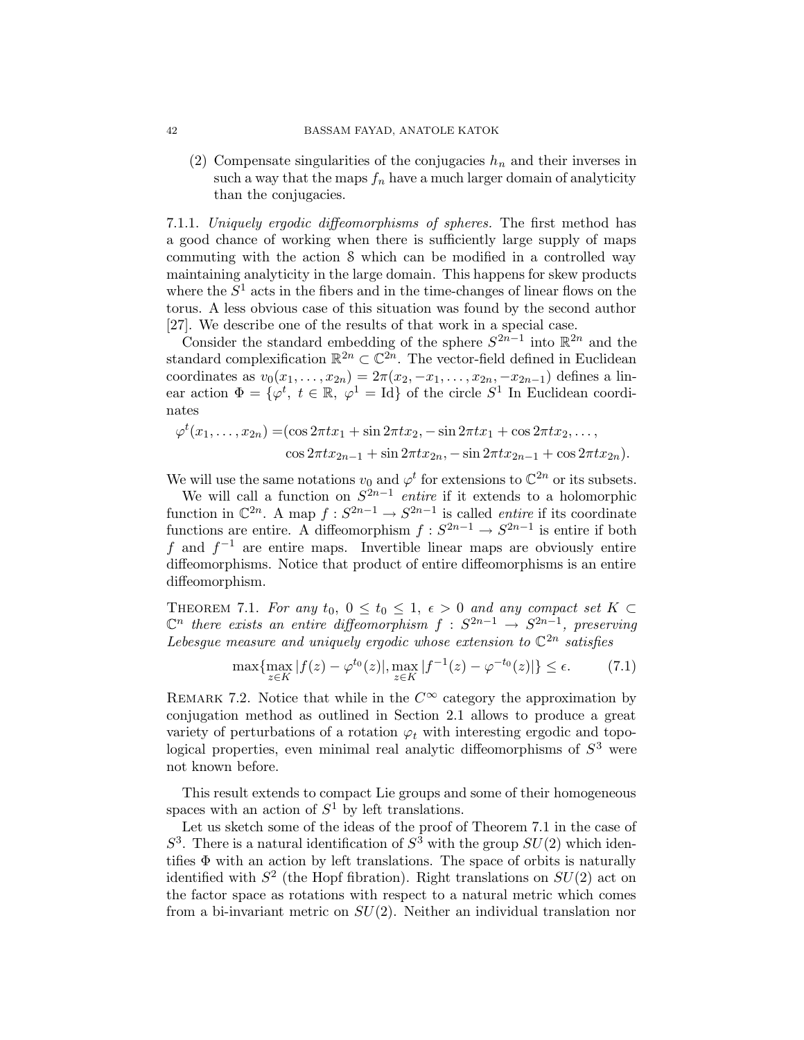(2) Compensate singularities of the conjugacies $h_n$ and their inverses in such a way that the maps $f_n$ have a much larger domain of analyticity than the conjugacies.

7.1.1. *Uniquely ergodic diffeomorphisms of spheres.* The first method has a good chance of working when there is sufficiently large supply of maps commuting with the action $\mathcal{S}$ which can be modified in a controlled way maintaining analyticity in the large domain. This happens for skew products where the $S^1$ acts in the fibers and in the time-changes of linear flows on the torus. A less obvious case of this situation was found by the second author [27]. We describe one of the results of that work in a special case.

Consider the standard embedding of the sphere $S^{2n-1}$ into $\mathbb{R}^{2n}$ and the standard complexification $\mathbb{R}^{2n} \subset \mathbb{C}^{2n}$. The vector-field defined in Euclidean coordinates as $v_0(x_1, \dots, x_{2n}) = 2\pi(x_2, -x_1, \dots, x_{2n}, -x_{2n-1})$ defines a linear action $\Phi = \{\varphi^t, \ t \in \mathbb{R}, \ \varphi^1 = \mathrm{Id}\}$ of the circle $S^1$ In Euclidean coordinates

$$\begin{aligned}\varphi^t(x_1, \dots, x_{2n}) =&(\cos 2\pi t x_1 + \sin 2\pi t x_2, -\sin 2\pi t x_1 + \cos 2\pi t x_2, \dots, \\ &\cos 2\pi t x_{2n-1} + \sin 2\pi t x_{2n}, -\sin 2\pi t x_{2n-1} + \cos 2\pi t x_{2n}).\end{aligned}$$

We will use the same notations $v_0$ and $\varphi^t$ for extensions to $\mathbb{C}^{2n}$ or its subsets.

We will call a function on $S^{2n-1}$ *entire* if it extends to a holomorphic function in $\mathbb{C}^{2n}$. A map $f : S^{2n-1} \to S^{2n-1}$ is called *entire* if its coordinate functions are entire. A diffeomorphism $f : S^{2n-1} \to S^{2n-1}$ is entire if both $f$ and $f^{-1}$ are entire maps. Invertible linear maps are obviously entire diffeomorphisms. Notice that product of entire diffeomorphisms is an entire diffeomorphism.

Theorem 7.1. *For any $t_0$, $0 \le t_0 \le 1$, $\epsilon > 0$ and any compact set $K \subset \mathbb{C}^n$ there exists an entire diffeomorphism $f : S^{2n-1} \to S^{2n-1}$, preserving Lebesgue measure and uniquely ergodic whose extension to $\mathbb{C}^{2n}$ satisfies*

$$\max\{\max_{z \in K} |f(z) - \varphi^{t_0}(z)|, \max_{z \in K} |f^{-1}(z) - \varphi^{-t_0}(z)|\} \le \epsilon. \tag{7.1}$$

Remark 7.2. Notice that while in the $C^\infty$ category the approximation by conjugation method as outlined in Section 2.1 allows to produce a great variety of perturbations of a rotation $\varphi_t$ with interesting ergodic and topological properties, even minimal real analytic diffeomorphisms of $S^3$ were not known before.

This result extends to compact Lie groups and some of their homogeneous spaces with an action of $S^1$ by left translations.

Let us sketch some of the ideas of the proof of Theorem 7.1 in the case of $S^3$. There is a natural identification of $S^3$ with the group $SU(2)$ which identifies $\Phi$ with an action by left translations. The space of orbits is naturally identified with $S^2$ (the Hopf fibration). Right translations on $SU(2)$ act on the factor space as rotations with respect to a natural metric which comes from a bi-invariant metric on $SU(2)$. Neither an individual translation nor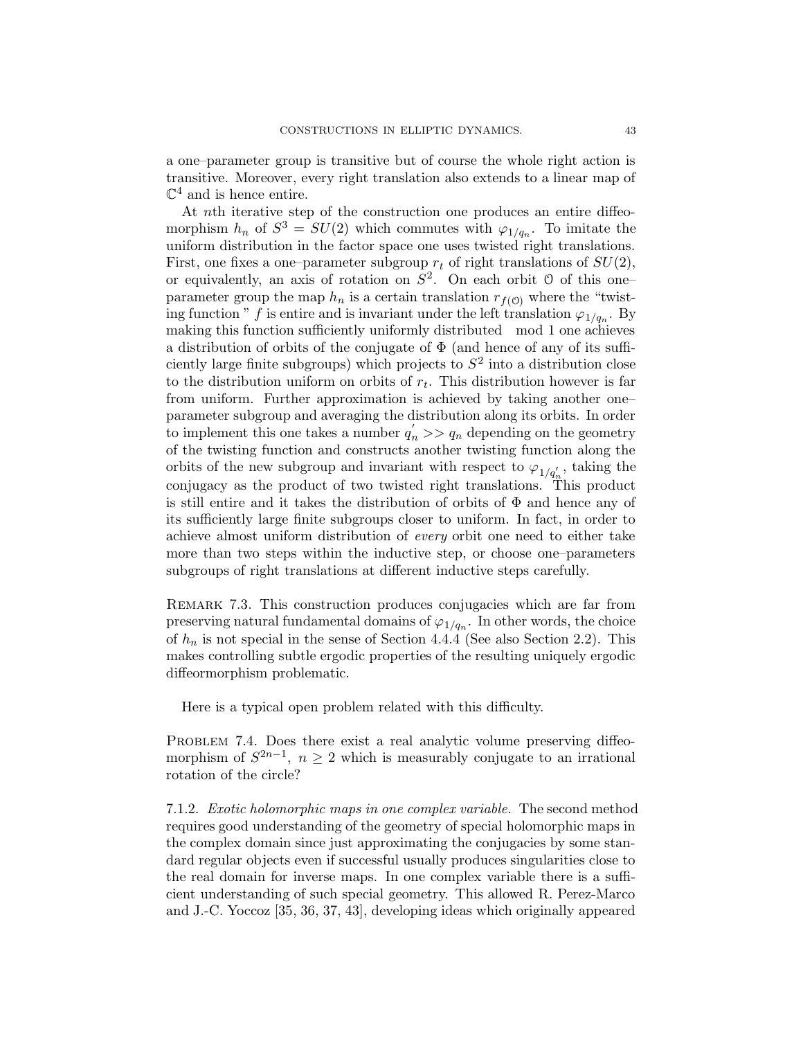a one–parameter group is transitive but of course the whole right action is transitive. Moreover, every right translation also extends to a linear map of $\mathbb{C}^4$ and is hence entire.

At $n$th iterative step of the construction one produces an entire diffeomorphism $h_n$ of $S^3 = SU(2)$ which commutes with $\varphi_{1/q_n}$. To imitate the uniform distribution in the factor space one uses twisted right translations. First, one fixes a one–parameter subgroup $r_t$ of right translations of $SU(2)$, or equivalently, an axis of rotation on $S^2$. On each orbit $\mathcal{O}$ of this one–parameter group the map $h_n$ is a certain translation $r_{f(\mathcal{O})}$ where the "twisting function " $f$ is entire and is invariant under the left translation $\varphi_{1/q_n}$. By making this function sufficiently uniformly distributed mod 1 one achieves a distribution of orbits of the conjugate of $\Phi$ (and hence of any of its sufficiently large finite subgroups) which projects to $S^2$ into a distribution close to the distribution uniform on orbits of $r_t$. This distribution however is far from uniform. Further approximation is achieved by taking another one–parameter subgroup and averaging the distribution along its orbits. In order to implement this one takes a number $q_n^{'} >> q_n$ depending on the geometry of the twisting function and constructs another twisting function along the orbits of the new subgroup and invariant with respect to $\varphi_{1/q_n'}$, taking the conjugacy as the product of two twisted right translations. This product is still entire and it takes the distribution of orbits of $\Phi$ and hence any of its sufficiently large finite subgroups closer to uniform. In fact, in order to achieve almost uniform distribution of *every* orbit one need to either take more than two steps within the inductive step, or choose one–parameters subgroups of right translations at different inductive steps carefully.

Remark 7.3. This construction produces conjugacies which are far from preserving natural fundamental domains of $\varphi_{1/q_n}$. In other words, the choice of $h_n$ is not special in the sense of Section 4.4.4 (See also Section 2.2). This makes controlling subtle ergodic properties of the resulting uniquely ergodic diffeormorphism problematic.

Here is a typical open problem related with this difficulty.

Problem 7.4. Does there exist a real analytic volume preserving diffeomorphism of $S^{2n-1}$, $n \geq 2$ which is measurably conjugate to an irrational rotation of the circle?

7.1.2. *Exotic holomorphic maps in one complex variable.* The second method requires good understanding of the geometry of special holomorphic maps in the complex domain since just approximating the conjugacies by some standard regular objects even if successful usually produces singularities close to the real domain for inverse maps. In one complex variable there is a sufficient understanding of such special geometry. This allowed R. Perez-Marco and J.-C. Yoccoz [35, 36, 37, 43], developing ideas which originally appeared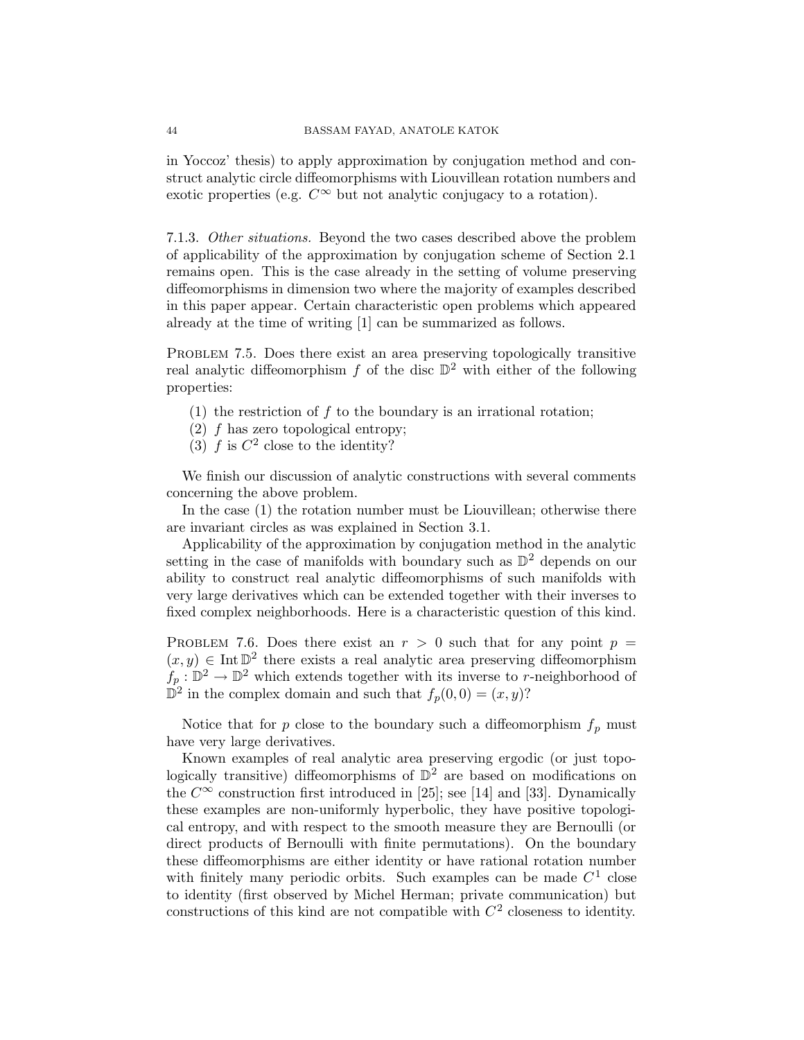in Yoccoz' thesis) to apply approximation by conjugation method and construct analytic circle diffeomorphisms with Liouvillean rotation numbers and exotic properties (e.g. $C^\infty$ but not analytic conjugacy to a rotation).

7.1.3. *Other situations.* Beyond the two cases described above the problem of applicability of the approximation by conjugation scheme of Section 2.1 remains open. This is the case already in the setting of volume preserving diffeomorphisms in dimension two where the majority of examples described in this paper appear. Certain characteristic open problems which appeared already at the time of writing [1] can be summarized as follows.

Problem 7.5. Does there exist an area preserving topologically transitive real analytic diffeomorphism $f$ of the disc $\mathbb{D}^2$ with either of the following properties:

1. the restriction of $f$ to the boundary is an irrational rotation;
2. $f$ has zero topological entropy;
3. $f$ is $C^2$ close to the identity?

We finish our discussion of analytic constructions with several comments concerning the above problem.

In the case (1) the rotation number must be Liouvillean; otherwise there are invariant circles as was explained in Section 3.1.

Applicability of the approximation by conjugation method in the analytic setting in the case of manifolds with boundary such as $\mathbb{D}^2$ depends on our ability to construct real analytic diffeomorphisms of such manifolds with very large derivatives which can be extended together with their inverses to fixed complex neighborhoods. Here is a characteristic question of this kind.

Problem 7.6. Does there exist an $r > 0$ such that for any point $p = (x, y) \in \operatorname{Int} \mathbb{D}^2$ there exists a real analytic area preserving diffeomorphism $f_p : \mathbb{D}^2 \to \mathbb{D}^2$ which extends together with its inverse to $r$-neighborhood of $\mathbb{D}^2$ in the complex domain and such that $f_p(0,0) = (x, y)$?

Notice that for $p$ close to the boundary such a diffeomorphism $f_p$ must have very large derivatives.

Known examples of real analytic area preserving ergodic (or just topologically transitive) diffeomorphisms of $\mathbb{D}^2$ are based on modifications on the $C^\infty$ construction first introduced in [25]; see [14] and [33]. Dynamically these examples are non-uniformly hyperbolic, they have positive topological entropy, and with respect to the smooth measure they are Bernoulli (or direct products of Bernoulli with finite permutations). On the boundary these diffeomorphisms are either identity or have rational rotation number with finitely many periodic orbits. Such examples can be made $C^1$ close to identity (first observed by Michel Herman; private communication) but constructions of this kind are not compatible with $C^2$ closeness to identity.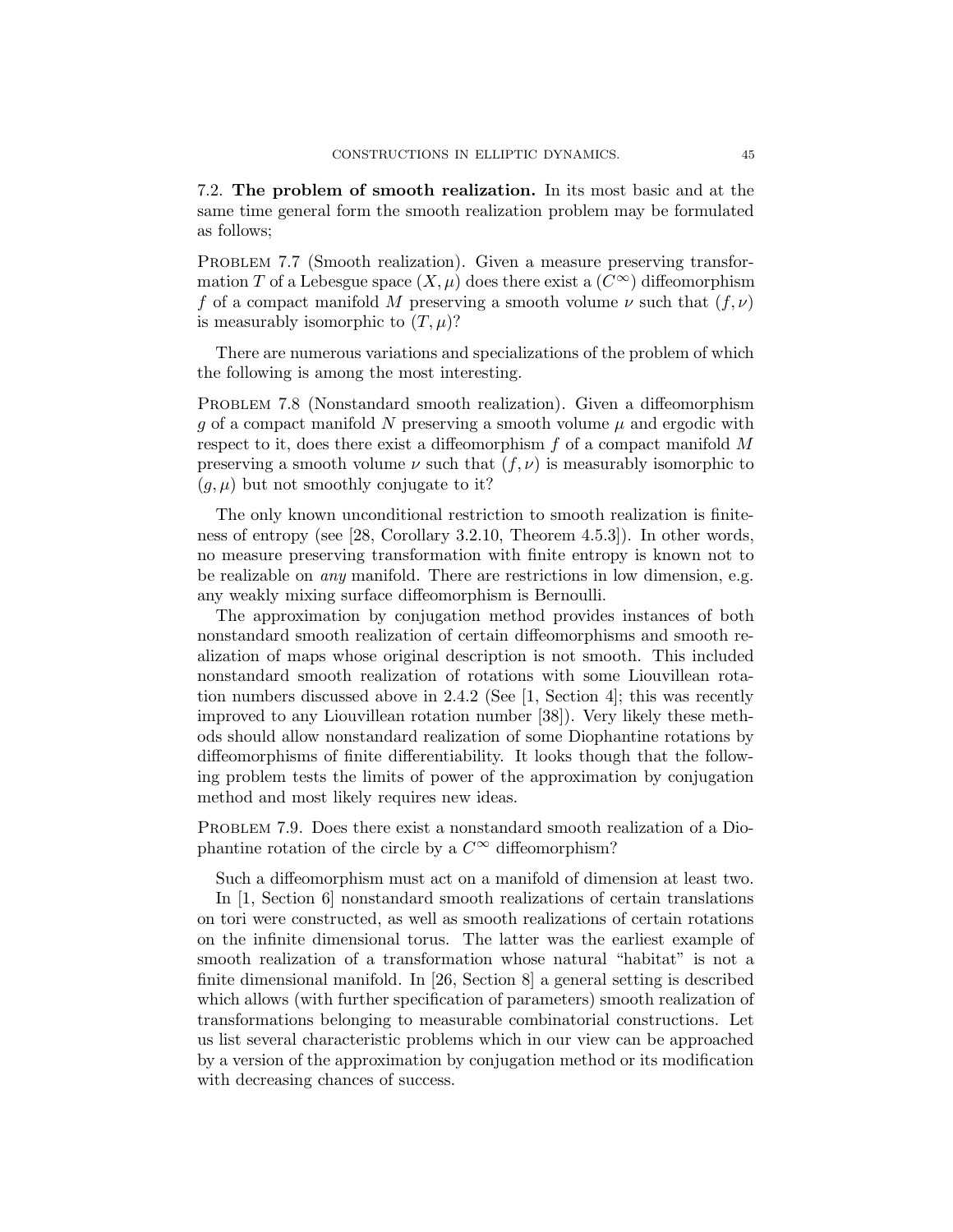### 7.2. **The problem of smooth realization.**

In its most basic and at the same time general form the smooth realization problem may be formulated as follows;

PROBLEM 7.7 (Smooth realization). Given a measure preserving transformation $T$ of a Lebesgue space $(X, \mu)$ does there exist a ($C^\infty$) diffeomorphism $f$ of a compact manifold $M$ preserving a smooth volume $\nu$ such that $(f, \nu)$ is measurably isomorphic to $(T, \mu)$?

There are numerous variations and specializations of the problem of which the following is among the most interesting.

PROBLEM 7.8 (Nonstandard smooth realization). Given a diffeomorphism $g$ of a compact manifold $N$ preserving a smooth volume $\mu$ and ergodic with respect to it, does there exist a diffeomorphism $f$ of a compact manifold $M$ preserving a smooth volume $\nu$ such that $(f, \nu)$ is measurably isomorphic to $(g, \mu)$ but not smoothly conjugate to it?

The only known unconditional restriction to smooth realization is finiteness of entropy (see [28, Corollary 3.2.10, Theorem 4.5.3]). In other words, no measure preserving transformation with finite entropy is known not to be realizable on *any* manifold. There are restrictions in low dimension, e.g. any weakly mixing surface diffeomorphism is Bernoulli.

The approximation by conjugation method provides instances of both nonstandard smooth realization of certain diffeomorphisms and smooth realization of maps whose original description is not smooth. This included nonstandard smooth realization of rotations with some Liouvillean rotation numbers discussed above in 2.4.2 (See [1, Section 4]; this was recently improved to any Liouvillean rotation number [38]). Very likely these methods should allow nonstandard realization of some Diophantine rotations by diffeomorphisms of finite differentiability. It looks though that the following problem tests the limits of power of the approximation by conjugation method and most likely requires new ideas.

PROBLEM 7.9. Does there exist a nonstandard smooth realization of a Diophantine rotation of the circle by a $C^\infty$ diffeomorphism?

Such a diffeomorphism must act on a manifold of dimension at least two.

In [1, Section 6] nonstandard smooth realizations of certain translations on tori were constructed, as well as smooth realizations of certain rotations on the infinite dimensional torus. The latter was the earliest example of smooth realization of a transformation whose natural "habitat" is not a finite dimensional manifold. In [26, Section 8] a general setting is described which allows (with further specification of parameters) smooth realization of transformations belonging to measurable combinatorial constructions. Let us list several characteristic problems which in our view can be approached by a version of the approximation by conjugation method or its modification with decreasing chances of success.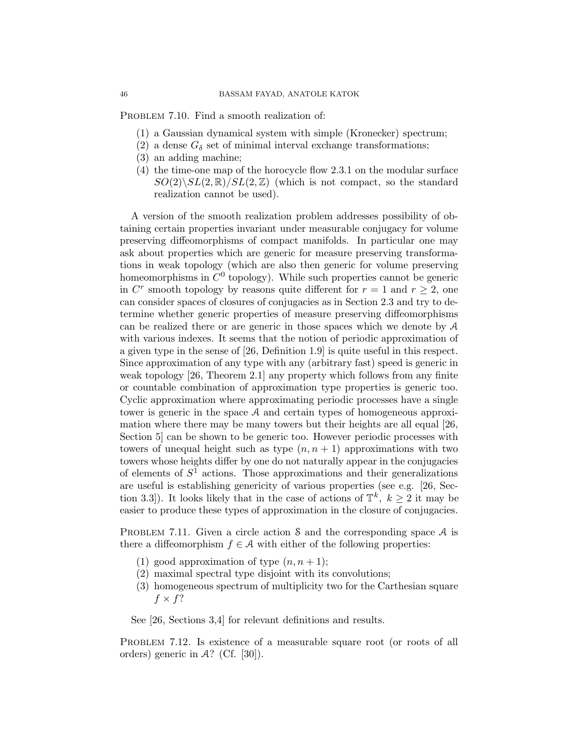**Problem 7.10.** Find a smooth realization of:

1. a Gaussian dynamical system with simple (Kronecker) spectrum;
2. a dense $G_\delta$ set of minimal interval exchange transformations;
3. an adding machine;
4. the time-one map of the horocycle flow 2.3.1 on the modular surface $SO(2)\backslash SL(2,\mathbb{R})/SL(2,\mathbb{Z})$ (which is not compact, so the standard realization cannot be used).

A version of the smooth realization problem addresses possibility of obtaining certain properties invariant under measurable conjugacy for volume preserving diffeomorphisms of compact manifolds. In particular one may ask about properties which are generic for measure preserving transformations in weak topology (which are also then generic for volume preserving homeomorphisms in $C^0$ topology). While such properties cannot be generic in $C^r$ smooth topology by reasons quite different for $r = 1$ and $r \geq 2$, one can consider spaces of closures of conjugacies as in Section 2.3 and try to determine whether generic properties of measure preserving diffeomorphisms can be realized there or are generic in those spaces which we denote by $\mathcal{A}$ with various indexes. It seems that the notion of periodic approximation of a given type in the sense of [26, Definition 1.9] is quite useful in this respect. Since approximation of any type with any (arbitrary fast) speed is generic in weak topology [26, Theorem 2.1] any property which follows from any finite or countable combination of approximation type properties is generic too. Cyclic approximation where approximating periodic processes have a single tower is generic in the space $\mathcal{A}$ and certain types of homogeneous approximation where there may be many towers but their heights are all equal [26, Section 5] can be shown to be generic too. However periodic processes with towers of unequal height such as type $(n, n+1)$ approximations with two towers whose heights differ by one do not naturally appear in the conjugacies of elements of $S^1$ actions. Those approximations and their generalizations are useful is establishing genericity of various properties (see e.g. [26, Section 3.3]). It looks likely that in the case of actions of $\mathbb{T}^k$, $k \geq 2$ it may be easier to produce these types of approximation in the closure of conjugacies.

**Problem 7.11.** Given a circle action $\mathcal{S}$ and the corresponding space $\mathcal{A}$ is there a diffeomorphism $f \in \mathcal{A}$ with either of the following properties:

1. good approximation of type $(n, n+1)$;
2. maximal spectral type disjoint with its convolutions;
3. homogeneous spectrum of multiplicity two for the Carthesian square $f \times f$?

See [26, Sections 3,4] for relevant definitions and results.

**Problem 7.12.** Is existence of a measurable square root (or roots of all orders) generic in $\mathcal{A}$? (Cf. [30]).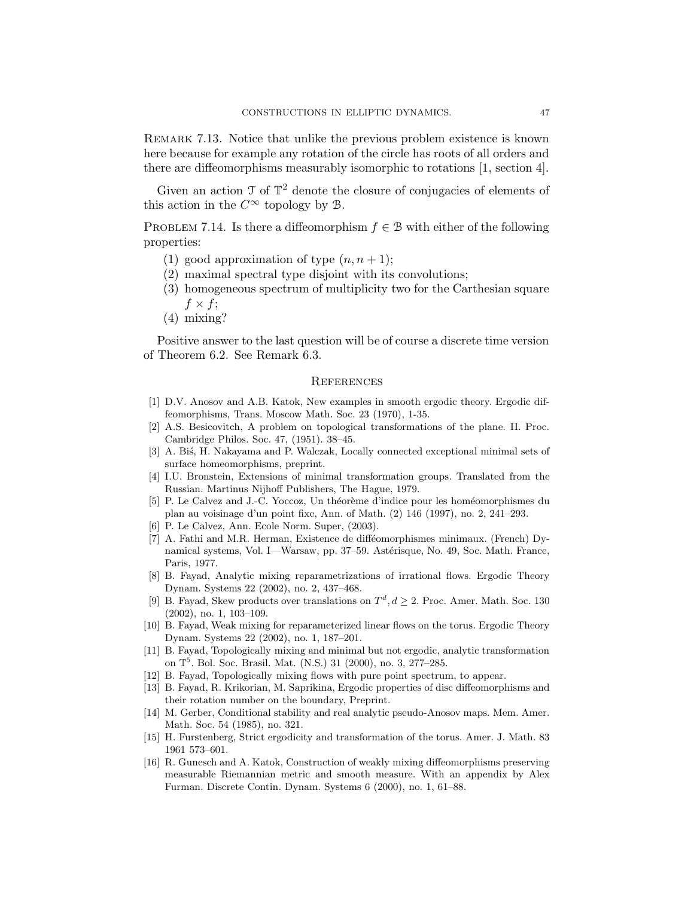Remark 7.13. Notice that unlike the previous problem existence is known here because for example any rotation of the circle has roots of all orders and there are diffeomorphisms measurably isomorphic to rotations [1, section 4].

Given an action $\mathcal{T}$ of $\mathbb{T}^2$ denote the closure of conjugacies of elements of this action in the $C^\infty$ topology by $\mathcal{B}$.

Problem 7.14. Is there a diffeomorphism $f \in \mathcal{B}$ with either of the following properties:

1. good approximation of type $(n, n+1)$;
2. maximal spectral type disjoint with its convolutions;
3. homogeneous spectrum of multiplicity two for the Carthesian square $f \times f$;
4. mixing?

Positive answer to the last question will be of course a discrete time version of Theorem 6.2. See Remark 6.3.

## References

[1] D.V. Anosov and A.B. Katok, New examples in smooth ergodic theory. Ergodic diffeomorphisms, Trans. Moscow Math. Soc. 23 (1970), 1-35.

[2] A.S. Besicovitch, A problem on topological transformations of the plane. II. Proc. Cambridge Philos. Soc. 47, (1951). 38–45.

[3] A. Biś, H. Nakayama and P. Walczak, Locally connected exceptional minimal sets of surface homeomorphisms, preprint.

[4] I.U. Bronstein, Extensions of minimal transformation groups. Translated from the Russian. Martinus Nijhoff Publishers, The Hague, 1979.

[5] P. Le Calvez and J.-C. Yoccoz, Un théorème d'indice pour les homéomorphismes du plan au voisinage d'un point fixe, Ann. of Math. (2) 146 (1997), no. 2, 241–293.

[6] P. Le Calvez, Ann. Ecole Norm. Super, (2003).

[7] A. Fathi and M.R. Herman, Existence de difféomorphismes minimaux. (French) Dynamical systems, Vol. I—Warsaw, pp. 37–59. Astérisque, No. 49, Soc. Math. France, Paris, 1977.

[8] B. Fayad, Analytic mixing reparametrizations of irrational flows. Ergodic Theory Dynam. Systems 22 (2002), no. 2, 437–468.

[9] B. Fayad, Skew products over translations on $T^d, d \geq 2$. Proc. Amer. Math. Soc. 130 (2002), no. 1, 103–109.

[10] B. Fayad, Weak mixing for reparameterized linear flows on the torus. Ergodic Theory Dynam. Systems 22 (2002), no. 1, 187–201.

[11] B. Fayad, Topologically mixing and minimal but not ergodic, analytic transformation on $\mathbb{T}^5$. Bol. Soc. Brasil. Mat. (N.S.) 31 (2000), no. 3, 277–285.

[12] B. Fayad, Topologically mixing flows with pure point spectrum, to appear.

[13] B. Fayad, R. Krikorian, M. Saprikina, Ergodic properties of disc diffeomorphisms and their rotation number on the boundary, Preprint.

[14] M. Gerber, Conditional stability and real analytic pseudo-Anosov maps. Mem. Amer. Math. Soc. 54 (1985), no. 321.

[15] H. Furstenberg, Strict ergodicity and transformation of the torus. Amer. J. Math. 83 1961 573–601.

[16] R. Gunesch and A. Katok, Construction of weakly mixing diffeomorphisms preserving measurable Riemannian metric and smooth measure. With an appendix by Alex Furman. Discrete Contin. Dynam. Systems 6 (2000), no. 1, 61–88.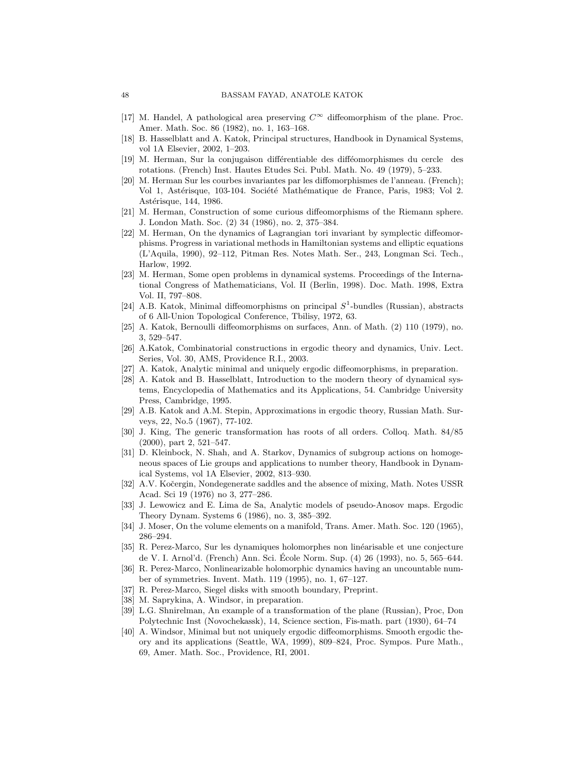[17] M. Handel, A pathological area preserving $C^\infty$ diffeomorphism of the plane. Proc. Amer. Math. Soc. 86 (1982), no. 1, 163–168.

[18] B. Hasselblatt and A. Katok, Principal structures, Handbook in Dynamical Systems, vol 1A Elsevier, 2002, 1–203.

[19] M. Herman, Sur la conjugaison différentiable des difféomorphismes du cercle des rotations. (French) Inst. Hautes Etudes Sci. Publ. Math. No. 49 (1979), 5–233.

[20] M. Herman Sur les courbes invariantes par les diffomorphismes de l'anneau. (French); Vol 1, Astérisque, 103-104. Société Mathématique de France, Paris, 1983; Vol 2. Astérisque, 144, 1986.

[21] M. Herman, Construction of some curious diffeomorphisms of the Riemann sphere. J. London Math. Soc. (2) 34 (1986), no. 2, 375–384.

[22] M. Herman, On the dynamics of Lagrangian tori invariant by symplectic diffeomorphisms. Progress in variational methods in Hamiltonian systems and elliptic equations (L'Aquila, 1990), 92–112, Pitman Res. Notes Math. Ser., 243, Longman Sci. Tech., Harlow, 1992.

[23] M. Herman, Some open problems in dynamical systems. Proceedings of the International Congress of Mathematicians, Vol. II (Berlin, 1998). Doc. Math. 1998, Extra Vol. II, 797–808.

[24] A.B. Katok, Minimal diffeomorphisms on principal $S^1$-bundles (Russian), abstracts of 6 All-Union Topological Conference, Tbilisy, 1972, 63.

[25] A. Katok, Bernoulli diffeomorphisms on surfaces, Ann. of Math. (2) 110 (1979), no. 3, 529–547.

[26] A.Katok, Combinatorial constructions in ergodic theory and dynamics, Univ. Lect. Series, Vol. 30, AMS, Providence R.I., 2003.

[27] A. Katok, Analytic minimal and uniquely ergodic diffeomorphisms, in preparation.

[28] A. Katok and B. Hasselblatt, Introduction to the modern theory of dynamical systems, Encyclopedia of Mathematics and its Applications, 54. Cambridge University Press, Cambridge, 1995.

[29] A.B. Katok and A.M. Stepin, Approximations in ergodic theory, Russian Math. Surveys, 22, No.5 (1967), 77-102.

[30] J. King, The generic transformation has roots of all orders. Colloq. Math. 84/85 (2000), part 2, 521–547.

[31] D. Kleinbock, N. Shah, and A. Starkov, Dynamics of subgroup actions on homogeneous spaces of Lie groups and applications to number theory, Handbook in Dynamical Systems, vol 1A Elsevier, 2002, 813–930.

[32] A.V. Kočergin, Nondegenerate saddles and the absence of mixing, Math. Notes USSR Acad. Sci 19 (1976) no 3, 277–286.

[33] J. Lewowicz and E. Lima de Sa, Analytic models of pseudo-Anosov maps. Ergodic Theory Dynam. Systems 6 (1986), no. 3, 385–392.

[34] J. Moser, On the volume elements on a manifold, Trans. Amer. Math. Soc. 120 (1965), 286–294.

[35] R. Perez-Marco, Sur les dynamiques holomorphes non linéarisable et une conjecture de V. I. Arnol'd. (French) Ann. Sci. École Norm. Sup. (4) 26 (1993), no. 5, 565–644.

[36] R. Perez-Marco, Nonlinearizable holomorphic dynamics having an uncountable number of symmetries. Invent. Math. 119 (1995), no. 1, 67–127.

[37] R. Perez-Marco, Siegel disks with smooth boundary, Preprint.

[38] M. Saprykina, A. Windsor, in preparation.

[39] L.G. Shnirelman, An example of a transformation of the plane (Russian), Proc, Don Polytechnic Inst (Novochekassk), 14, Science section, Fis-math. part (1930), 64–74

[40] A. Windsor, Minimal but not uniquely ergodic diffeomorphisms. Smooth ergodic theory and its applications (Seattle, WA, 1999), 809–824, Proc. Sympos. Pure Math., 69, Amer. Math. Soc., Providence, RI, 2001.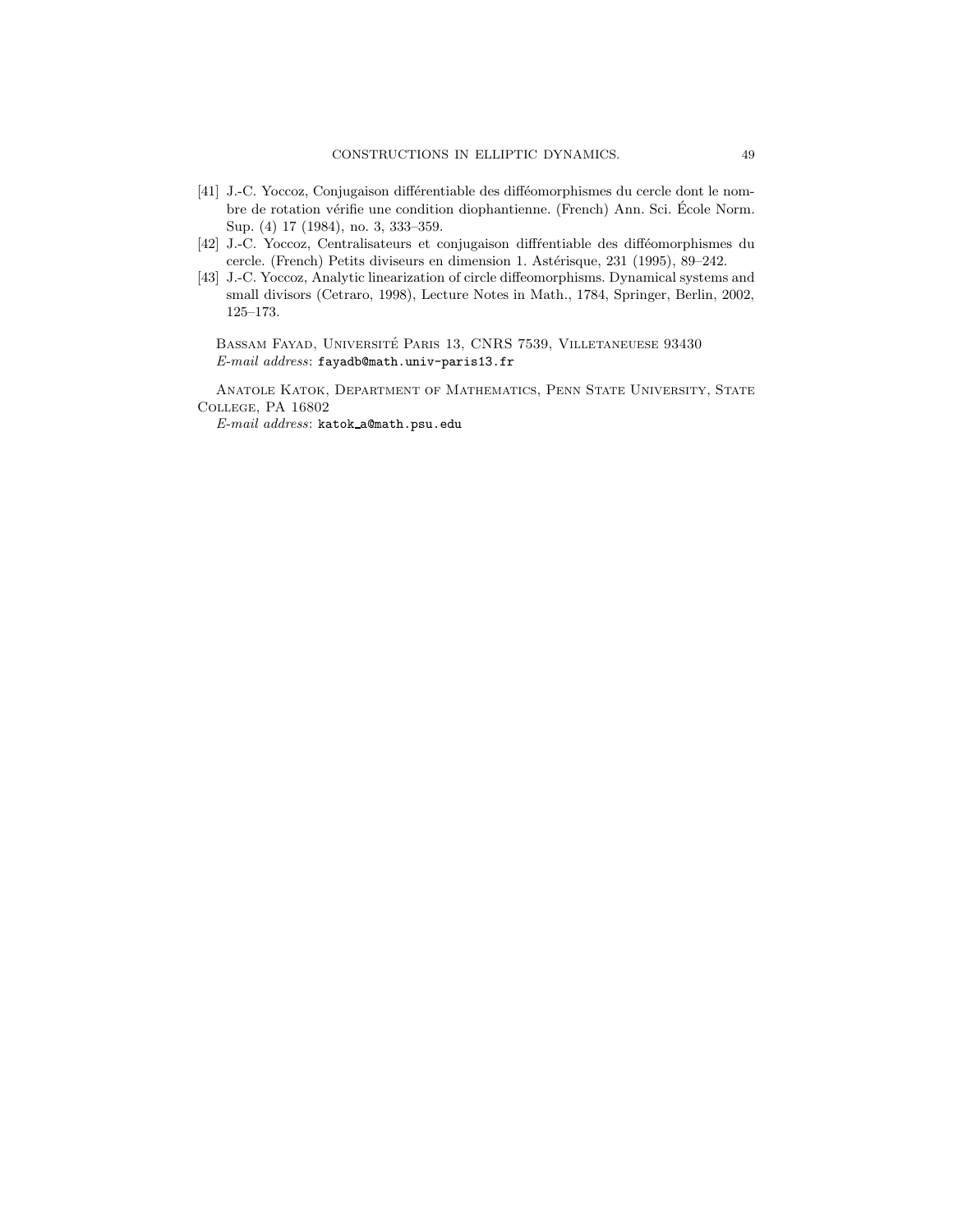[41] J.-C. Yoccoz, Conjugaison différentiable des difféomorphismes du cercle dont le nombre de rotation vérifie une condition diophantienne. (French) Ann. Sci. École Norm. Sup. (4) 17 (1984), no. 3, 333–359.

[42] J.-C. Yoccoz, Centralisateurs et conjugaison diffŕentiable des difféomorphismes du cercle. (French) Petits diviseurs en dimension 1. Astérisque, 231 (1995), 89–242.

[43] J.-C. Yoccoz, Analytic linearization of circle diffeomorphisms. Dynamical systems and small divisors (Cetraro, 1998), Lecture Notes in Math., 1784, Springer, Berlin, 2002, 125–173.

Bassam Fayad, Université Paris 13, CNRS 7539, Villetaneuese 93430
*E-mail address*: `fayadb@math.univ-paris13.fr`

Anatole Katok, Department of Mathematics, Penn State University, State College, PA 16802
*E-mail address*: `katok_a@math.psu.edu`